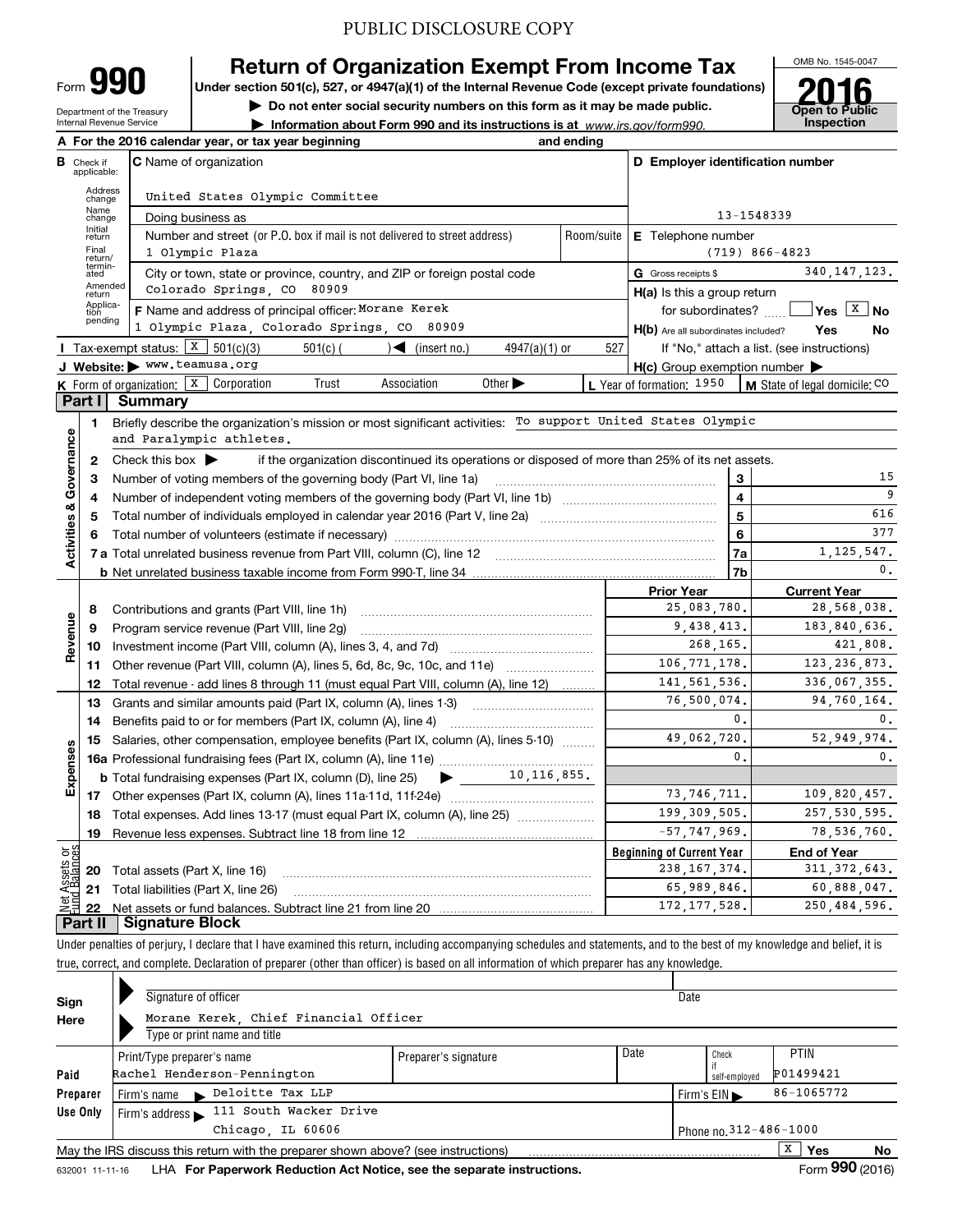PUBLIC DISCLOSURE COPY

# Form 990 — Return of Organization Exempt From Income Tax

OMB No. 1545-0047

**2016**

**Open to Public Inspection**

Under section 501(c), 527, or 4947(a)(1) of the Internal Revenue Code (except private foundations)

▶ Do not enter social security numbers on this form as it may be made public.

▶ Information about Form 990 and its instructions is at www.irs.gov/form990.

Department of the Treasury
Internal Revenue Service

**A** For the 2016 calendar year, or tax year beginning and ending

**B** Check if applicable: Address change, Name change, Initial return, Final return/terminated, Amended return, Application pending

**C** Name of organization: United States Olympic Committee

Doing business as

Number and street (or P.O. box if mail is not delivered to street address): 1 Olympic Plaza — Room/suite

City or town, state or province, country, and ZIP or foreign postal code: Colorado Springs, CO 80909

**D** Employer identification number: 13-1548339

**E** Telephone number: (719) 866-4823

**G** Gross receipts $ 340,147,123.

**F** Name and address of principal officer: Morane Kerek, 1 Olympic Plaza, Colorado Springs, CO 80909

**H(a)** Is this a group return for subordinates? Yes [ ] No [X]

**H(b)** Are all subordinates included? Yes No — If "No," attach a list. (see instructions)

**H(c)** Group exemption number ▶

**I** Tax-exempt status: [X] 501(c)(3) 501(c) ( )◀ (insert no.) 4947(a)(1) or 527

**J** Website: ▶ www.teamusa.org

**K** Form of organization: [X] Corporation Trust Association Other ▶

**L** Year of formation: 1950

**M** State of legal domicile: CO

## Part I Summary

### Activities & Governance

1. Briefly describe the organization's mission or most significant activities: To support United States Olympic and Paralympic athletes.
2. Check this box ▶ if the organization discontinued its operations or disposed of more than 25% of its net assets.

| | | Line | |
|---|---|---|---|
| 3 | Number of voting members of the governing body (Part VI, line 1a) | 3 | 15 |
| 4 | Number of independent voting members of the governing body (Part VI, line 1b) | 4 | 9 |
| 5 | Total number of individuals employed in calendar year 2016 (Part V, line 2a) | 5 | 616 |
| 6 | Total number of volunteers (estimate if necessary) | 6 | 377 |
| 7a | Total unrelated business revenue from Part VIII, column (C), line 12 | 7a | 1,125,547. |
| b | Net unrelated business taxable income from Form 990-T, line 34 | 7b | 0. |

### Revenue / Expenses

| | | Prior Year | Current Year |
|---|---|---|---|
| 8 | Contributions and grants (Part VIII, line 1h) | 25,083,780. | 28,568,038. |
| 9 | Program service revenue (Part VIII, line 2g) | 9,438,413. | 183,840,636. |
| 10 | Investment income (Part VIII, column (A), lines 3, 4, and 7d) | 268,165. | 421,808. |
| 11 | Other revenue (Part VIII, column (A), lines 5, 6d, 8c, 9c, 10c, and 11e) | 106,771,178. | 123,236,873. |
| 12 | Total revenue - add lines 8 through 11 (must equal Part VIII, column (A), line 12) | 141,561,536. | 336,067,355. |
| 13 | Grants and similar amounts paid (Part IX, column (A), lines 1-3) | 76,500,074. | 94,760,164. |
| 14 | Benefits paid to or for members (Part IX, column (A), line 4) | 0. | 0. |
| 15 | Salaries, other compensation, employee benefits (Part IX, column (A), lines 5-10) | 49,062,720. | 52,949,974. |
| 16a | Professional fundraising fees (Part IX, column (A), line 11e) | 0. | 0. |
| b | Total fundraising expenses (Part IX, column (D), line 25) ▶ 10,116,855. | | |
| 17 | Other expenses (Part IX, column (A), lines 11a-11d, 11f-24e) | 73,746,711. | 109,820,457. |
| 18 | Total expenses. Add lines 13-17 (must equal Part IX, column (A), line 25) | 199,309,505. | 257,530,595. |
| 19 | Revenue less expenses. Subtract line 18 from line 12 | -57,747,969. | 78,536,760. |

### Net Assets or Fund Balances

| | | Beginning of Current Year | End of Year |
|---|---|---|---|
| 20 | Total assets (Part X, line 16) | 238,167,374. | 311,372,643. |
| 21 | Total liabilities (Part X, line 26) | 65,989,846. | 60,888,047. |
| 22 | Net assets or fund balances. Subtract line 21 from line 20 | 172,177,528. | 250,484,596. |

## Part II Signature Block

Under penalties of perjury, I declare that I have examined this return, including accompanying schedules and statements, and to the best of my knowledge and belief, it is true, correct, and complete. Declaration of preparer (other than officer) is based on all information of which preparer has any knowledge.

**Sign Here**

Signature of officer — Date

Morane Kerek, Chief Financial Officer
Type or print name and title

**Paid Preparer Use Only**

| Print/Type preparer's name | Preparer's signature | Date | Check if self-employed | PTIN |
|---|---|---|---|---|
| Rachel Henderson-Pennington | | | | P01499421 |

Firm's name ▶ Deloitte Tax LLP — Firm's EIN ▶ 86-1065772

Firm's address ▶ 111 South Wacker Drive, Chicago, IL 60606 — Phone no. 312-486-1000

May the IRS discuss this return with the preparer shown above? (see instructions) [X] Yes No

632001 11-11-16 LHA For Paperwork Reduction Act Notice, see the separate instructions. Form **990** (2016)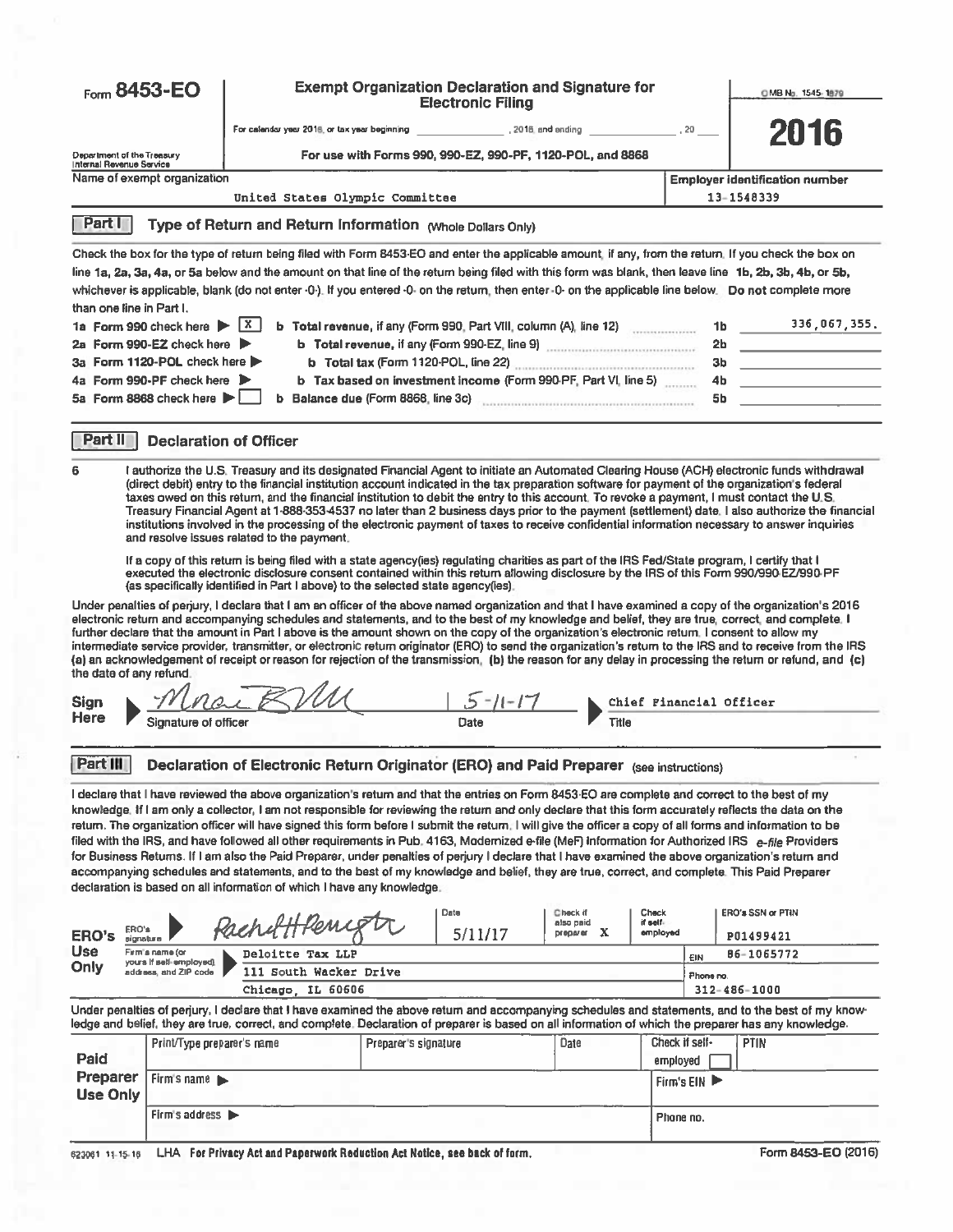Form **8453-EO**

Department of the Treasury
Internal Revenue Service

# Exempt Organization Declaration and Signature for Electronic Filing

For calendar year 2016, or tax year beginning ____________, 2016, and ending ____________, 20 ___

**For use with Forms 990, 990-EZ, 990-PF, 1120-POL, and 8868**

OMB No. 1545-1879

**2016**

| Name of exempt organization | Employer identification number |
|---|---|
| United States Olympic Committee | 13-1548339 |

## Part I — Type of Return and Return Information (Whole Dollars Only)

Check the box for the type of return being filed with Form 8453-EO and enter the applicable amount, if any, from the return. If you check the box on line 1a, 2a, 3a, 4a, or 5a below and the amount on that line of the return being filed with this form was blank, then leave line 1b, 2b, 3b, 4b, or 5b, whichever is applicable, blank (do not enter -0-). If you entered -0- on the return, then enter -0- on the applicable line below. **Do not** complete more than one line in Part I.

| | | Line | Amount |
|---|---|---|---|
| 1a Form 990 check here ▶ [X] | b Total revenue, if any (Form 990, Part VIII, column (A), line 12) | 1b | 336,067,355. |
| 2a Form 990-EZ check here ▶ | b Total revenue, if any (Form 990-EZ, line 9) | 2b | |
| 3a Form 1120-POL check here ▶ | b Total tax (Form 1120-POL, line 22) | 3b | |
| 4a Form 990-PF check here ▶ | b Tax based on investment income (Form 990-PF, Part VI, line 5) | 4b | |
| 5a Form 8868 check here ▶ [ ] | b Balance due (Form 8868, line 3c) | 5b | |

## Part II — Declaration of Officer

6 I authorize the U.S. Treasury and its designated Financial Agent to initiate an Automated Clearing House (ACH) electronic funds withdrawal (direct debit) entry to the financial institution account indicated in the tax preparation software for payment of the organization's federal taxes owed on this return, and the financial institution to debit the entry to this account. To revoke a payment, I must contact the U.S. Treasury Financial Agent at 1-888-353-4537 no later than 2 business days prior to the payment (settlement) date. I also authorize the financial institutions involved in the processing of the electronic payment of taxes to receive confidential information necessary to answer inquiries and resolve issues related to the payment.

If a copy of this return is being filed with a state agency(ies) regulating charities as part of the IRS Fed/State program, I certify that I executed the electronic disclosure consent contained within this return allowing disclosure by the IRS of this Form 990/990-EZ/990-PF (as specifically identified in Part I above) to the selected state agency(ies).

Under penalties of perjury, I declare that I am an officer of the above named organization and that I have examined a copy of the organization's 2016 electronic return and accompanying schedules and statements, and to the best of my knowledge and belief, they are true, correct, and complete. I further declare that the amount in Part I above is the amount shown on the copy of the organization's electronic return. I consent to allow my intermediate service provider, transmitter, or electronic return originator (ERO) to send the organization's return to the IRS and to receive from the IRS (a) an acknowledgement of receipt or reason for rejection of the transmission, (b) the reason for any delay in processing the return or refund, and (c) the date of any refund.

**Sign Here** ▶ [signature] Signature of officer | 5-11-17 Date | ▶ Chief Financial Officer Title

## Part III — Declaration of Electronic Return Originator (ERO) and Paid Preparer (see instructions)

I declare that I have reviewed the above organization's return and that the entries on Form 8453-EO are complete and correct to the best of my knowledge. If I am only a collector, I am not responsible for reviewing the return and only declare that this form accurately reflects the data on the return. The organization officer will have signed this form before I submit the return. I will give the officer a copy of all forms and information to be filed with the IRS, and have followed all other requirements in Pub. 4163, Modernized e-file (MeF) Information for Authorized IRS *e-file* Providers for Business Returns. If I am also the Paid Preparer, under penalties of perjury I declare that I have examined the above organization's return and accompanying schedules and statements, and to the best of my knowledge and belief, they are true, correct, and complete. This Paid Preparer declaration is based on all information of which I have any knowledge.

| ERO's Use Only | | | | | |
|---|---|---|---|---|---|
| ERO's signature ▶ [signature] | Date 5/11/17 | Check if also paid preparer X | Check if self-employed | ERO's SSN or PTIN P01499421 |
| Firm's name (or yours if self-employed), address, and ZIP code ▶ Deloitte Tax LLP | | | | EIN 86-1065772 |
| 111 South Wacker Drive | | | | Phone no. |
| Chicago, IL 60606 | | | | 312-486-1000 |

Under penalties of perjury, I declare that I have examined the above return and accompanying schedules and statements, and to the best of my knowledge and belief, they are true, correct, and complete. Declaration of preparer is based on all information of which the preparer has any knowledge.

| Paid Preparer Use Only | | | | |
|---|---|---|---|---|
| Print/Type preparer's name | Preparer's signature | Date | Check if self-employed [ ] | PTIN |
| Firm's name ▶ | | | Firm's EIN ▶ | |
| Firm's address ▶ | | | Phone no. | |

623061 11-15-16 LHA **For Privacy Act and Paperwork Reduction Act Notice, see back of form.** Form **8453-EO** (2016)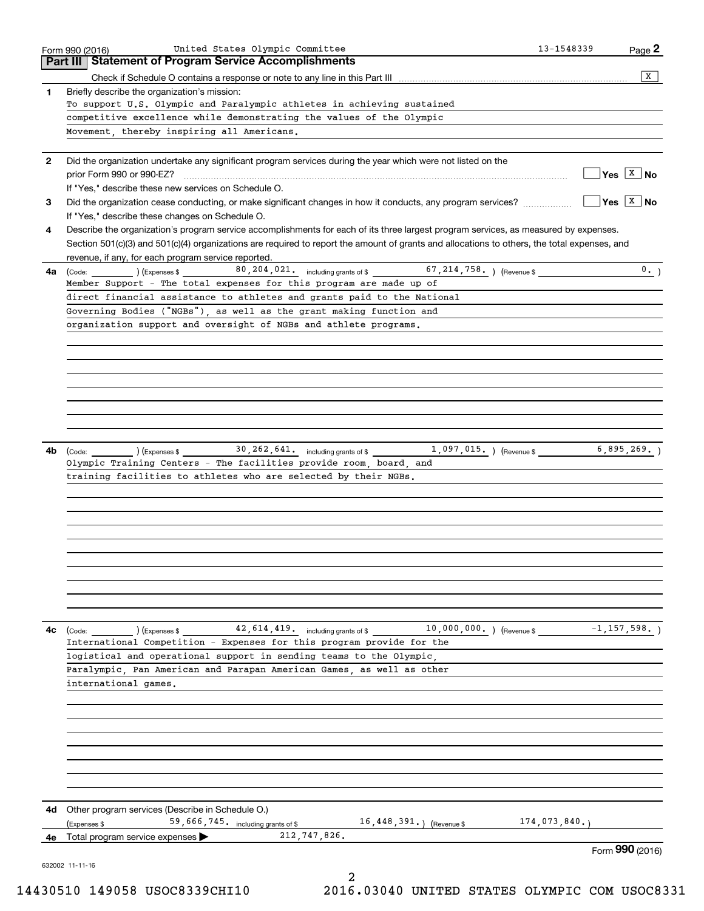Form 990 (2016) United States Olympic Committee 13-1548339 Page **2**

## Part III Statement of Program Service Accomplishments

Check if Schedule O contains a response or note to any line in this Part III .......... [X]

**1** Briefly describe the organization's mission:

To support U.S. Olympic and Paralympic athletes in achieving sustained competitive excellence while demonstrating the values of the Olympic Movement, thereby inspiring all Americans.

**2** Did the organization undertake any significant program services during the year which were not listed on the prior Form 990 or 990-EZ? .......... [ ] Yes [X] No

If "Yes," describe these new services on Schedule O.

**3** Did the organization cease conducting, or make significant changes in how it conducts, any program services? .......... [ ] Yes [X] No

If "Yes," describe these changes on Schedule O.

**4** Describe the organization's program service accomplishments for each of its three largest program services, as measured by expenses. Section 501(c)(3) and 501(c)(4) organizations are required to report the amount of grants and allocations to others, the total expenses, and revenue, if any, for each program service reported.

**4a** (Code: ______ ) (Expenses $ 80,204,021. including grants of $ 67,214,758. ) (Revenue $ 0. )

Member Support - The total expenses for this program are made up of direct financial assistance to athletes and grants paid to the National Governing Bodies ("NGBs"), as well as the grant making function and organization support and oversight of NGBs and athlete programs.

**4b** (Code: ______ ) (Expenses $ 30,262,641. including grants of $ 1,097,015. ) (Revenue $ 6,895,269. )

Olympic Training Centers - The facilities provide room, board, and training facilities to athletes who are selected by their NGBs.

**4c** (Code: ______ ) (Expenses $ 42,614,419. including grants of $ 10,000,000. ) (Revenue $ -1,157,598. )

International Competition - Expenses for this program provide for the logistical and operational support in sending teams to the Olympic, Paralympic, Pan American and Parapan American Games, as well as other international games.

**4d** Other program services (Describe in Schedule O.)

(Expenses $ 59,666,745. including grants of $ 16,448,391. ) (Revenue $ 174,073,840. )

**4e** Total program service expenses ▶ 212,747,826.

Form **990** (2016)

632002 11-11-16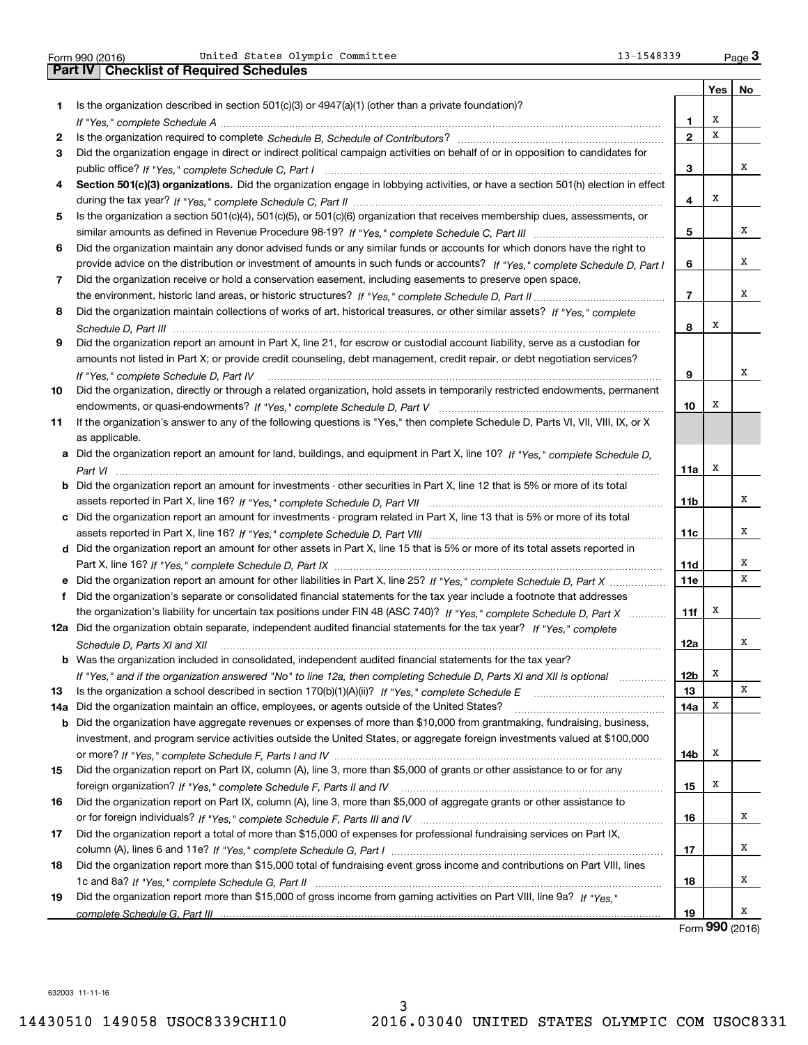Form 990 (2016) United States Olympic Committee 13-1548339 Page 3

## Part IV Checklist of Required Schedules

| | | | Yes | No |
|---|---|---|---|---|
| 1 | Is the organization described in section 501(c)(3) or 4947(a)(1) (other than a private foundation)? *If "Yes," complete Schedule A* | 1 | X | |
| 2 | Is the organization required to complete *Schedule B, Schedule of Contributors*? | 2 | X | |
| 3 | Did the organization engage in direct or indirect political campaign activities on behalf of or in opposition to candidates for public office? *If "Yes," complete Schedule C, Part I* | 3 | | X |
| 4 | **Section 501(c)(3) organizations.** Did the organization engage in lobbying activities, or have a section 501(h) election in effect during the tax year? *If "Yes," complete Schedule C, Part II* | 4 | X | |
| 5 | Is the organization a section 501(c)(4), 501(c)(5), or 501(c)(6) organization that receives membership dues, assessments, or similar amounts as defined in Revenue Procedure 98-19? *If "Yes," complete Schedule C, Part III* | 5 | | X |
| 6 | Did the organization maintain any donor advised funds or any similar funds or accounts for which donors have the right to provide advice on the distribution or investment of amounts in such funds or accounts? *If "Yes," complete Schedule D, Part I* | 6 | | X |
| 7 | Did the organization receive or hold a conservation easement, including easements to preserve open space, the environment, historic land areas, or historic structures? *If "Yes," complete Schedule D, Part II* | 7 | | X |
| 8 | Did the organization maintain collections of works of art, historical treasures, or other similar assets? *If "Yes," complete Schedule D, Part III* | 8 | X | |
| 9 | Did the organization report an amount in Part X, line 21, for escrow or custodial account liability, serve as a custodian for amounts not listed in Part X; or provide credit counseling, debt management, credit repair, or debt negotiation services? *If "Yes," complete Schedule D, Part IV* | 9 | | X |
| 10 | Did the organization, directly or through a related organization, hold assets in temporarily restricted endowments, permanent endowments, or quasi-endowments? *If "Yes," complete Schedule D, Part V* | 10 | X | |
| 11 | If the organization's answer to any of the following questions is "Yes," then complete Schedule D, Parts VI, VII, VIII, IX, or X as applicable. | | | |
| a | Did the organization report an amount for land, buildings, and equipment in Part X, line 10? *If "Yes," complete Schedule D, Part VI* | 11a | X | |
| b | Did the organization report an amount for investments - other securities in Part X, line 12 that is 5% or more of its total assets reported in Part X, line 16? *If "Yes," complete Schedule D, Part VII* | 11b | | X |
| c | Did the organization report an amount for investments - program related in Part X, line 13 that is 5% or more of its total assets reported in Part X, line 16? *If "Yes," complete Schedule D, Part VIII* | 11c | | X |
| d | Did the organization report an amount for other assets in Part X, line 15 that is 5% or more of its total assets reported in Part X, line 16? *If "Yes," complete Schedule D, Part IX* | 11d | | X |
| e | Did the organization report an amount for other liabilities in Part X, line 25? *If "Yes," complete Schedule D, Part X* | 11e | | X |
| f | Did the organization's separate or consolidated financial statements for the tax year include a footnote that addresses the organization's liability for uncertain tax positions under FIN 48 (ASC 740)? *If "Yes," complete Schedule D, Part X* | 11f | X | |
| 12a | Did the organization obtain separate, independent audited financial statements for the tax year? *If "Yes," complete Schedule D, Parts XI and XII* | 12a | | X |
| b | Was the organization included in consolidated, independent audited financial statements for the tax year? *If "Yes," and if the organization answered "No" to line 12a, then completing Schedule D, Parts XI and XII is optional* | 12b | X | |
| 13 | Is the organization a school described in section 170(b)(1)(A)(ii)? *If "Yes," complete Schedule E* | 13 | | X |
| 14a | Did the organization maintain an office, employees, or agents outside of the United States? | 14a | X | |
| b | Did the organization have aggregate revenues or expenses of more than $10,000 from grantmaking, fundraising, business, investment, and program service activities outside the United States, or aggregate foreign investments valued at $100,000 or more? *If "Yes," complete Schedule F, Parts I and IV* | 14b | X | |
| 15 | Did the organization report on Part IX, column (A), line 3, more than $5,000 of grants or other assistance to or for any foreign organization? *If "Yes," complete Schedule F, Parts II and IV* | 15 | X | |
| 16 | Did the organization report on Part IX, column (A), line 3, more than $5,000 of aggregate grants or other assistance to or for foreign individuals? *If "Yes," complete Schedule F, Parts III and IV* | 16 | | X |
| 17 | Did the organization report a total of more than $15,000 of expenses for professional fundraising services on Part IX, column (A), lines 6 and 11e? *If "Yes," complete Schedule G, Part I* | 17 | | X |
| 18 | Did the organization report more than $15,000 total of fundraising event gross income and contributions on Part VIII, lines 1c and 8a? *If "Yes," complete Schedule G, Part II* | 18 | | X |
| 19 | Did the organization report more than $15,000 of gross income from gaming activities on Part VIII, line 9a? *If "Yes," complete Schedule G, Part III* | 19 | | X |

Form 990 (2016)

632003 11-11-16

14430510 149058 USOC8339CHI10 2016.03040 UNITED STATES OLYMPIC COM USOC8331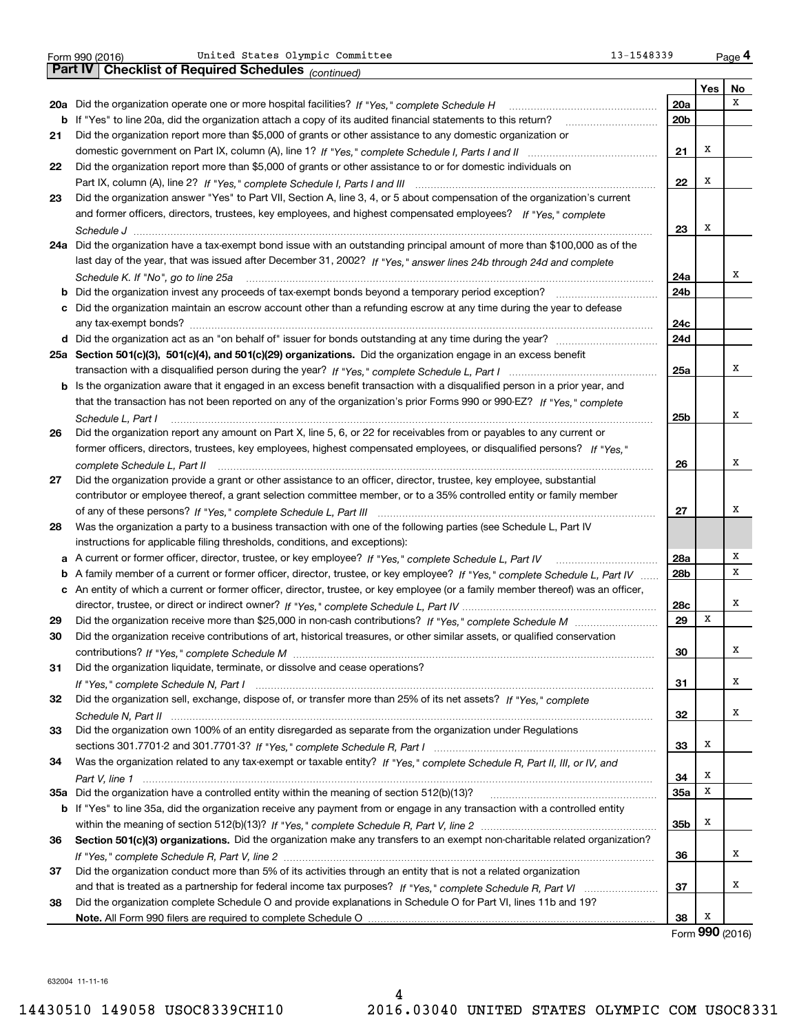Form 990 (2016) United States Olympic Committee 13-1548339

## Part IV | Checklist of Required Schedules *(continued)*

| | | | Yes | No |
|---|---|---|---|---|
| **20a** | Did the organization operate one or more hospital facilities? *If "Yes," complete Schedule H* | 20a | | X |
| **b** | If "Yes" to line 20a, did the organization attach a copy of its audited financial statements to this return? | 20b | | |
| **21** | Did the organization report more than $5,000 of grants or other assistance to any domestic organization or domestic government on Part IX, column (A), line 1? *If "Yes," complete Schedule I, Parts I and II* | 21 | X | |
| **22** | Did the organization report more than $5,000 of grants or other assistance to or for domestic individuals on Part IX, column (A), line 2? *If "Yes," complete Schedule I, Parts I and III* | 22 | X | |
| **23** | Did the organization answer "Yes" to Part VII, Section A, line 3, 4, or 5 about compensation of the organization's current and former officers, directors, trustees, key employees, and highest compensated employees? *If "Yes," complete Schedule J* | 23 | X | |
| **24a** | Did the organization have a tax-exempt bond issue with an outstanding principal amount of more than $100,000 as of the last day of the year, that was issued after December 31, 2002? *If "Yes," answer lines 24b through 24d and complete Schedule K. If "No", go to line 25a* | 24a | | X |
| **b** | Did the organization invest any proceeds of tax-exempt bonds beyond a temporary period exception? | 24b | | |
| **c** | Did the organization maintain an escrow account other than a refunding escrow at any time during the year to defease any tax-exempt bonds? | 24c | | |
| **d** | Did the organization act as an "on behalf of" issuer for bonds outstanding at any time during the year? | 24d | | |
| **25a** | **Section 501(c)(3), 501(c)(4), and 501(c)(29) organizations.** Did the organization engage in an excess benefit transaction with a disqualified person during the year? *If "Yes," complete Schedule L, Part I* | 25a | | X |
| **b** | Is the organization aware that it engaged in an excess benefit transaction with a disqualified person in a prior year, and that the transaction has not been reported on any of the organization's prior Forms 990 or 990-EZ? *If "Yes," complete Schedule L, Part I* | 25b | | X |
| **26** | Did the organization report any amount on Part X, line 5, 6, or 22 for receivables from or payables to any current or former officers, directors, trustees, key employees, highest compensated employees, or disqualified persons? *If "Yes," complete Schedule L, Part II* | 26 | | X |
| **27** | Did the organization provide a grant or other assistance to an officer, director, trustee, key employee, substantial contributor or employee thereof, a grant selection committee member, or to a 35% controlled entity or family member of any of these persons? *If "Yes," complete Schedule L, Part III* | 27 | | X |
| **28** | Was the organization a party to a business transaction with one of the following parties (see Schedule L, Part IV instructions for applicable filing thresholds, conditions, and exceptions): | | | |
| **a** | A current or former officer, director, trustee, or key employee? *If "Yes," complete Schedule L, Part IV* | 28a | | X |
| **b** | A family member of a current or former officer, director, trustee, or key employee? *If "Yes," complete Schedule L, Part IV* | 28b | | X |
| **c** | An entity of which a current or former officer, director, trustee, or key employee (or a family member thereof) was an officer, director, trustee, or direct or indirect owner? *If "Yes," complete Schedule L, Part IV* | 28c | | X |
| **29** | Did the organization receive more than $25,000 in non-cash contributions? *If "Yes," complete Schedule M* | 29 | X | |
| **30** | Did the organization receive contributions of art, historical treasures, or other similar assets, or qualified conservation contributions? *If "Yes," complete Schedule M* | 30 | | X |
| **31** | Did the organization liquidate, terminate, or dissolve and cease operations? *If "Yes," complete Schedule N, Part I* | 31 | | X |
| **32** | Did the organization sell, exchange, dispose of, or transfer more than 25% of its net assets? *If "Yes," complete Schedule N, Part II* | 32 | | X |
| **33** | Did the organization own 100% of an entity disregarded as separate from the organization under Regulations sections 301.7701-2 and 301.7701-3? *If "Yes," complete Schedule R, Part I* | 33 | X | |
| **34** | Was the organization related to any tax-exempt or taxable entity? *If "Yes," complete Schedule R, Part II, III, or IV, and Part V, line 1* | 34 | X | |
| **35a** | Did the organization have a controlled entity within the meaning of section 512(b)(13)? | 35a | X | |
| **b** | If "Yes" to line 35a, did the organization receive any payment from or engage in any transaction with a controlled entity within the meaning of section 512(b)(13)? *If "Yes," complete Schedule R, Part V, line 2* | 35b | X | |
| **36** | **Section 501(c)(3) organizations.** Did the organization make any transfers to an exempt non-charitable related organization? *If "Yes," complete Schedule R, Part V, line 2* | 36 | | X |
| **37** | Did the organization conduct more than 5% of its activities through an entity that is not a related organization and that is treated as a partnership for federal income tax purposes? *If "Yes," complete Schedule R, Part VI* | 37 | | X |
| **38** | Did the organization complete Schedule O and provide explanations in Schedule O for Part VI, lines 11b and 19? **Note.** All Form 990 filers are required to complete Schedule O | 38 | X | |

Form **990** (2016)

632004 11-11-16

14430510 149058 USOC8339CHI10 2016.03040 UNITED STATES OLYMPIC COM USOC8331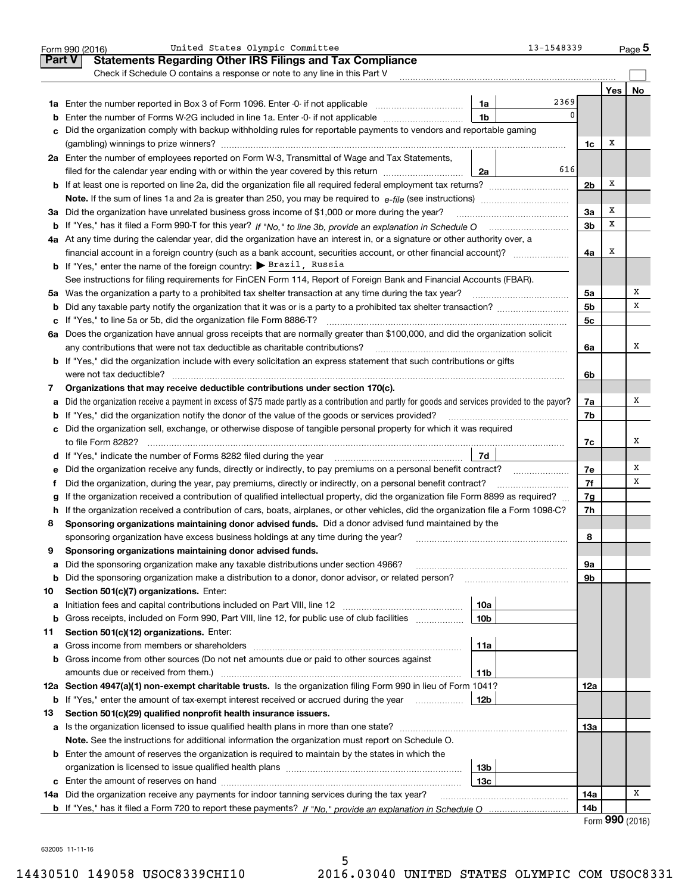Form 990 (2016) United States Olympic Committee 13-1548339 Page **5**

## Part V Statements Regarding Other IRS Filings and Tax Compliance

Check if Schedule O contains a response or note to any line in this Part V ☐

| | | | | | Yes | No |
|---|---|---|---|---|---|---|
| **1a** | Enter the number reported in Box 3 of Form 1096. Enter -0- if not applicable | 1a | 2369 | | | |
| **b** | Enter the number of Forms W-2G included in line 1a. Enter -0- if not applicable | 1b | 0 | | | |
| **c** | Did the organization comply with backup withholding rules for reportable payments to vendors and reportable gaming (gambling) winnings to prize winners? | | | 1c | X | |
| **2a** | Enter the number of employees reported on Form W-3, Transmittal of Wage and Tax Statements, filed for the calendar year ending with or within the year covered by this return | 2a | 616 | | | |
| **b** | If at least one is reported on line 2a, did the organization file all required federal employment tax returns? | | | 2b | X | |
| | **Note.** If the sum of lines 1a and 2a is greater than 250, you may be required to *e-file* (see instructions) | | | | | |
| **3a** | Did the organization have unrelated business gross income of $1,000 or more during the year? | | | 3a | X | |
| **b** | If "Yes," has it filed a Form 990-T for this year? *If "No," to line 3b, provide an explanation in Schedule O* | | | 3b | X | |
| **4a** | At any time during the calendar year, did the organization have an interest in, or a signature or other authority over, a financial account in a foreign country (such as a bank account, securities account, or other financial account)? | | | 4a | X | |
| **b** | If "Yes," enter the name of the foreign country: ▶ Brazil, Russia | | | | | |
| | See instructions for filing requirements for FinCEN Form 114, Report of Foreign Bank and Financial Accounts (FBAR). | | | | | |
| **5a** | Was the organization a party to a prohibited tax shelter transaction at any time during the tax year? | | | 5a | | X |
| **b** | Did any taxable party notify the organization that it was or is a party to a prohibited tax shelter transaction? | | | 5b | | X |
| **c** | If "Yes," to line 5a or 5b, did the organization file Form 8886-T? | | | 5c | | |
| **6a** | Does the organization have annual gross receipts that are normally greater than $100,000, and did the organization solicit any contributions that were not tax deductible as charitable contributions? | | | 6a | | X |
| **b** | If "Yes," did the organization include with every solicitation an express statement that such contributions or gifts were not tax deductible? | | | 6b | | |
| **7** | **Organizations that may receive deductible contributions under section 170(c).** | | | | | |
| **a** | Did the organization receive a payment in excess of $75 made partly as a contribution and partly for goods and services provided to the payor? | | | 7a | | X |
| **b** | If "Yes," did the organization notify the donor of the value of the goods or services provided? | | | 7b | | |
| **c** | Did the organization sell, exchange, or otherwise dispose of tangible personal property for which it was required to file Form 8282? | | | 7c | | X |
| **d** | If "Yes," indicate the number of Forms 8282 filed during the year | 7d | | | | |
| **e** | Did the organization receive any funds, directly or indirectly, to pay premiums on a personal benefit contract? | | | 7e | | X |
| **f** | Did the organization, during the year, pay premiums, directly or indirectly, on a personal benefit contract? | | | 7f | | X |
| **g** | If the organization received a contribution of qualified intellectual property, did the organization file Form 8899 as required? | | | 7g | | |
| **h** | If the organization received a contribution of cars, boats, airplanes, or other vehicles, did the organization file a Form 1098-C? | | | 7h | | |
| **8** | **Sponsoring organizations maintaining donor advised funds.** Did a donor advised fund maintained by the sponsoring organization have excess business holdings at any time during the year? | | | 8 | | |
| **9** | **Sponsoring organizations maintaining donor advised funds.** | | | | | |
| **a** | Did the sponsoring organization make any taxable distributions under section 4966? | | | 9a | | |
| **b** | Did the sponsoring organization make a distribution to a donor, donor advisor, or related person? | | | 9b | | |
| **10** | **Section 501(c)(7) organizations.** Enter: | | | | | |
| **a** | Initiation fees and capital contributions included on Part VIII, line 12 | 10a | | | | |
| **b** | Gross receipts, included on Form 990, Part VIII, line 12, for public use of club facilities | 10b | | | | |
| **11** | **Section 501(c)(12) organizations.** Enter: | | | | | |
| **a** | Gross income from members or shareholders | 11a | | | | |
| **b** | Gross income from other sources (Do not net amounts due or paid to other sources against amounts due or received from them.) | 11b | | | | |
| **12a** | **Section 4947(a)(1) non-exempt charitable trusts.** Is the organization filing Form 990 in lieu of Form 1041? | | | 12a | | |
| **b** | If "Yes," enter the amount of tax-exempt interest received or accrued during the year | 12b | | | | |
| **13** | **Section 501(c)(29) qualified nonprofit health insurance issuers.** | | | | | |
| **a** | Is the organization licensed to issue qualified health plans in more than one state? | | | 13a | | |
| | **Note.** See the instructions for additional information the organization must report on Schedule O. | | | | | |
| **b** | Enter the amount of reserves the organization is required to maintain by the states in which the organization is licensed to issue qualified health plans | 13b | | | | |
| **c** | Enter the amount of reserves on hand | 13c | | | | |
| **14a** | Did the organization receive any payments for indoor tanning services during the tax year? | | | 14a | | X |
| **b** | If "Yes," has it filed a Form 720 to report these payments? *If "No," provide an explanation in Schedule O* | | | 14b | | |

Form **990** (2016)

632005 11-11-16

14430510 149058 USOC8339CHI10 2016.03040 UNITED STATES OLYMPIC COM USOC8331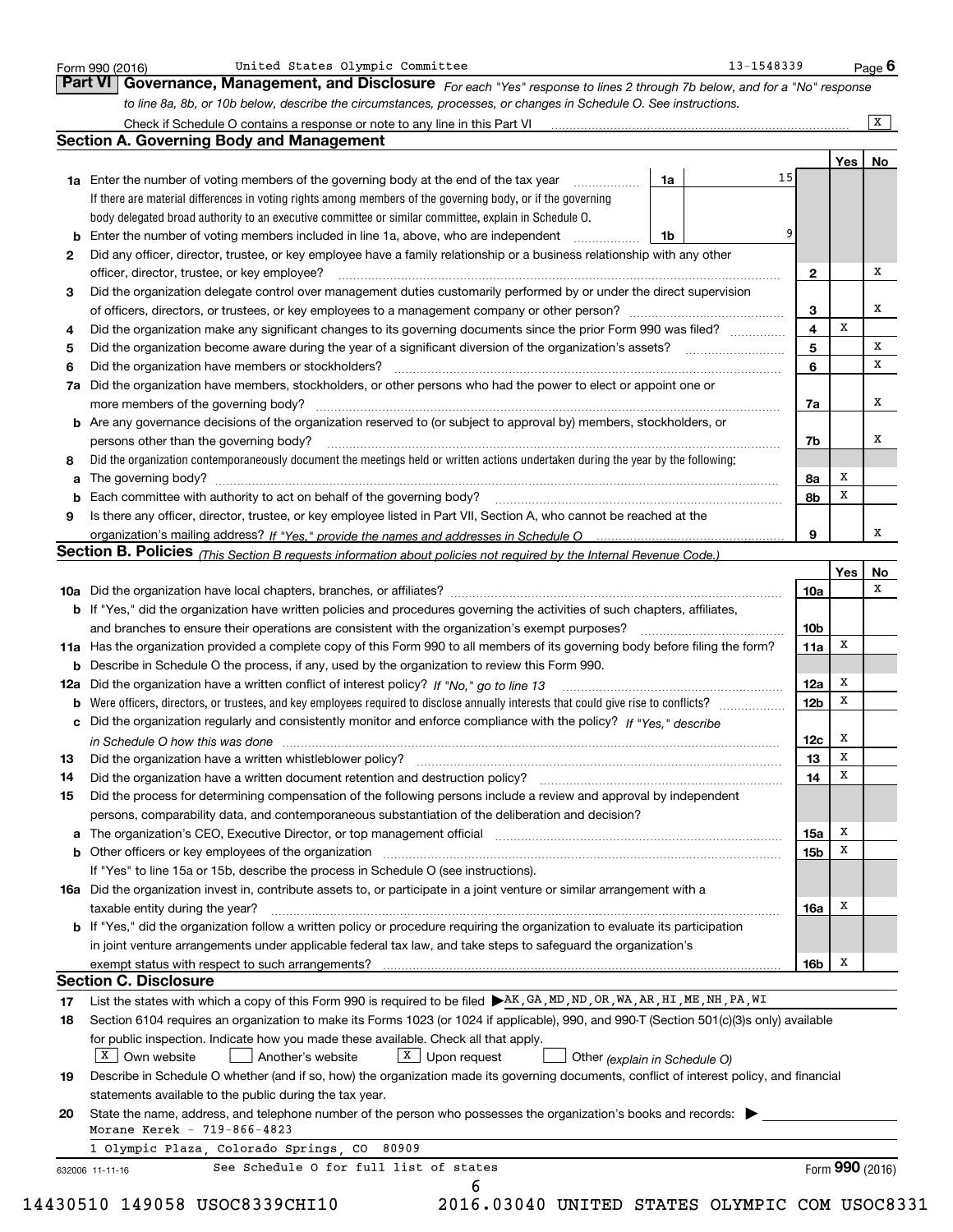Form 990 (2016) United States Olympic Committee 13-1548339

## Part VI Governance, Management, and Disclosure

*For each "Yes" response to lines 2 through 7b below, and for a "No" response to line 8a, 8b, or 10b below, describe the circumstances, processes, or changes in Schedule O. See instructions.*

Check if Schedule O contains a response or note to any line in this Part VI ..... [X]

### Section A. Governing Body and Management

| | | | | Yes | No |
|---|---|---|---|---|---|
| **1a** | Enter the number of voting members of the governing body at the end of the tax year. If there are material differences in voting rights among members of the governing body, or if the governing body delegated broad authority to an executive committee or similar committee, explain in Schedule O. | 1a | 15 | | |
| **b** | Enter the number of voting members included in line 1a, above, who are independent | 1b | 9 | | |
| **2** | Did any officer, director, trustee, or key employee have a family relationship or a business relationship with any other officer, director, trustee, or key employee? | 2 | | | X |
| **3** | Did the organization delegate control over management duties customarily performed by or under the direct supervision of officers, directors, or trustees, or key employees to a management company or other person? | 3 | | | X |
| **4** | Did the organization make any significant changes to its governing documents since the prior Form 990 was filed? | 4 | | X | |
| **5** | Did the organization become aware during the year of a significant diversion of the organization's assets? | 5 | | | X |
| **6** | Did the organization have members or stockholders? | 6 | | | X |
| **7a** | Did the organization have members, stockholders, or other persons who had the power to elect or appoint one or more members of the governing body? | 7a | | | X |
| **b** | Are any governance decisions of the organization reserved to (or subject to approval by) members, stockholders, or persons other than the governing body? | 7b | | | X |
| **8** | Did the organization contemporaneously document the meetings held or written actions undertaken during the year by the following: | | | | |
| **a** | The governing body? | 8a | | X | |
| **b** | Each committee with authority to act on behalf of the governing body? | 8b | | X | |
| **9** | Is there any officer, director, trustee, or key employee listed in Part VII, Section A, who cannot be reached at the organization's mailing address? *If "Yes," provide the names and addresses in Schedule O* | 9 | | | X |

### Section B. Policies *(This Section B requests information about policies not required by the Internal Revenue Code.)*

| | | | Yes | No |
|---|---|---|---|---|
| **10a** | Did the organization have local chapters, branches, or affiliates? | 10a | | X |
| **b** | If "Yes," did the organization have written policies and procedures governing the activities of such chapters, affiliates, and branches to ensure their operations are consistent with the organization's exempt purposes? | 10b | | |
| **11a** | Has the organization provided a complete copy of this Form 990 to all members of its governing body before filing the form? | 11a | X | |
| **b** | Describe in Schedule O the process, if any, used by the organization to review this Form 990. | | | |
| **12a** | Did the organization have a written conflict of interest policy? *If "No," go to line 13* | 12a | X | |
| **b** | Were officers, directors, or trustees, and key employees required to disclose annually interests that could give rise to conflicts? | 12b | X | |
| **c** | Did the organization regularly and consistently monitor and enforce compliance with the policy? *If "Yes," describe in Schedule O how this was done* | 12c | X | |
| **13** | Did the organization have a written whistleblower policy? | 13 | X | |
| **14** | Did the organization have a written document retention and destruction policy? | 14 | X | |
| **15** | Did the process for determining compensation of the following persons include a review and approval by independent persons, comparability data, and contemporaneous substantiation of the deliberation and decision? | | | |
| **a** | The organization's CEO, Executive Director, or top management official | 15a | X | |
| **b** | Other officers or key employees of the organization. If "Yes" to line 15a or 15b, describe the process in Schedule O (see instructions). | 15b | X | |
| **16a** | Did the organization invest in, contribute assets to, or participate in a joint venture or similar arrangement with a taxable entity during the year? | 16a | X | |
| **b** | If "Yes," did the organization follow a written policy or procedure requiring the organization to evaluate its participation in joint venture arrangements under applicable federal tax law, and take steps to safeguard the organization's exempt status with respect to such arrangements? | 16b | X | |

### Section C. Disclosure

**17** List the states with which a copy of this Form 990 is required to be filed ▶ AK, GA, MD, ND, OR, WA, AR, HI, ME, NH, PA, WI

**18** Section 6104 requires an organization to make its Forms 1023 (or 1024 if applicable), 990, and 990-T (Section 501(c)(3)s only) available for public inspection. Indicate how you made these available. Check all that apply.

[X] Own website [ ] Another's website [X] Upon request [ ] Other *(explain in Schedule O)*

**19** Describe in Schedule O whether (and if so, how) the organization made its governing documents, conflict of interest policy, and financial statements available to the public during the tax year.

**20** State the name, address, and telephone number of the person who possesses the organization's books and records: ▶
Morane Kerek - 719-866-4823
1 Olympic Plaza, Colorado Springs, CO 80909

See Schedule O for full list of states

Form **990** (2016)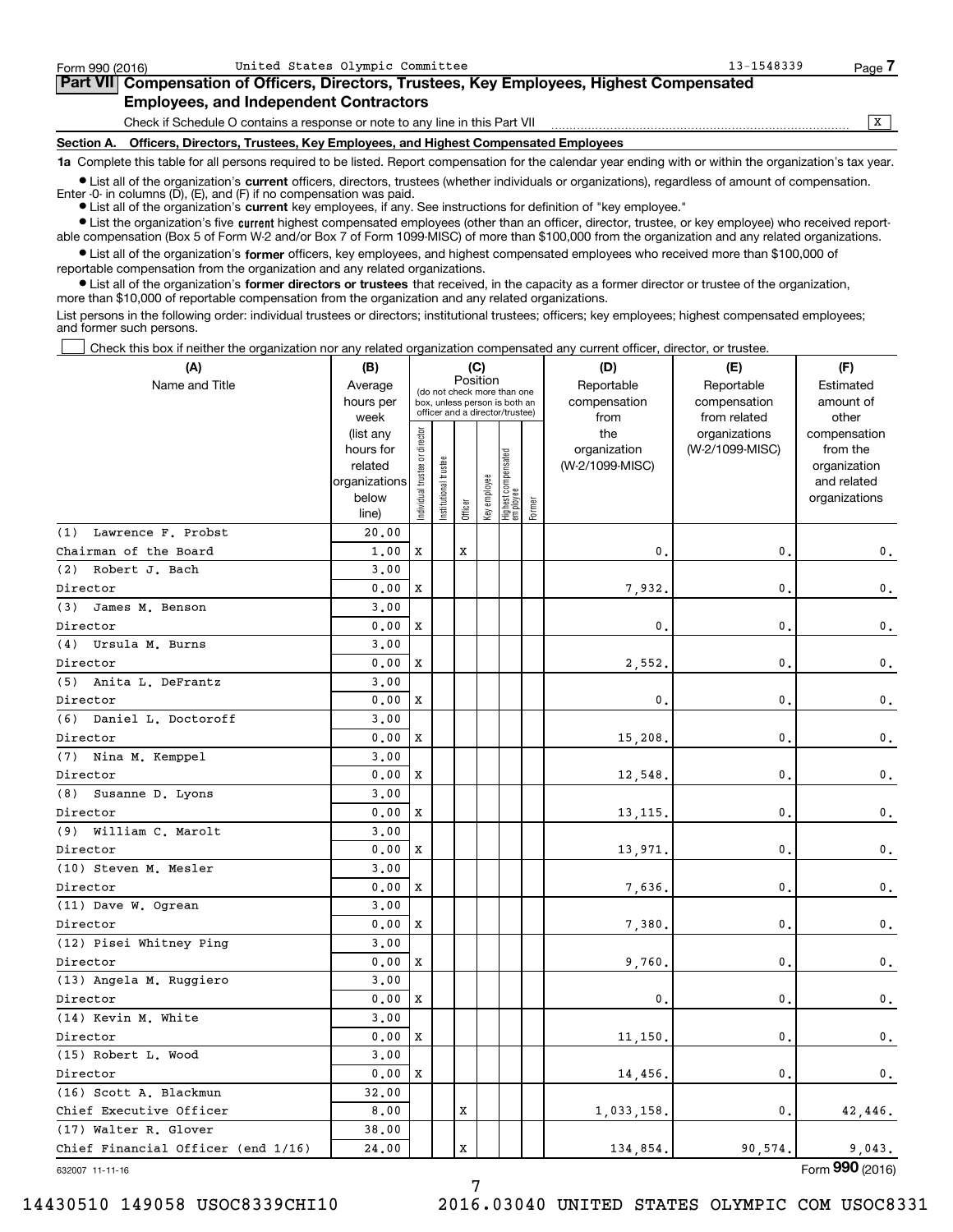Form 990 (2016) United States Olympic Committee 13-1548339

## Part VII Compensation of Officers, Directors, Trustees, Key Employees, Highest Compensated Employees, and Independent Contractors

Check if Schedule O contains a response or note to any line in this Part VII .......... X

**Section A. Officers, Directors, Trustees, Key Employees, and Highest Compensated Employees**

**1a** Complete this table for all persons required to be listed. Report compensation for the calendar year ending with or within the organization's tax year.

- List all of the organization's **current** officers, directors, trustees (whether individuals or organizations), regardless of amount of compensation. Enter -0- in columns (D), (E), and (F) if no compensation was paid.
- List all of the organization's **current** key employees, if any. See instructions for definition of "key employee."
- List the organization's five **current** highest compensated employees (other than an officer, director, trustee, or key employee) who received reportable compensation (Box 5 of Form W-2 and/or Box 7 of Form 1099-MISC) of more than $100,000 from the organization and any related organizations.
- List all of the organization's **former** officers, key employees, and highest compensated employees who received more than $100,000 of reportable compensation from the organization and any related organizations.
- List all of the organization's **former directors or trustees** that received, in the capacity as a former director or trustee of the organization, more than $10,000 of reportable compensation from the organization and any related organizations.

List persons in the following order: individual trustees or directors; institutional trustees; officers; key employees; highest compensated employees; and former such persons.

☐ Check this box if neither the organization nor any related organization compensated any current officer, director, or trustee.

| (A) Name and Title | (B) Average hours per week (list any hours for related organizations below line) | (C) Position (do not check more than one box, unless person is both an officer and a director/trustee): Individual trustee or director | Institutional trustee | Officer | Key employee | Highest compensated employee | Former | (D) Reportable compensation from the organization (W-2/1099-MISC) | (E) Reportable compensation from related organizations (W-2/1099-MISC) | (F) Estimated amount of other compensation from the organization and related organizations |
|---|---|---|---|---|---|---|---|---|---|---|
| (1) Lawrence F. Probst<br>Chairman of the Board | 20.00<br>1.00 | X | | X | | | | 0. | 0. | 0. |
| (2) Robert J. Bach<br>Director | 3.00<br>0.00 | X | | | | | | 7,932. | 0. | 0. |
| (3) James M. Benson<br>Director | 3.00<br>0.00 | X | | | | | | 0. | 0. | 0. |
| (4) Ursula M. Burns<br>Director | 3.00<br>0.00 | X | | | | | | 2,552. | 0. | 0. |
| (5) Anita L. DeFrantz<br>Director | 3.00<br>0.00 | X | | | | | | 0. | 0. | 0. |
| (6) Daniel L. Doctoroff<br>Director | 3.00<br>0.00 | X | | | | | | 15,208. | 0. | 0. |
| (7) Nina M. Kemppel<br>Director | 3.00<br>0.00 | X | | | | | | 12,548. | 0. | 0. |
| (8) Susanne D. Lyons<br>Director | 3.00<br>0.00 | X | | | | | | 13,115. | 0. | 0. |
| (9) William C. Marolt<br>Director | 3.00<br>0.00 | X | | | | | | 13,971. | 0. | 0. |
| (10) Steven M. Mesler<br>Director | 3.00<br>0.00 | X | | | | | | 7,636. | 0. | 0. |
| (11) Dave W. Ogrean<br>Director | 3.00<br>0.00 | X | | | | | | 7,380. | 0. | 0. |
| (12) Pisei Whitney Ping<br>Director | 3.00<br>0.00 | X | | | | | | 9,760. | 0. | 0. |
| (13) Angela M. Ruggiero<br>Director | 3.00<br>0.00 | X | | | | | | 0. | 0. | 0. |
| (14) Kevin M. White<br>Director | 3.00<br>0.00 | X | | | | | | 11,150. | 0. | 0. |
| (15) Robert L. Wood<br>Director | 3.00<br>0.00 | X | | | | | | 14,456. | 0. | 0. |
| (16) Scott A. Blackmun<br>Chief Executive Officer | 32.00<br>8.00 | | | X | | | | 1,033,158. | 0. | 42,446. |
| (17) Walter R. Glover<br>Chief Financial Officer (end 1/16) | 38.00<br>24.00 | | | X | | | | 134,854. | 90,574. | 9,043. |

632007 11-11-16 Form 990 (2016)

14430510 149058 USOC8339CHI10 2016.03040 UNITED STATES OLYMPIC COM USOC8331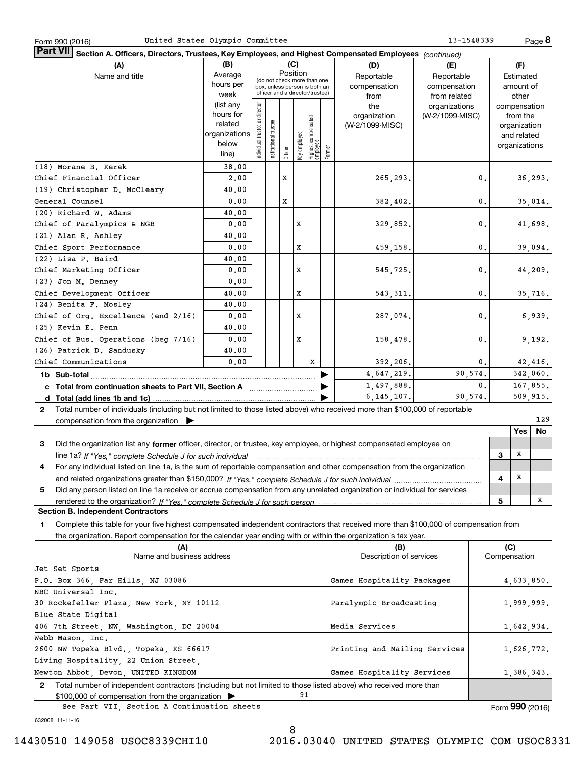Form 990 (2016) United States Olympic Committee 13-1548339 Page **8**

**Part VII** **Section A. Officers, Directors, Trustees, Key Employees, and Highest Compensated Employees** *(continued)*

| (A) Name and title | (B) Average hours per week (list any hours for related organizations below line) | (C) Position: Individual trustee or director | Institutional trustee | Officer | Key employee | Highest compensated employee | Former | (D) Reportable compensation from the organization (W-2/1099-MISC) | (E) Reportable compensation from related organizations (W-2/1099-MISC) | (F) Estimated amount of other compensation from the organization and related organizations |
|---|---|---|---|---|---|---|---|---|---|---|
| (18) Morane B. Kerek<br>Chief Financial Officer | 38.00<br>2.00 | | | X | | | | 265,293. | 0. | 36,293. |
| (19) Christopher D. McCleary<br>General Counsel | 40.00<br>0.00 | | | X | | | | 382,402. | 0. | 35,014. |
| (20) Richard W. Adams<br>Chief of Paralympics & NGB | 40.00<br>0.00 | | | | X | | | 329,852. | 0. | 41,698. |
| (21) Alan R. Ashley<br>Chief Sport Performance | 40.00<br>0.00 | | | | X | | | 459,158. | 0. | 39,094. |
| (22) Lisa P. Baird<br>Chief Marketing Officer | 40.00<br>0.00 | | | | X | | | 545,725. | 0. | 44,209. |
| (23) Jon M. Denney<br>Chief Development Officer | 0.00<br>40.00 | | | | X | | | 543,311. | 0. | 35,716. |
| (24) Benita F. Mosley<br>Chief of Org. Excellence (end 2/16) | 40.00<br>0.00 | | | | X | | | 287,074. | 0. | 6,939. |
| (25) Kevin E. Penn<br>Chief of Bus. Operations (beg 7/16) | 40.00<br>0.00 | | | | X | | | 158,478. | 0. | 9,192. |
| (26) Patrick D. Sandusky<br>Chief Communications | 40.00<br>0.00 | | | | | X | | 392,206. | 0. | 42,416. |
| **1b Sub-total** | | | | | | | | 4,647,219. | 90,574. | 342,060. |
| **c Total from continuation sheets to Part VII, Section A** | | | | | | | | 1,497,888. | 0. | 167,855. |
| **d Total (add lines 1b and 1c)** | | | | | | | | 6,145,107. | 90,574. | 509,915. |

**2** Total number of individuals (including but not limited to those listed above) who received more than $100,000 of reportable compensation from the organization ▶ 129

| | | | Yes | No |
|---|---|---|---|---|
| **3** | Did the organization list any **former** officer, director, or trustee, key employee, or highest compensated employee on line 1a? *If "Yes," complete Schedule J for such individual* | 3 | X | |
| **4** | For any individual listed on line 1a, is the sum of reportable compensation and other compensation from the organization and related organizations greater than $150,000? *If "Yes," complete Schedule J for such individual* | 4 | X | |
| **5** | Did any person listed on line 1a receive or accrue compensation from any unrelated organization or individual for services rendered to the organization? *If "Yes," complete Schedule J for such person* | 5 | | X |

**Section B. Independent Contractors**

**1** Complete this table for your five highest compensated independent contractors that received more than $100,000 of compensation from the organization. Report compensation for the calendar year ending with or within the organization's tax year.

| (A) Name and business address | (B) Description of services | (C) Compensation |
|---|---|---|
| Jet Set Sports<br>P.O. Box 366, Far Hills, NJ 03086 | Games Hospitality Packages | 4,633,850. |
| NBC Universal Inc.<br>30 Rockefeller Plaza, New York, NY 10112 | Paralympic Broadcasting | 1,999,999. |
| Blue State Digital<br>406 7th Street, NW, Washington, DC 20004 | Media Services | 1,642,934. |
| Webb Mason, Inc.<br>2600 NW Topeka Blvd., Topeka, KS 66617 | Printing and Mailing Services | 1,626,772. |
| Living Hospitality, 22 Union Street,<br>Newton Abbot, Devon, UNITED KINGDOM | Games Hospitality Services | 1,386,343. |

**2** Total number of independent contractors (including but not limited to those listed above) who received more than $100,000 of compensation from the organization ▶ 91

See Part VII, Section A Continuation sheets

Form **990** (2016)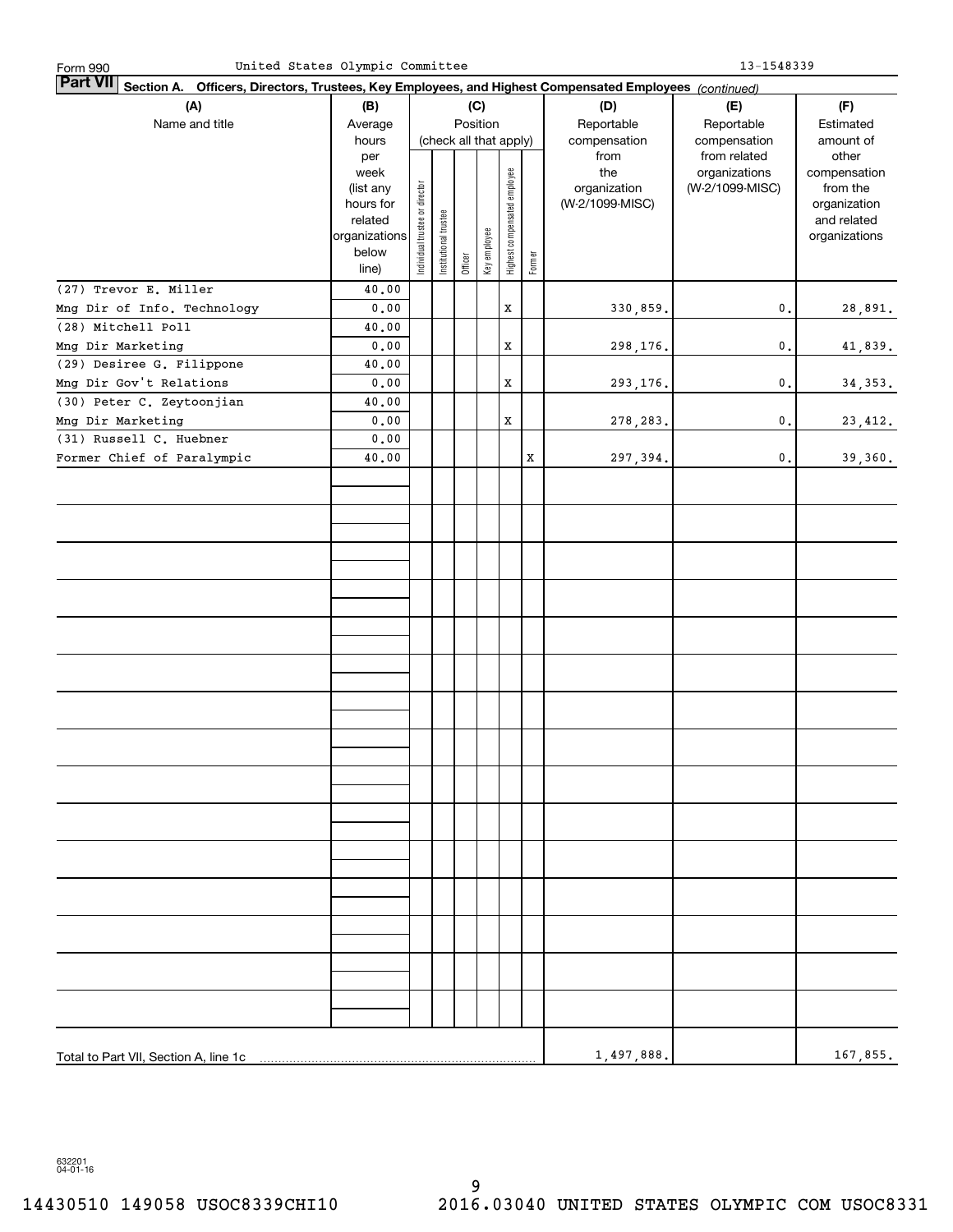Form 990 United States Olympic Committee 13-1548339

**Part VII Section A. Officers, Directors, Trustees, Key Employees, and Highest Compensated Employees** *(continued)*

| (A) Name and title | (B) Average hours per week (list any hours for related organizations below line) | (C) Position (check all that apply): Individual trustee or director | Institutional trustee | Officer | Key employee | Highest compensated employee | Former | (D) Reportable compensation from the organization (W-2/1099-MISC) | (E) Reportable compensation from related organizations (W-2/1099-MISC) | (F) Estimated amount of other compensation from the organization and related organizations |
|---|---|---|---|---|---|---|---|---|---|---|
| (27) Trevor E. Miller<br>Mng Dir of Info. Technology | 40.00<br>0.00 | | | | | X | | 330,859. | 0. | 28,891. |
| (28) Mitchell Poll<br>Mng Dir Marketing | 40.00<br>0.00 | | | | | X | | 298,176. | 0. | 41,839. |
| (29) Desiree G. Filippone<br>Mng Dir Gov't Relations | 40.00<br>0.00 | | | | | X | | 293,176. | 0. | 34,353. |
| (30) Peter C. Zeytoonjian<br>Mng Dir Marketing | 40.00<br>0.00 | | | | | X | | 278,283. | 0. | 23,412. |
| (31) Russell C. Huebner<br>Former Chief of Paralympic | 0.00<br>40.00 | | | | | | X | 297,394. | 0. | 39,360. |
| Total to Part VII, Section A, line 1c | | | | | | | | 1,497,888. | | 167,855. |

632201 04-01-16

14430510 149058 USOC8339CHI10 2016.03040 UNITED STATES OLYMPIC COM USOC8331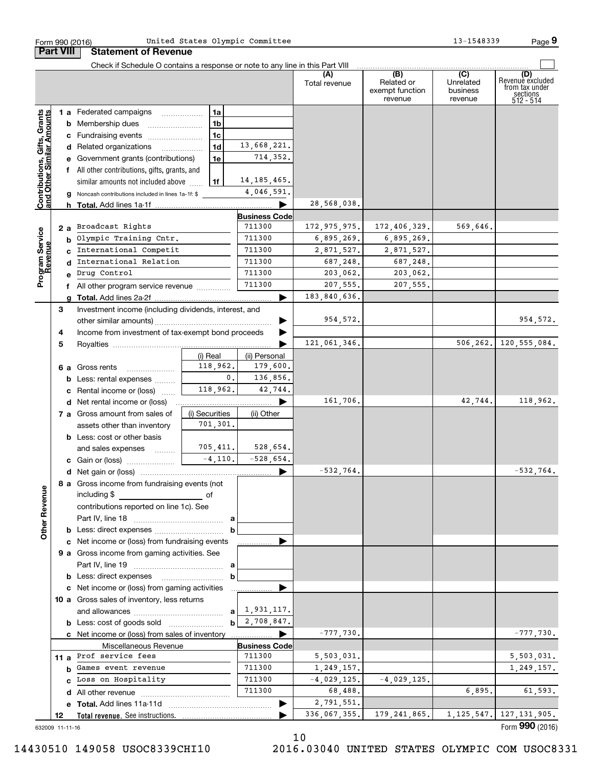Form 990 (2016) United States Olympic Committee 13-1548339

## Part VIII Statement of Revenue

Check if Schedule O contains a response or note to any line in this Part VIII

| | | | (A) Total revenue | (B) Related or exempt function revenue | (C) Unrelated business revenue | (D) Revenue excluded from tax under sections 512 - 514 |
|---|---|---|---|---|---|---|
| **Contributions, Gifts, Grants and Other Similar Amounts** | | | | | | |
| 1a Federated campaigns | 1a | | | | | |
| b Membership dues | 1b | | | | | |
| c Fundraising events | 1c | | | | | |
| d Related organizations | 1d | 13,668,221. | | | | |
| e Government grants (contributions) | 1e | 714,352. | | | | |
| f All other contributions, gifts, grants, and similar amounts not included above | 1f | 14,185,465. | | | | |
| g Noncash contributions included in lines 1a-1f: $ | | 4,046,591. | | | | |
| h Total. Add lines 1a-1f | | | 28,568,038. | | | |
| **Program Service Revenue** | | **Business Code** | | | | |
| 2a Broadcast Rights | | 711300 | 172,975,975. | 172,406,329. | 569,646. | |
| b Olympic Training Cntr. | | 711300 | 6,895,269. | 6,895,269. | | |
| c International Competit | | 711300 | 2,871,527. | 2,871,527. | | |
| d International Relation | | 711300 | 687,248. | 687,248. | | |
| e Drug Control | | 711300 | 203,062. | 203,062. | | |
| f All other program service revenue | | 711300 | 207,555. | 207,555. | | |
| g Total. Add lines 2a-2f | | | 183,840,636. | | | |

| **Other Revenue** | (i) Real / (i) Securities | (ii) Personal / (ii) Other | (A) | (B) | (C) | (D) |
|---|---|---|---|---|---|---|
| 3 Investment income (including dividends, interest, and other similar amounts) | | | 954,572. | | | 954,572. |
| 4 Income from investment of tax-exempt bond proceeds | | | | | | |
| 5 Royalties | | | 121,061,346. | | 506,262. | 120,555,084. |
| | (i) Real | (ii) Personal | | | | |
| 6a Gross rents | 118,962. | 179,600. | | | | |
| b Less: rental expenses | 0. | 136,856. | | | | |
| c Rental income or (loss) | 118,962. | 42,744. | | | | |
| d Net rental income or (loss) | | | 161,706. | | 42,744. | 118,962. |
| | (i) Securities | (ii) Other | | | | |
| 7a Gross amount from sales of assets other than inventory | 701,301. | | | | | |
| b Less: cost or other basis and sales expenses | 705,411. | 528,654. | | | | |
| c Gain or (loss) | -4,110. | -528,654. | | | | |
| d Net gain or (loss) | | | -532,764. | | | -532,764. |
| 8a Gross income from fundraising events (not including $ ______ of contributions reported on line 1c). See Part IV, line 18 — a | | | | | | |
| b Less: direct expenses — b | | | | | | |
| c Net income or (loss) from fundraising events | | | | | | |
| 9a Gross income from gaming activities. See Part IV, line 19 — a | | | | | | |
| b Less: direct expenses — b | | | | | | |
| c Net income or (loss) from gaming activities | | | | | | |
| 10a Gross sales of inventory, less returns and allowances — a | | 1,931,117. | | | | |
| b Less: cost of goods sold — b | | 2,708,847. | | | | |
| c Net income or (loss) from sales of inventory | | | -777,730. | | | -777,730. |
| Miscellaneous Revenue | | **Business Code** | | | | |
| 11a Prof service fees | | 711300 | 5,503,031. | | | 5,503,031. |
| b Games event revenue | | 711300 | 1,249,157. | | | 1,249,157. |
| c Loss on Hospitality | | 711300 | -4,029,125. | -4,029,125. | | |
| d All other revenue | | 711300 | 68,488. | | 6,895. | 61,593. |
| e Total. Add lines 11a-11d | | | 2,791,551. | | | |
| 12 Total revenue. See instructions. | | | 336,067,355. | 179,241,865. | 1,125,547. | 127,131,905. |

632009 11-11-16

Form **990** (2016)

14430510 149058 USOC8339CHI10 2016.03040 UNITED STATES OLYMPIC COM USOC8331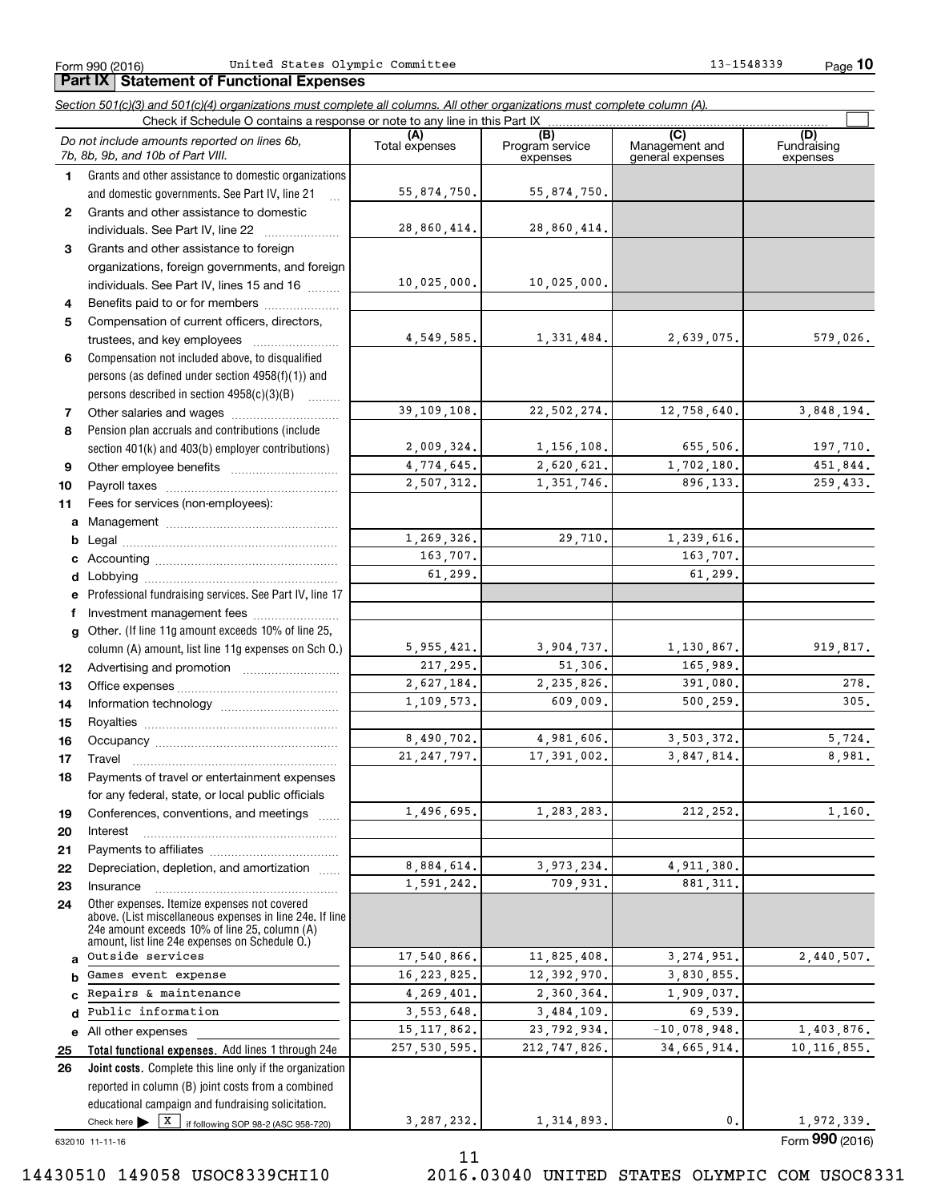Form 990 (2016) United States Olympic Committee 13-1548339

## Part IX Statement of Functional Expenses

*Section 501(c)(3) and 501(c)(4) organizations must complete all columns. All other organizations must complete column (A).*

Check if Schedule O contains a response or note to any line in this Part IX ☐

| | *Do not include amounts reported on lines 6b, 7b, 8b, 9b, and 10b of Part VIII.* | (A) Total expenses | (B) Program service expenses | (C) Management and general expenses | (D) Fundraising expenses |
|---|---|---|---|---|---|
| 1 | Grants and other assistance to domestic organizations and domestic governments. See Part IV, line 21 | 55,874,750. | 55,874,750. | | |
| 2 | Grants and other assistance to domestic individuals. See Part IV, line 22 | 28,860,414. | 28,860,414. | | |
| 3 | Grants and other assistance to foreign organizations, foreign governments, and foreign individuals. See Part IV, lines 15 and 16 | 10,025,000. | 10,025,000. | | |
| 4 | Benefits paid to or for members | | | | |
| 5 | Compensation of current officers, directors, trustees, and key employees | 4,549,585. | 1,331,484. | 2,639,075. | 579,026. |
| 6 | Compensation not included above, to disqualified persons (as defined under section 4958(f)(1)) and persons described in section 4958(c)(3)(B) | | | | |
| 7 | Other salaries and wages | 39,109,108. | 22,502,274. | 12,758,640. | 3,848,194. |
| 8 | Pension plan accruals and contributions (include section 401(k) and 403(b) employer contributions) | 2,009,324. | 1,156,108. | 655,506. | 197,710. |
| 9 | Other employee benefits | 4,774,645. | 2,620,621. | 1,702,180. | 451,844. |
| 10 | Payroll taxes | 2,507,312. | 1,351,746. | 896,133. | 259,433. |
| 11 | Fees for services (non-employees): | | | | |
| a | Management | | | | |
| b | Legal | 1,269,326. | 29,710. | 1,239,616. | |
| c | Accounting | 163,707. | | 163,707. | |
| d | Lobbying | 61,299. | | 61,299. | |
| e | Professional fundraising services. See Part IV, line 17 | | | | |
| f | Investment management fees | | | | |
| g | Other. (If line 11g amount exceeds 10% of line 25, column (A) amount, list line 11g expenses on Sch O.) | 5,955,421. | 3,904,737. | 1,130,867. | 919,817. |
| 12 | Advertising and promotion | 217,295. | 51,306. | 165,989. | |
| 13 | Office expenses | 2,627,184. | 2,235,826. | 391,080. | 278. |
| 14 | Information technology | 1,109,573. | 609,009. | 500,259. | 305. |
| 15 | Royalties | | | | |
| 16 | Occupancy | 8,490,702. | 4,981,606. | 3,503,372. | 5,724. |
| 17 | Travel | 21,247,797. | 17,391,002. | 3,847,814. | 8,981. |
| 18 | Payments of travel or entertainment expenses for any federal, state, or local public officials | | | | |
| 19 | Conferences, conventions, and meetings | 1,496,695. | 1,283,283. | 212,252. | 1,160. |
| 20 | Interest | | | | |
| 21 | Payments to affiliates | | | | |
| 22 | Depreciation, depletion, and amortization | 8,884,614. | 3,973,234. | 4,911,380. | |
| 23 | Insurance | 1,591,242. | 709,931. | 881,311. | |
| 24 | Other expenses. Itemize expenses not covered above. (List miscellaneous expenses in line 24e. If line 24e amount exceeds 10% of line 25, column (A) amount, list line 24e expenses on Schedule O.) | | | | |
| a | Outside services | 17,540,866. | 11,825,408. | 3,274,951. | 2,440,507. |
| b | Games event expense | 16,223,825. | 12,392,970. | 3,830,855. | |
| c | Repairs & maintenance | 4,269,401. | 2,360,364. | 1,909,037. | |
| d | Public information | 3,553,648. | 3,484,109. | 69,539. | |
| e | All other expenses | 15,117,862. | 23,792,934. | -10,078,948. | 1,403,876. |
| 25 | **Total functional expenses.** Add lines 1 through 24e | 257,530,595. | 212,747,826. | 34,665,914. | 10,116,855. |
| 26 | **Joint costs.** Complete this line only if the organization reported in column (B) joint costs from a combined educational campaign and fundraising solicitation. Check here ▶ ☒ if following SOP 98-2 (ASC 958-720) | 3,287,232. | 1,314,893. | 0. | 1,972,339. |

632010 11-11-16

Form **990** (2016)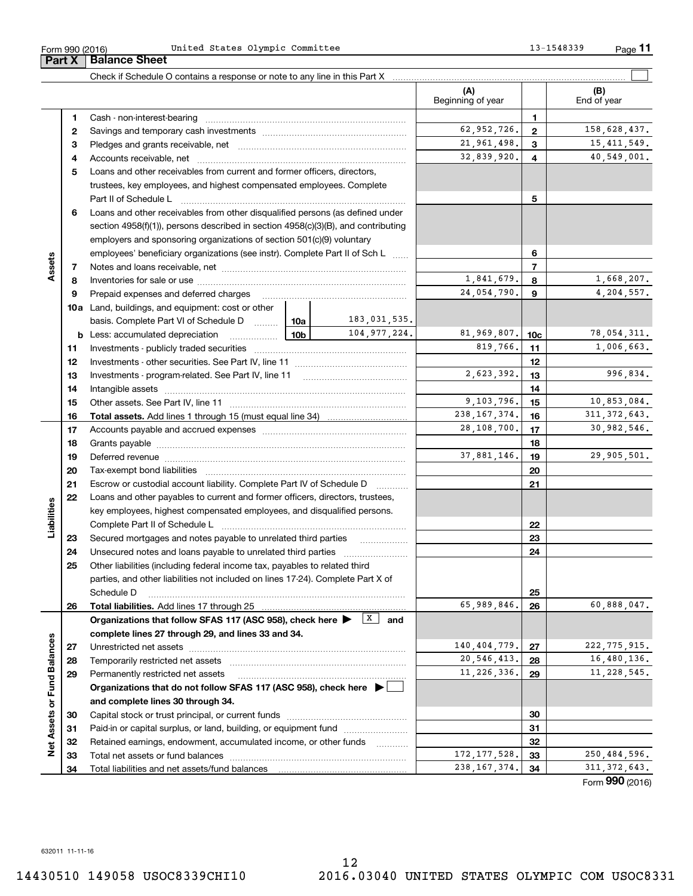Form 990 (2016) United States Olympic Committee 13-1548339 Page 11

## Part X Balance Sheet

Check if Schedule O contains a response or note to any line in this Part X ☐

| | | | | (A) Beginning of year | | (B) End of year |
|---|---|---|---|---|---|---|
| **Assets** | 1 | Cash - non-interest-bearing | | | 1 | |
| | 2 | Savings and temporary cash investments | | 62,952,726. | 2 | 158,628,437. |
| | 3 | Pledges and grants receivable, net | | 21,961,498. | 3 | 15,411,549. |
| | 4 | Accounts receivable, net | | 32,839,920. | 4 | 40,549,001. |
| | 5 | Loans and other receivables from current and former officers, directors, trustees, key employees, and highest compensated employees. Complete Part II of Schedule L | | | 5 | |
| | 6 | Loans and other receivables from other disqualified persons (as defined under section 4958(f)(1)), persons described in section 4958(c)(3)(B), and contributing employers and sponsoring organizations of section 501(c)(9) voluntary employees' beneficiary organizations (see instr). Complete Part II of Sch L | | | 6 | |
| | 7 | Notes and loans receivable, net | | | 7 | |
| | 8 | Inventories for sale or use | | 1,841,679. | 8 | 1,668,207. |
| | 9 | Prepaid expenses and deferred charges | | 24,054,790. | 9 | 4,204,557. |
| | 10a | Land, buildings, and equipment: cost or other basis. Complete Part VI of Schedule D | 10a: 183,031,535. | | | |
| | b | Less: accumulated depreciation | 10b: 104,977,224. | 81,969,807. | 10c | 78,054,311. |
| | 11 | Investments - publicly traded securities | | 819,766. | 11 | 1,006,663. |
| | 12 | Investments - other securities. See Part IV, line 11 | | | 12 | |
| | 13 | Investments - program-related. See Part IV, line 11 | | 2,623,392. | 13 | 996,834. |
| | 14 | Intangible assets | | | 14 | |
| | 15 | Other assets. See Part IV, line 11 | | 9,103,796. | 15 | 10,853,084. |
| | 16 | **Total assets.** Add lines 1 through 15 (must equal line 34) | | 238,167,374. | 16 | 311,372,643. |
| **Liabilities** | 17 | Accounts payable and accrued expenses | | 28,108,700. | 17 | 30,982,546. |
| | 18 | Grants payable | | | 18 | |
| | 19 | Deferred revenue | | 37,881,146. | 19 | 29,905,501. |
| | 20 | Tax-exempt bond liabilities | | | 20 | |
| | 21 | Escrow or custodial account liability. Complete Part IV of Schedule D | | | 21 | |
| | 22 | Loans and other payables to current and former officers, directors, trustees, key employees, highest compensated employees, and disqualified persons. Complete Part II of Schedule L | | | 22 | |
| | 23 | Secured mortgages and notes payable to unrelated third parties | | | 23 | |
| | 24 | Unsecured notes and loans payable to unrelated third parties | | | 24 | |
| | 25 | Other liabilities (including federal income tax, payables to related third parties, and other liabilities not included on lines 17-24). Complete Part X of Schedule D | | | 25 | |
| | 26 | **Total liabilities.** Add lines 17 through 25 | | 65,989,846. | 26 | 60,888,047. |
| **Net Assets or Fund Balances** | | **Organizations that follow SFAS 117 (ASC 958), check here ▶ [X] and complete lines 27 through 29, and lines 33 and 34.** | | | | |
| | 27 | Unrestricted net assets | | 140,404,779. | 27 | 222,775,915. |
| | 28 | Temporarily restricted net assets | | 20,546,413. | 28 | 16,480,136. |
| | 29 | Permanently restricted net assets | | 11,226,336. | 29 | 11,228,545. |
| | | **Organizations that do not follow SFAS 117 (ASC 958), check here ▶ ☐ and complete lines 30 through 34.** | | | | |
| | 30 | Capital stock or trust principal, or current funds | | | 30 | |
| | 31 | Paid-in or capital surplus, or land, building, or equipment fund | | | 31 | |
| | 32 | Retained earnings, endowment, accumulated income, or other funds | | | 32 | |
| | 33 | Total net assets or fund balances | | 172,177,528. | 33 | 250,484,596. |
| | 34 | Total liabilities and net assets/fund balances | | 238,167,374. | 34 | 311,372,643. |

Form **990** (2016)

632011 11-11-16

14430510 149058 USOC8339CHI10 2016.03040 UNITED STATES OLYMPIC COM USOC8331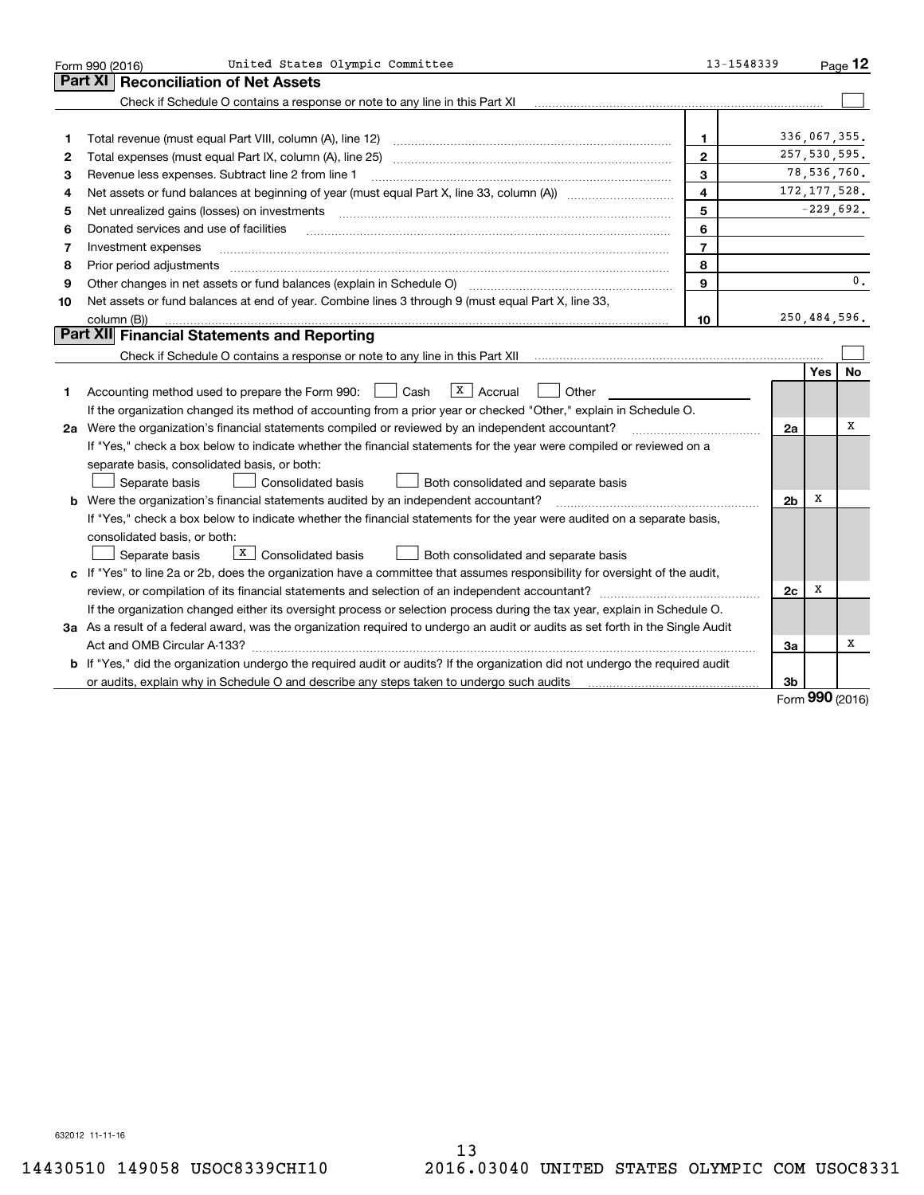Form 990 (2016) United States Olympic Committee 13-1548339

## Part XI Reconciliation of Net Assets

Check if Schedule O contains a response or note to any line in this Part XI ☐

| | | | |
|---|---|---|---|
| 1 | Total revenue (must equal Part VIII, column (A), line 12) | 1 | 336,067,355. |
| 2 | Total expenses (must equal Part IX, column (A), line 25) | 2 | 257,530,595. |
| 3 | Revenue less expenses. Subtract line 2 from line 1 | 3 | 78,536,760. |
| 4 | Net assets or fund balances at beginning of year (must equal Part X, line 33, column (A)) | 4 | 172,177,528. |
| 5 | Net unrealized gains (losses) on investments | 5 | -229,692. |
| 6 | Donated services and use of facilities | 6 | |
| 7 | Investment expenses | 7 | |
| 8 | Prior period adjustments | 8 | |
| 9 | Other changes in net assets or fund balances (explain in Schedule O) | 9 | 0. |
| 10 | Net assets or fund balances at end of year. Combine lines 3 through 9 (must equal Part X, line 33, column (B)) | 10 | 250,484,596. |

## Part XII Financial Statements and Reporting

Check if Schedule O contains a response or note to any line in this Part XII ☐

| | | | Yes | No |
|---|---|---|---|---|
| 1 | Accounting method used to prepare the Form 990: ☐ Cash ☒ Accrual ☐ Other<br>If the organization changed its method of accounting from a prior year or checked "Other," explain in Schedule O. | | | |
| 2a | Were the organization's financial statements compiled or reviewed by an independent accountant?<br>If "Yes," check a box below to indicate whether the financial statements for the year were compiled or reviewed on a separate basis, consolidated basis, or both:<br>☐ Separate basis ☐ Consolidated basis ☐ Both consolidated and separate basis | 2a | | X |
| b | Were the organization's financial statements audited by an independent accountant?<br>If "Yes," check a box below to indicate whether the financial statements for the year were audited on a separate basis, consolidated basis, or both:<br>☐ Separate basis ☒ Consolidated basis ☐ Both consolidated and separate basis | 2b | X | |
| c | If "Yes" to line 2a or 2b, does the organization have a committee that assumes responsibility for oversight of the audit, review, or compilation of its financial statements and selection of an independent accountant?<br>If the organization changed either its oversight process or selection process during the tax year, explain in Schedule O. | 2c | X | |
| 3a | As a result of a federal award, was the organization required to undergo an audit or audits as set forth in the Single Audit Act and OMB Circular A-133? | 3a | | X |
| b | If "Yes," did the organization undergo the required audit or audits? If the organization did not undergo the required audit or audits, explain in Schedule O and describe any steps taken to undergo such audits | 3b | | |

Form **990** (2016)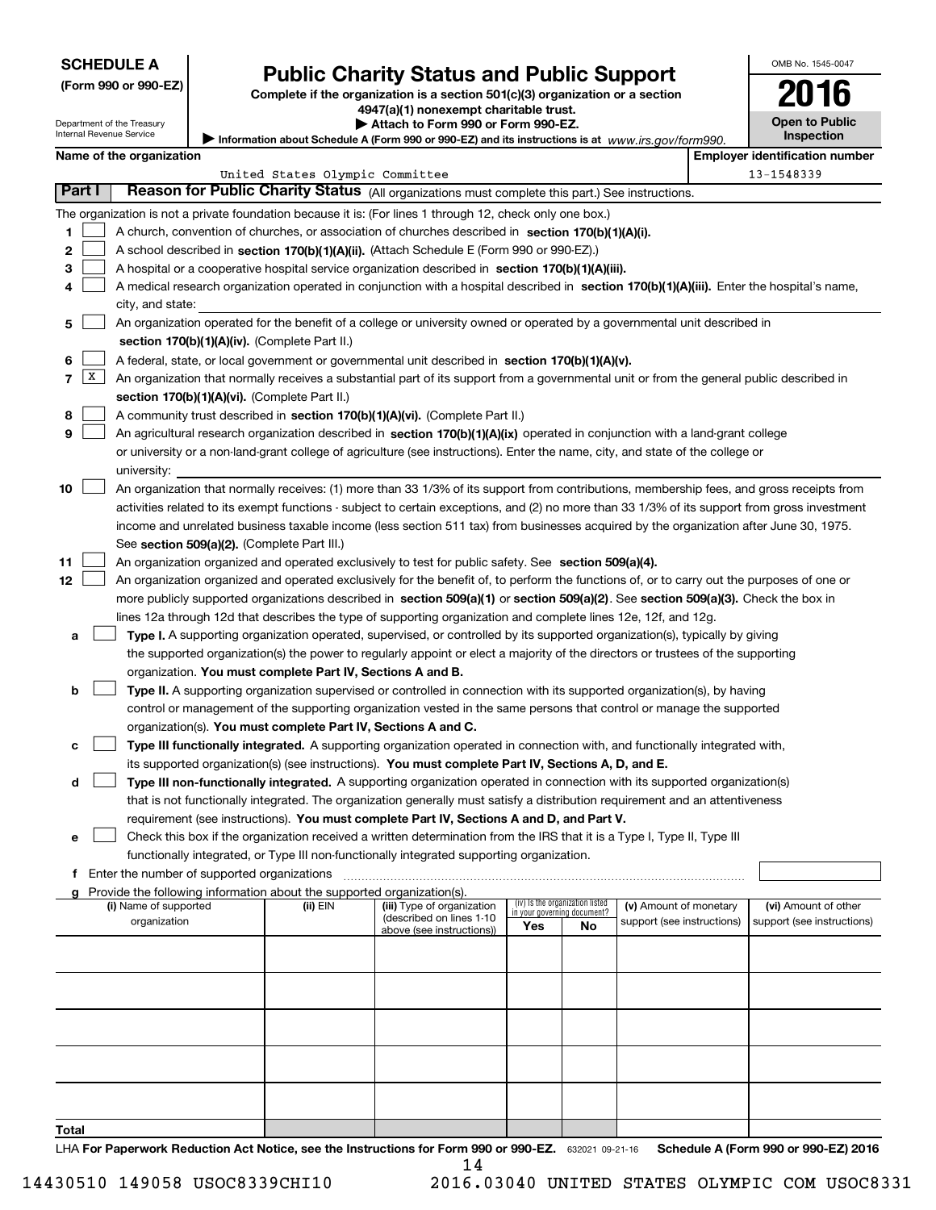**SCHEDULE A**
**(Form 990 or 990-EZ)**

Department of the Treasury
Internal Revenue Service

# Public Charity Status and Public Support

**Complete if the organization is a section 501(c)(3) organization or a section 4947(a)(1) nonexempt charitable trust.**
**▶ Attach to Form 990 or Form 990-EZ.**
**▶ Information about Schedule A (Form 990 or 990-EZ) and its instructions is at** *www.irs.gov/form990.*

OMB No. 1545-0047
**2016**
**Open to Public Inspection**

**Name of the organization:** United States Olympic Committee
**Employer identification number:** 13-1548339

## Part I Reason for Public Charity Status (All organizations must complete this part.) See instructions.

The organization is not a private foundation because it is: (For lines 1 through 12, check only one box.)

1. [ ] A church, convention of churches, or association of churches described in **section 170(b)(1)(A)(i).**
2. [ ] A school described in **section 170(b)(1)(A)(ii).** (Attach Schedule E (Form 990 or 990-EZ).)
3. [ ] A hospital or a cooperative hospital service organization described in **section 170(b)(1)(A)(iii).**
4. [ ] A medical research organization operated in conjunction with a hospital described in **section 170(b)(1)(A)(iii).** Enter the hospital's name, city, and state:
5. [ ] An organization operated for the benefit of a college or university owned or operated by a governmental unit described in **section 170(b)(1)(A)(iv).** (Complete Part II.)
6. [ ] A federal, state, or local government or governmental unit described in **section 170(b)(1)(A)(v).**
7. [X] An organization that normally receives a substantial part of its support from a governmental unit or from the general public described in **section 170(b)(1)(A)(vi).** (Complete Part II.)
8. [ ] A community trust described in **section 170(b)(1)(A)(vi).** (Complete Part II.)
9. [ ] An agricultural research organization described in **section 170(b)(1)(A)(ix)** operated in conjunction with a land-grant college or university or a non-land-grant college of agriculture (see instructions). Enter the name, city, and state of the college or university:
10. [ ] An organization that normally receives: (1) more than 33 1/3% of its support from contributions, membership fees, and gross receipts from activities related to its exempt functions - subject to certain exceptions, and (2) no more than 33 1/3% of its support from gross investment income and unrelated business taxable income (less section 511 tax) from businesses acquired by the organization after June 30, 1975. See **section 509(a)(2).** (Complete Part III.)
11. [ ] An organization organized and operated exclusively to test for public safety. See **section 509(a)(4).**
12. [ ] An organization organized and operated exclusively for the benefit of, to perform the functions of, or to carry out the purposes of one or more publicly supported organizations described in **section 509(a)(1)** or **section 509(a)(2)**. See **section 509(a)(3).** Check the box in lines 12a through 12d that describes the type of supporting organization and complete lines 12e, 12f, and 12g.
   - **a** [ ] **Type I.** A supporting organization operated, supervised, or controlled by its supported organization(s), typically by giving the supported organization(s) the power to regularly appoint or elect a majority of the directors or trustees of the supporting organization. **You must complete Part IV, Sections A and B.**
   - **b** [ ] **Type II.** A supporting organization supervised or controlled in connection with its supported organization(s), by having control or management of the supporting organization vested in the same persons that control or manage the supported organization(s). **You must complete Part IV, Sections A and C.**
   - **c** [ ] **Type III functionally integrated.** A supporting organization operated in connection with, and functionally integrated with, its supported organization(s) (see instructions). **You must complete Part IV, Sections A, D, and E.**
   - **d** [ ] **Type III non-functionally integrated.** A supporting organization operated in connection with its supported organization(s) that is not functionally integrated. The organization generally must satisfy a distribution requirement and an attentiveness requirement (see instructions). **You must complete Part IV, Sections A and D, and Part V.**
   - **e** [ ] Check this box if the organization received a written determination from the IRS that it is a Type I, Type II, Type III functionally integrated, or Type III non-functionally integrated supporting organization.
   - **f** Enter the number of supported organizations
   - **g** Provide the following information about the supported organization(s).

| (i) Name of supported organization | (ii) EIN | (iii) Type of organization (described on lines 1-10 above (see instructions)) | (iv) Is the organization listed in your governing document? Yes | No | (v) Amount of monetary support (see instructions) | (vi) Amount of other support (see instructions) |
|---|---|---|---|---|---|---|
| | | | | | | |
| | | | | | | |
| | | | | | | |
| | | | | | | |
| | | | | | | |
| **Total** | | | | | | |

LHA **For Paperwork Reduction Act Notice, see the Instructions for Form 990 or 990-EZ.** 632021 09-21-16 **Schedule A (Form 990 or 990-EZ) 2016**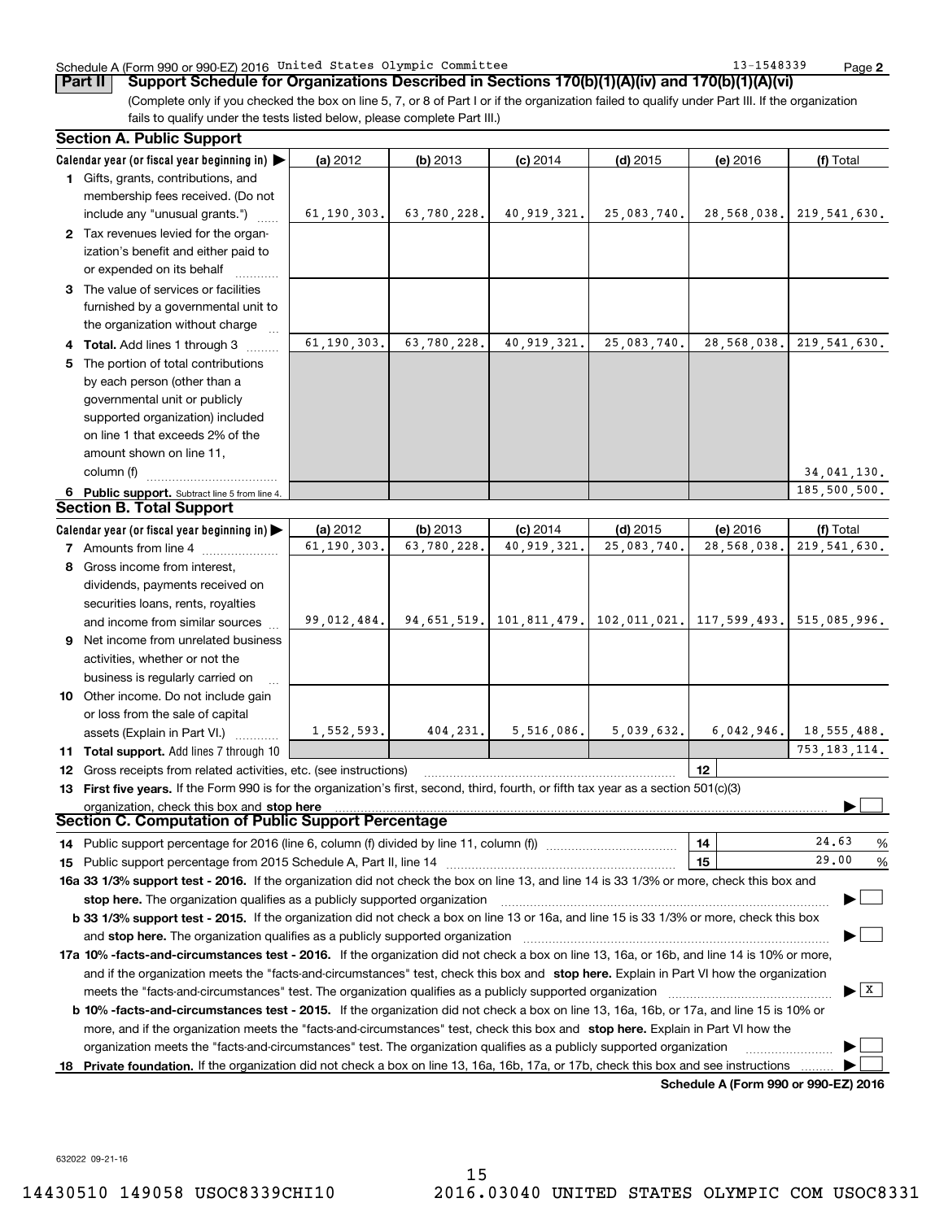Schedule A (Form 990 or 990-EZ) 2016 United States Olympic Committee 13-1548339 Page 2

**Part II Support Schedule for Organizations Described in Sections 170(b)(1)(A)(iv) and 170(b)(1)(A)(vi)**

(Complete only if you checked the box on line 5, 7, or 8 of Part I or if the organization failed to qualify under Part III. If the organization fails to qualify under the tests listed below, please complete Part III.)

**Section A. Public Support**

| Calendar year (or fiscal year beginning in) ▶ | (a) 2012 | (b) 2013 | (c) 2014 | (d) 2015 | (e) 2016 | (f) Total |
|---|---|---|---|---|---|---|
| 1 Gifts, grants, contributions, and membership fees received. (Do not include any "unusual grants.") | 61,190,303. | 63,780,228. | 40,919,321. | 25,083,740. | 28,568,038. | 219,541,630. |
| 2 Tax revenues levied for the organization's benefit and either paid to or expended on its behalf | | | | | | |
| 3 The value of services or facilities furnished by a governmental unit to the organization without charge | | | | | | |
| 4 **Total.** Add lines 1 through 3 | 61,190,303. | 63,780,228. | 40,919,321. | 25,083,740. | 28,568,038. | 219,541,630. |
| 5 The portion of total contributions by each person (other than a governmental unit or publicly supported organization) included on line 1 that exceeds 2% of the amount shown on line 11, column (f) | | | | | | 34,041,130. |
| 6 **Public support.** Subtract line 5 from line 4. | | | | | | 185,500,500. |

**Section B. Total Support**

| Calendar year (or fiscal year beginning in) ▶ | (a) 2012 | (b) 2013 | (c) 2014 | (d) 2015 | (e) 2016 | (f) Total |
|---|---|---|---|---|---|---|
| 7 Amounts from line 4 | 61,190,303. | 63,780,228. | 40,919,321. | 25,083,740. | 28,568,038. | 219,541,630. |
| 8 Gross income from interest, dividends, payments received on securities loans, rents, royalties and income from similar sources | 99,012,484. | 94,651,519. | 101,811,479. | 102,011,021. | 117,599,493. | 515,085,996. |
| 9 Net income from unrelated business activities, whether or not the business is regularly carried on | | | | | | |
| 10 Other income. Do not include gain or loss from the sale of capital assets (Explain in Part VI.) | 1,552,593. | 404,231. | 5,516,086. | 5,039,632. | 6,042,946. | 18,555,488. |
| 11 **Total support.** Add lines 7 through 10 | | | | | | 753,183,114. |

12 Gross receipts from related activities, etc. (see instructions) | 12 |

13 **First five years.** If the Form 990 is for the organization's first, second, third, fourth, or fifth tax year as a section 501(c)(3) organization, check this box and **stop here** ▶ ☐

**Section C. Computation of Public Support Percentage**

14 Public support percentage for 2016 (line 6, column (f) divided by line 11, column (f)) | 14 | 24.63 %

15 Public support percentage from 2015 Schedule A, Part II, line 14 | 15 | 29.00 %

**16a 33 1/3% support test - 2016.** If the organization did not check the box on line 13, and line 14 is 33 1/3% or more, check this box and **stop here.** The organization qualifies as a publicly supported organization ▶ ☐

**b 33 1/3% support test - 2015.** If the organization did not check a box on line 13 or 16a, and line 15 is 33 1/3% or more, check this box and **stop here.** The organization qualifies as a publicly supported organization ▶ ☐

**17a 10% -facts-and-circumstances test - 2016.** If the organization did not check a box on line 13, 16a, or 16b, and line 14 is 10% or more, and if the organization meets the "facts-and-circumstances" test, check this box and **stop here.** Explain in Part VI how the organization meets the "facts-and-circumstances" test. The organization qualifies as a publicly supported organization ▶ ☒

**b 10% -facts-and-circumstances test - 2015.** If the organization did not check a box on line 13, 16a, 16b, or 17a, and line 15 is 10% or more, and if the organization meets the "facts-and-circumstances" test, check this box and **stop here.** Explain in Part VI how the organization meets the "facts-and-circumstances" test. The organization qualifies as a publicly supported organization ▶ ☐

**18 Private foundation.** If the organization did not check a box on line 13, 16a, 16b, 17a, or 17b, check this box and see instructions ▶ ☐

**Schedule A (Form 990 or 990-EZ) 2016**

632022 09-21-16

14430510 149058 USOC8339CHI10 2016.03040 UNITED STATES OLYMPIC COM USOC8331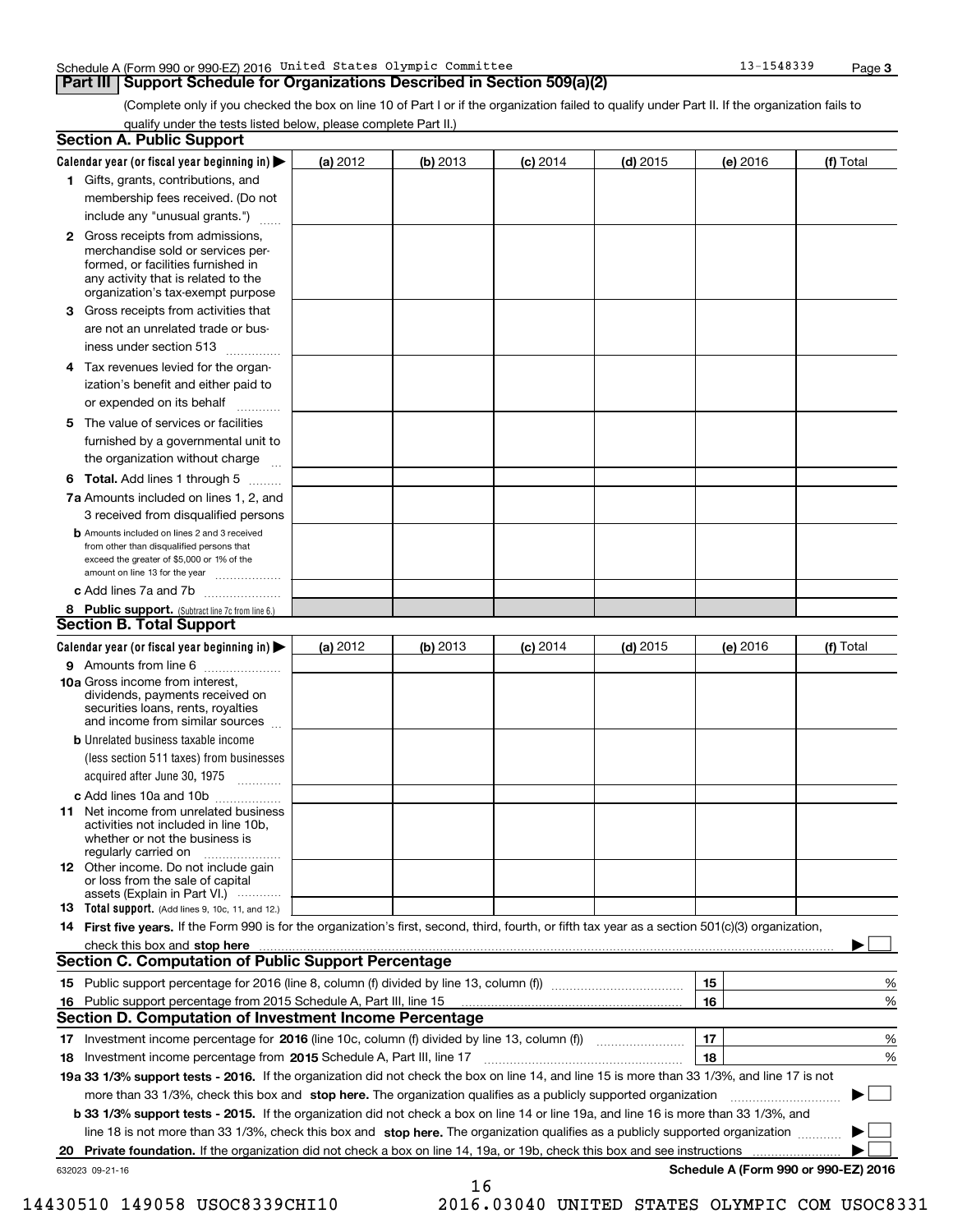Schedule A (Form 990 or 990-EZ) 2016 United States Olympic Committee 13-1548339 Page 3

## Part III Support Schedule for Organizations Described in Section 509(a)(2)

(Complete only if you checked the box on line 10 of Part I or if the organization failed to qualify under Part II. If the organization fails to qualify under the tests listed below, please complete Part II.)

### Section A. Public Support

| Calendar year (or fiscal year beginning in) ▶ | (a) 2012 | (b) 2013 | (c) 2014 | (d) 2015 | (e) 2016 | (f) Total |
|---|---|---|---|---|---|---|
| **1** Gifts, grants, contributions, and membership fees received. (Do not include any "unusual grants.") | | | | | | |
| **2** Gross receipts from admissions, merchandise sold or services performed, or facilities furnished in any activity that is related to the organization's tax-exempt purpose | | | | | | |
| **3** Gross receipts from activities that are not an unrelated trade or business under section 513 | | | | | | |
| **4** Tax revenues levied for the organization's benefit and either paid to or expended on its behalf | | | | | | |
| **5** The value of services or facilities furnished by a governmental unit to the organization without charge | | | | | | |
| **6 Total.** Add lines 1 through 5 | | | | | | |
| **7a** Amounts included on lines 1, 2, and 3 received from disqualified persons | | | | | | |
| **b** Amounts included on lines 2 and 3 received from other than disqualified persons that exceed the greater of $5,000 or 1% of the amount on line 13 for the year | | | | | | |
| **c** Add lines 7a and 7b | | | | | | |
| **8 Public support.** (Subtract line 7c from line 6.) | | | | | | |

### Section B. Total Support

| Calendar year (or fiscal year beginning in) ▶ | (a) 2012 | (b) 2013 | (c) 2014 | (d) 2015 | (e) 2016 | (f) Total |
|---|---|---|---|---|---|---|
| **9** Amounts from line 6 | | | | | | |
| **10a** Gross income from interest, dividends, payments received on securities loans, rents, royalties and income from similar sources | | | | | | |
| **b** Unrelated business taxable income (less section 511 taxes) from businesses acquired after June 30, 1975 | | | | | | |
| **c** Add lines 10a and 10b | | | | | | |
| **11** Net income from unrelated business activities not included in line 10b, whether or not the business is regularly carried on | | | | | | |
| **12** Other income. Do not include gain or loss from the sale of capital assets (Explain in Part VI.) | | | | | | |
| **13 Total support.** (Add lines 9, 10c, 11, and 12.) | | | | | | |

**14 First five years.** If the Form 990 is for the organization's first, second, third, fourth, or fifth tax year as a section 501(c)(3) organization, check this box and **stop here** ▶ ☐

### Section C. Computation of Public Support Percentage

| | | | |
|---|---|---|---|
| **15** | Public support percentage for 2016 (line 8, column (f) divided by line 13, column (f)) | 15 | % |
| **16** | Public support percentage from 2015 Schedule A, Part III, line 15 | 16 | % |

### Section D. Computation of Investment Income Percentage

| | | | |
|---|---|---|---|
| **17** | Investment income percentage for **2016** (line 10c, column (f) divided by line 13, column (f)) | 17 | % |
| **18** | Investment income percentage from **2015** Schedule A, Part III, line 17 | 18 | % |

**19a 33 1/3% support tests - 2016.** If the organization did not check the box on line 14, and line 15 is more than 33 1/3%, and line 17 is not more than 33 1/3%, check this box and **stop here.** The organization qualifies as a publicly supported organization ▶ ☐

**b 33 1/3% support tests - 2015.** If the organization did not check a box on line 14 or line 19a, and line 16 is more than 33 1/3%, and line 18 is not more than 33 1/3%, check this box and **stop here.** The organization qualifies as a publicly supported organization ▶ ☐

**20 Private foundation.** If the organization did not check a box on line 14, 19a, or 19b, check this box and see instructions ▶ ☐

632023 09-21-16 **Schedule A (Form 990 or 990-EZ) 2016**

14430510 149058 USOC8339CHI10 2016.03040 UNITED STATES OLYMPIC COM USOC8331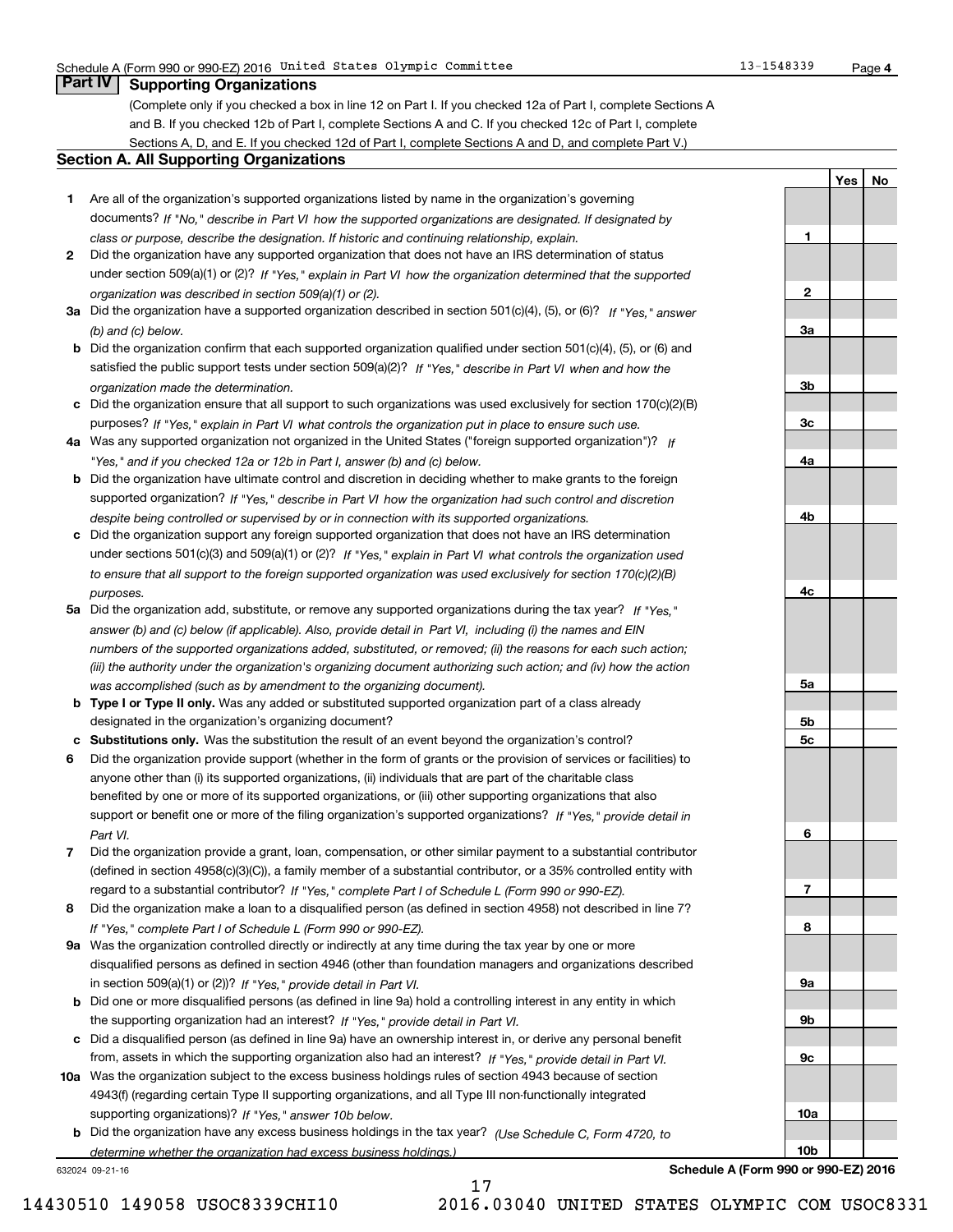Schedule A (Form 990 or 990-EZ) 2016 United States Olympic Committee 13-1548339 Page 4

## Part IV Supporting Organizations

(Complete only if you checked a box in line 12 on Part I. If you checked 12a of Part I, complete Sections A and B. If you checked 12b of Part I, complete Sections A and C. If you checked 12c of Part I, complete Sections A, D, and E. If you checked 12d of Part I, complete Sections A and D, and complete Part V.)

### Section A. All Supporting Organizations

| | | | Yes | No |
|---|---|---|---|---|
| 1 | Are all of the organization's supported organizations listed by name in the organization's governing documents? *If "No," describe in Part VI how the supported organizations are designated. If designated by class or purpose, describe the designation. If historic and continuing relationship, explain.* | 1 | | |
| 2 | Did the organization have any supported organization that does not have an IRS determination of status under section 509(a)(1) or (2)? *If "Yes," explain in Part VI how the organization determined that the supported organization was described in section 509(a)(1) or (2).* | 2 | | |
| 3a | Did the organization have a supported organization described in section 501(c)(4), (5), or (6)? *If "Yes," answer (b) and (c) below.* | 3a | | |
| b | Did the organization confirm that each supported organization qualified under section 501(c)(4), (5), or (6) and satisfied the public support tests under section 509(a)(2)? *If "Yes," describe in Part VI when and how the organization made the determination.* | 3b | | |
| c | Did the organization ensure that all support to such organizations was used exclusively for section 170(c)(2)(B) purposes? *If "Yes," explain in Part VI what controls the organization put in place to ensure such use.* | 3c | | |
| 4a | Was any supported organization not organized in the United States ("foreign supported organization")? *If "Yes," and if you checked 12a or 12b in Part I, answer (b) and (c) below.* | 4a | | |
| b | Did the organization have ultimate control and discretion in deciding whether to make grants to the foreign supported organization? *If "Yes," describe in Part VI how the organization had such control and discretion despite being controlled or supervised by or in connection with its supported organizations.* | 4b | | |
| c | Did the organization support any foreign supported organization that does not have an IRS determination under sections 501(c)(3) and 509(a)(1) or (2)? *If "Yes," explain in Part VI what controls the organization used to ensure that all support to the foreign supported organization was used exclusively for section 170(c)(2)(B) purposes.* | 4c | | |
| 5a | Did the organization add, substitute, or remove any supported organizations during the tax year? *If "Yes," answer (b) and (c) below (if applicable). Also, provide detail in Part VI, including (i) the names and EIN numbers of the supported organizations added, substituted, or removed; (ii) the reasons for each such action; (iii) the authority under the organization's organizing document authorizing such action; and (iv) how the action was accomplished (such as by amendment to the organizing document).* | 5a | | |
| b | **Type I or Type II only.** Was any added or substituted supported organization part of a class already designated in the organization's organizing document? | 5b | | |
| c | **Substitutions only.** Was the substitution the result of an event beyond the organization's control? | 5c | | |
| 6 | Did the organization provide support (whether in the form of grants or the provision of services or facilities) to anyone other than (i) its supported organizations, (ii) individuals that are part of the charitable class benefited by one or more of its supported organizations, or (iii) other supporting organizations that also support or benefit one or more of the filing organization's supported organizations? *If "Yes," provide detail in Part VI.* | 6 | | |
| 7 | Did the organization provide a grant, loan, compensation, or other similar payment to a substantial contributor (defined in section 4958(c)(3)(C)), a family member of a substantial contributor, or a 35% controlled entity with regard to a substantial contributor? *If "Yes," complete Part I of Schedule L (Form 990 or 990-EZ).* | 7 | | |
| 8 | Did the organization make a loan to a disqualified person (as defined in section 4958) not described in line 7? *If "Yes," complete Part I of Schedule L (Form 990 or 990-EZ).* | 8 | | |
| 9a | Was the organization controlled directly or indirectly at any time during the tax year by one or more disqualified persons as defined in section 4946 (other than foundation managers and organizations described in section 509(a)(1) or (2))? *If "Yes," provide detail in Part VI.* | 9a | | |
| b | Did one or more disqualified persons (as defined in line 9a) hold a controlling interest in any entity in which the supporting organization had an interest? *If "Yes," provide detail in Part VI.* | 9b | | |
| c | Did a disqualified person (as defined in line 9a) have an ownership interest in, or derive any personal benefit from, assets in which the supporting organization also had an interest? *If "Yes," provide detail in Part VI.* | 9c | | |
| 10a | Was the organization subject to the excess business holdings rules of section 4943 because of section 4943(f) (regarding certain Type II supporting organizations, and all Type III non-functionally integrated supporting organizations)? *If "Yes," answer 10b below.* | 10a | | |
| b | Did the organization have any excess business holdings in the tax year? *(Use Schedule C, Form 4720, to determine whether the organization had excess business holdings.)* | 10b | | |

632024 09-21-16 **Schedule A (Form 990 or 990-EZ) 2016**

14430510 149058 USOC8339CHI10 2016.03040 UNITED STATES OLYMPIC COM USOC8331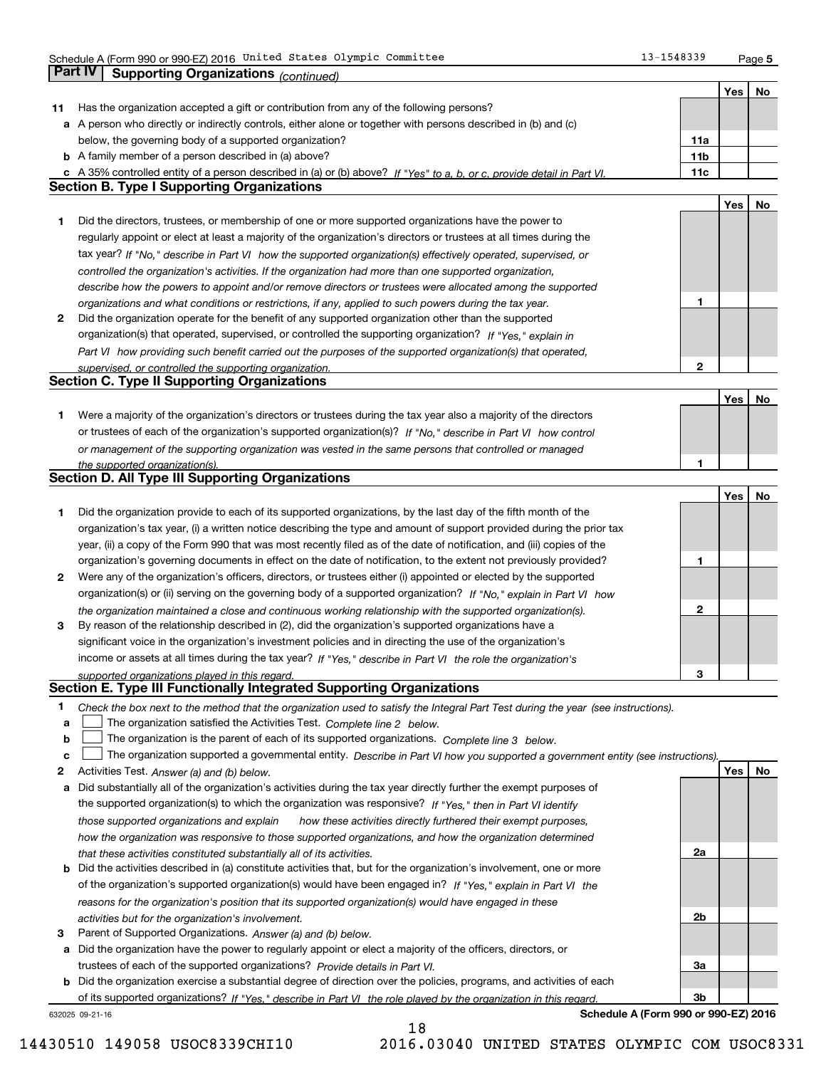Schedule A (Form 990 or 990-EZ) 2016 United States Olympic Committee 13-1548339

## Part IV Supporting Organizations *(continued)*

| | | | Yes | No |
|---|---|---|---|---|
| **11** | Has the organization accepted a gift or contribution from any of the following persons? | | | |
| **a** | A person who directly or indirectly controls, either alone or together with persons described in (b) and (c) below, the governing body of a supported organization? | **11a** | | |
| **b** | A family member of a person described in (a) above? | **11b** | | |
| **c** | A 35% controlled entity of a person described in (a) or (b) above? *If "Yes" to a, b, or c, provide detail in Part VI.* | **11c** | | |

### Section B. Type I Supporting Organizations

| | | | Yes | No |
|---|---|---|---|---|
| **1** | Did the directors, trustees, or membership of one or more supported organizations have the power to regularly appoint or elect at least a majority of the organization's directors or trustees at all times during the tax year? *If "No," describe in Part VI how the supported organization(s) effectively operated, supervised, or controlled the organization's activities. If the organization had more than one supported organization, describe how the powers to appoint and/or remove directors or trustees were allocated among the supported organizations and what conditions or restrictions, if any, applied to such powers during the tax year.* | **1** | | |
| **2** | Did the organization operate for the benefit of any supported organization other than the supported organization(s) that operated, supervised, or controlled the supporting organization? *If "Yes," explain in Part VI how providing such benefit carried out the purposes of the supported organization(s) that operated, supervised, or controlled the supporting organization.* | **2** | | |

### Section C. Type II Supporting Organizations

| | | | Yes | No |
|---|---|---|---|---|
| **1** | Were a majority of the organization's directors or trustees during the tax year also a majority of the directors or trustees of each of the organization's supported organization(s)? *If "No," describe in Part VI how control or management of the supporting organization was vested in the same persons that controlled or managed the supported organization(s).* | **1** | | |

### Section D. All Type III Supporting Organizations

| | | | Yes | No |
|---|---|---|---|---|
| **1** | Did the organization provide to each of its supported organizations, by the last day of the fifth month of the organization's tax year, (i) a written notice describing the type and amount of support provided during the prior tax year, (ii) a copy of the Form 990 that was most recently filed as of the date of notification, and (iii) copies of the organization's governing documents in effect on the date of notification, to the extent not previously provided? | **1** | | |
| **2** | Were any of the organization's officers, directors, or trustees either (i) appointed or elected by the supported organization(s) or (ii) serving on the governing body of a supported organization? *If "No," explain in Part VI how the organization maintained a close and continuous working relationship with the supported organization(s).* | **2** | | |
| **3** | By reason of the relationship described in (2), did the organization's supported organizations have a significant voice in the organization's investment policies and in directing the use of the organization's income or assets at all times during the tax year? *If "Yes," describe in Part VI the role the organization's supported organizations played in this regard.* | **3** | | |

### Section E. Type III Functionally Integrated Supporting Organizations

**1** *Check the box next to the method that the organization used to satisfy the Integral Part Test during the year (see instructions).*

- **a** ☐ The organization satisfied the Activities Test. *Complete line 2 below.*
- **b** ☐ The organization is the parent of each of its supported organizations. *Complete line 3 below.*
- **c** ☐ The organization supported a governmental entity. *Describe in Part VI how you supported a government entity (see instructions).*

| | | | Yes | No |
|---|---|---|---|---|
| **2** | Activities Test. *Answer (a) and (b) below.* | | | |
| **a** | Did substantially all of the organization's activities during the tax year directly further the exempt purposes of the supported organization(s) to which the organization was responsive? *If "Yes," then in Part VI identify those supported organizations and explain how these activities directly furthered their exempt purposes, how the organization was responsive to those supported organizations, and how the organization determined that these activities constituted substantially all of its activities.* | **2a** | | |
| **b** | Did the activities described in (a) constitute activities that, but for the organization's involvement, one or more of the organization's supported organization(s) would have been engaged in? *If "Yes," explain in Part VI the reasons for the organization's position that its supported organization(s) would have engaged in these activities but for the organization's involvement.* | **2b** | | |
| **3** | Parent of Supported Organizations. *Answer (a) and (b) below.* | | | |
| **a** | Did the organization have the power to regularly appoint or elect a majority of the officers, directors, or trustees of each of the supported organizations? *Provide details in Part VI.* | **3a** | | |
| **b** | Did the organization exercise a substantial degree of direction over the policies, programs, and activities of each of its supported organizations? *If "Yes," describe in Part VI the role played by the organization in this regard.* | **3b** | | |

632025 09-21-16 **Schedule A (Form 990 or 990-EZ) 2016**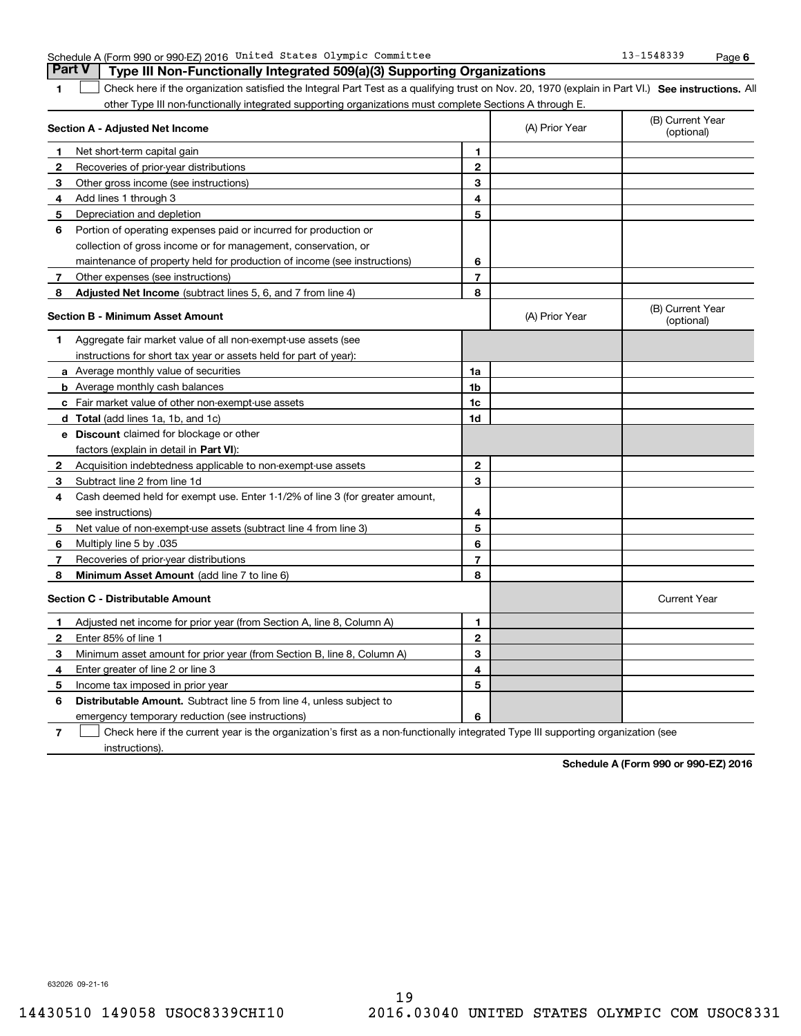Schedule A (Form 990 or 990-EZ) 2016 United States Olympic Committee 13-1548339

## Part V Type III Non-Functionally Integrated 509(a)(3) Supporting Organizations

1 ☐ Check here if the organization satisfied the Integral Part Test as a qualifying trust on Nov. 20, 1970 (explain in Part VI.) **See instructions.** All other Type III non-functionally integrated supporting organizations must complete Sections A through E.

| **Section A - Adjusted Net Income** | | (A) Prior Year | (B) Current Year (optional) |
|---|---|---|---|
| **1** Net short-term capital gain | 1 | | |
| **2** Recoveries of prior-year distributions | 2 | | |
| **3** Other gross income (see instructions) | 3 | | |
| **4** Add lines 1 through 3 | 4 | | |
| **5** Depreciation and depletion | 5 | | |
| **6** Portion of operating expenses paid or incurred for production or collection of gross income or for management, conservation, or maintenance of property held for production of income (see instructions) | 6 | | |
| **7** Other expenses (see instructions) | 7 | | |
| **8** **Adjusted Net Income** (subtract lines 5, 6, and 7 from line 4) | 8 | | |

| **Section B - Minimum Asset Amount** | | (A) Prior Year | (B) Current Year (optional) |
|---|---|---|---|
| **1** Aggregate fair market value of all non-exempt-use assets (see instructions for short tax year or assets held for part of year): | | | |
| **a** Average monthly value of securities | 1a | | |
| **b** Average monthly cash balances | 1b | | |
| **c** Fair market value of other non-exempt-use assets | 1c | | |
| **d** **Total** (add lines 1a, 1b, and 1c) | 1d | | |
| **e** **Discount** claimed for blockage or other factors (explain in detail in **Part VI**): | | | |
| **2** Acquisition indebtedness applicable to non-exempt-use assets | 2 | | |
| **3** Subtract line 2 from line 1d | 3 | | |
| **4** Cash deemed held for exempt use. Enter 1-1/2% of line 3 (for greater amount, see instructions) | 4 | | |
| **5** Net value of non-exempt-use assets (subtract line 4 from line 3) | 5 | | |
| **6** Multiply line 5 by .035 | 6 | | |
| **7** Recoveries of prior-year distributions | 7 | | |
| **8** **Minimum Asset Amount** (add line 7 to line 6) | 8 | | |

| **Section C - Distributable Amount** | | | Current Year |
|---|---|---|---|
| **1** Adjusted net income for prior year (from Section A, line 8, Column A) | 1 | | |
| **2** Enter 85% of line 1 | 2 | | |
| **3** Minimum asset amount for prior year (from Section B, line 8, Column A) | 3 | | |
| **4** Enter greater of line 2 or line 3 | 4 | | |
| **5** Income tax imposed in prior year | 5 | | |
| **6** **Distributable Amount.** Subtract line 5 from line 4, unless subject to emergency temporary reduction (see instructions) | 6 | | |

7 ☐ Check here if the current year is the organization's first as a non-functionally integrated Type III supporting organization (see instructions).

**Schedule A (Form 990 or 990-EZ) 2016**

632026 09-21-16

14430510 149058 USOC8339CHI10 2016.03040 UNITED STATES OLYMPIC COM USOC8331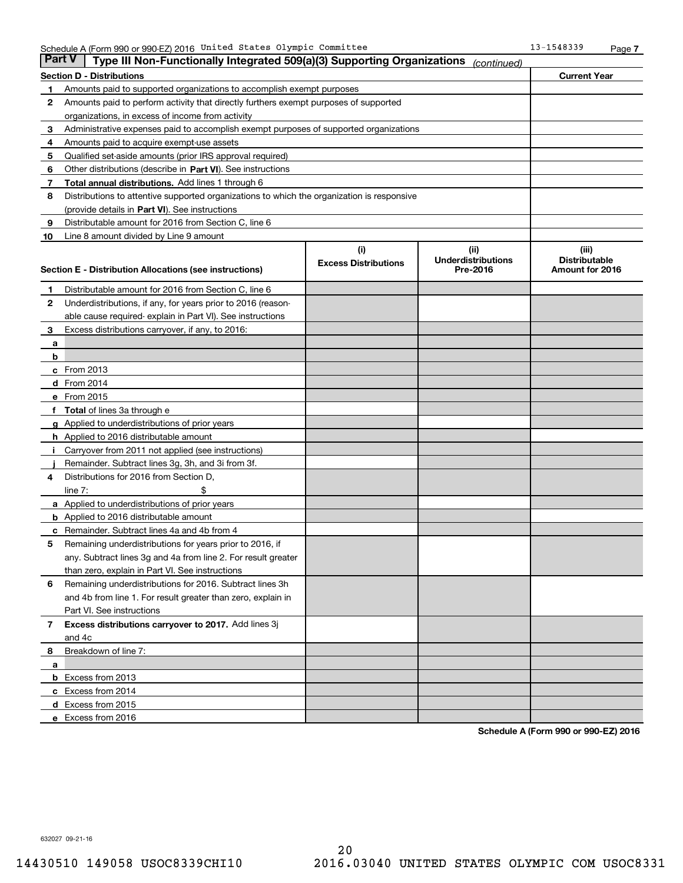Schedule A (Form 990 or 990-EZ) 2016 United States Olympic Committee 13-1548339 Page 7

## Part V Type III Non-Functionally Integrated 509(a)(3) Supporting Organizations *(continued)*

| Section D - Distributions | | Current Year |
|---|---|---|
| 1 | Amounts paid to supported organizations to accomplish exempt purposes | |
| 2 | Amounts paid to perform activity that directly furthers exempt purposes of supported organizations, in excess of income from activity | |
| 3 | Administrative expenses paid to accomplish exempt purposes of supported organizations | |
| 4 | Amounts paid to acquire exempt-use assets | |
| 5 | Qualified set-aside amounts (prior IRS approval required) | |
| 6 | Other distributions (describe in **Part VI**). See instructions | |
| 7 | **Total annual distributions.** Add lines 1 through 6 | |
| 8 | Distributions to attentive supported organizations to which the organization is responsive (provide details in **Part VI**). See instructions | |
| 9 | Distributable amount for 2016 from Section C, line 6 | |
| 10 | Line 8 amount divided by Line 9 amount | |

| Section E - Distribution Allocations (see instructions) | (i) Excess Distributions | (ii) Underdistributions Pre-2016 | (iii) Distributable Amount for 2016 |
|---|---|---|---|
| 1 Distributable amount for 2016 from Section C, line 6 | | | |
| 2 Underdistributions, if any, for years prior to 2016 (reasonable cause required- explain in Part VI). See instructions | | | |
| 3 Excess distributions carryover, if any, to 2016: | | | |
| a | | | |
| b | | | |
| c From 2013 | | | |
| d From 2014 | | | |
| e From 2015 | | | |
| f **Total** of lines 3a through e | | | |
| g Applied to underdistributions of prior years | | | |
| h Applied to 2016 distributable amount | | | |
| i Carryover from 2011 not applied (see instructions) | | | |
| j Remainder. Subtract lines 3g, 3h, and 3i from 3f. | | | |
| 4 Distributions for 2016 from Section D, line 7: $ | | | |
| a Applied to underdistributions of prior years | | | |
| b Applied to 2016 distributable amount | | | |
| c Remainder. Subtract lines 4a and 4b from 4 | | | |
| 5 Remaining underdistributions for years prior to 2016, if any. Subtract lines 3g and 4a from line 2. For result greater than zero, explain in Part VI. See instructions | | | |
| 6 Remaining underdistributions for 2016. Subtract lines 3h and 4b from line 1. For result greater than zero, explain in Part VI. See instructions | | | |
| 7 **Excess distributions carryover to 2017.** Add lines 3j and 4c | | | |
| 8 Breakdown of line 7: | | | |
| a | | | |
| b Excess from 2013 | | | |
| c Excess from 2014 | | | |
| d Excess from 2015 | | | |
| e Excess from 2016 | | | |

**Schedule A (Form 990 or 990-EZ) 2016**

632027 09-21-16

14430510 149058 USOC8339CHI10 2016.03040 UNITED STATES OLYMPIC COM USOC8331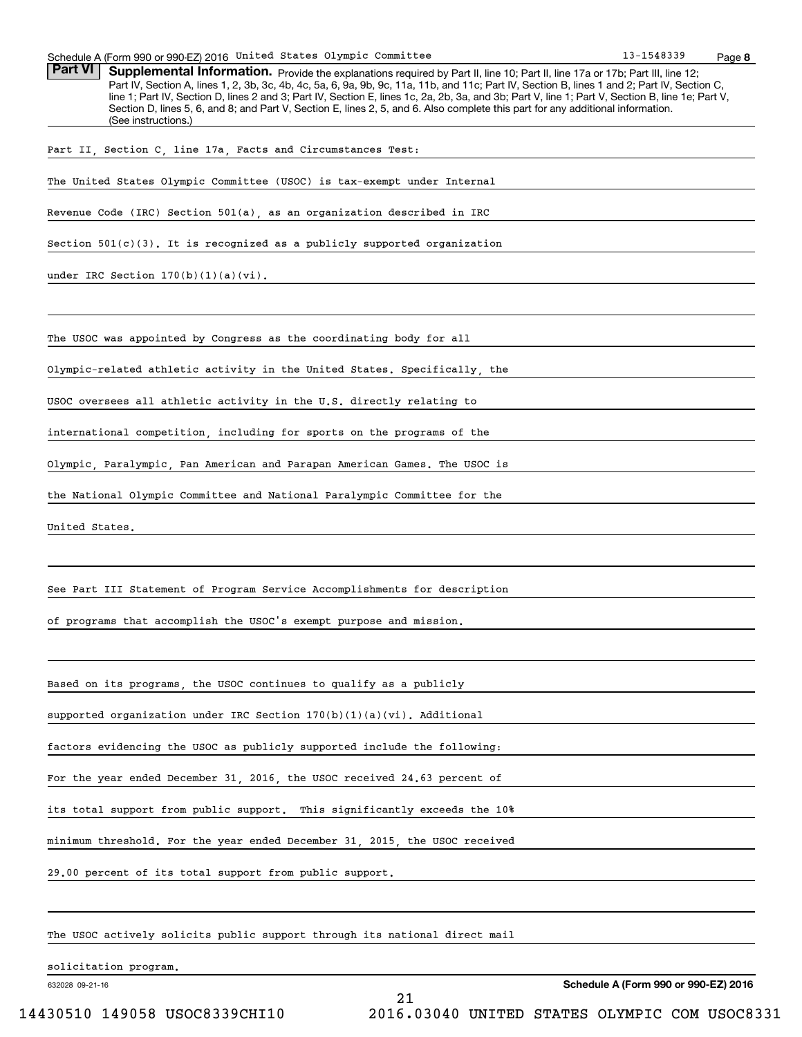## Part VI Supplemental Information.

Provide the explanations required by Part II, line 10; Part II, line 17a or 17b; Part III, line 12; Part IV, Section A, lines 1, 2, 3b, 3c, 4b, 4c, 5a, 6, 9a, 9b, 9c, 11a, 11b, and 11c; Part IV, Section B, lines 1 and 2; Part IV, Section C, line 1; Part IV, Section D, lines 2 and 3; Part IV, Section E, lines 1c, 2a, 2b, 3a, and 3b; Part V, line 1; Part V, Section B, line 1e; Part V, Section D, lines 5, 6, and 8; and Part V, Section E, lines 2, 5, and 6. Also complete this part for any additional information. (See instructions.)

Part II, Section C, line 17a, Facts and Circumstances Test:

The United States Olympic Committee (USOC) is tax-exempt under Internal Revenue Code (IRC) Section 501(a), as an organization described in IRC Section 501(c)(3). It is recognized as a publicly supported organization under IRC Section 170(b)(1)(a)(vi).

The USOC was appointed by Congress as the coordinating body for all Olympic-related athletic activity in the United States. Specifically, the USOC oversees all athletic activity in the U.S. directly relating to international competition, including for sports on the programs of the Olympic, Paralympic, Pan American and Parapan American Games. The USOC is the National Olympic Committee and National Paralympic Committee for the United States.

See Part III Statement of Program Service Accomplishments for description of programs that accomplish the USOC's exempt purpose and mission.

Based on its programs, the USOC continues to qualify as a publicly supported organization under IRC Section 170(b)(1)(a)(vi). Additional factors evidencing the USOC as publicly supported include the following: For the year ended December 31, 2016, the USOC received 24.63 percent of its total support from public support. This significantly exceeds the 10% minimum threshold. For the year ended December 31, 2015, the USOC received 29.00 percent of its total support from public support.

The USOC actively solicits public support through its national direct mail solicitation program.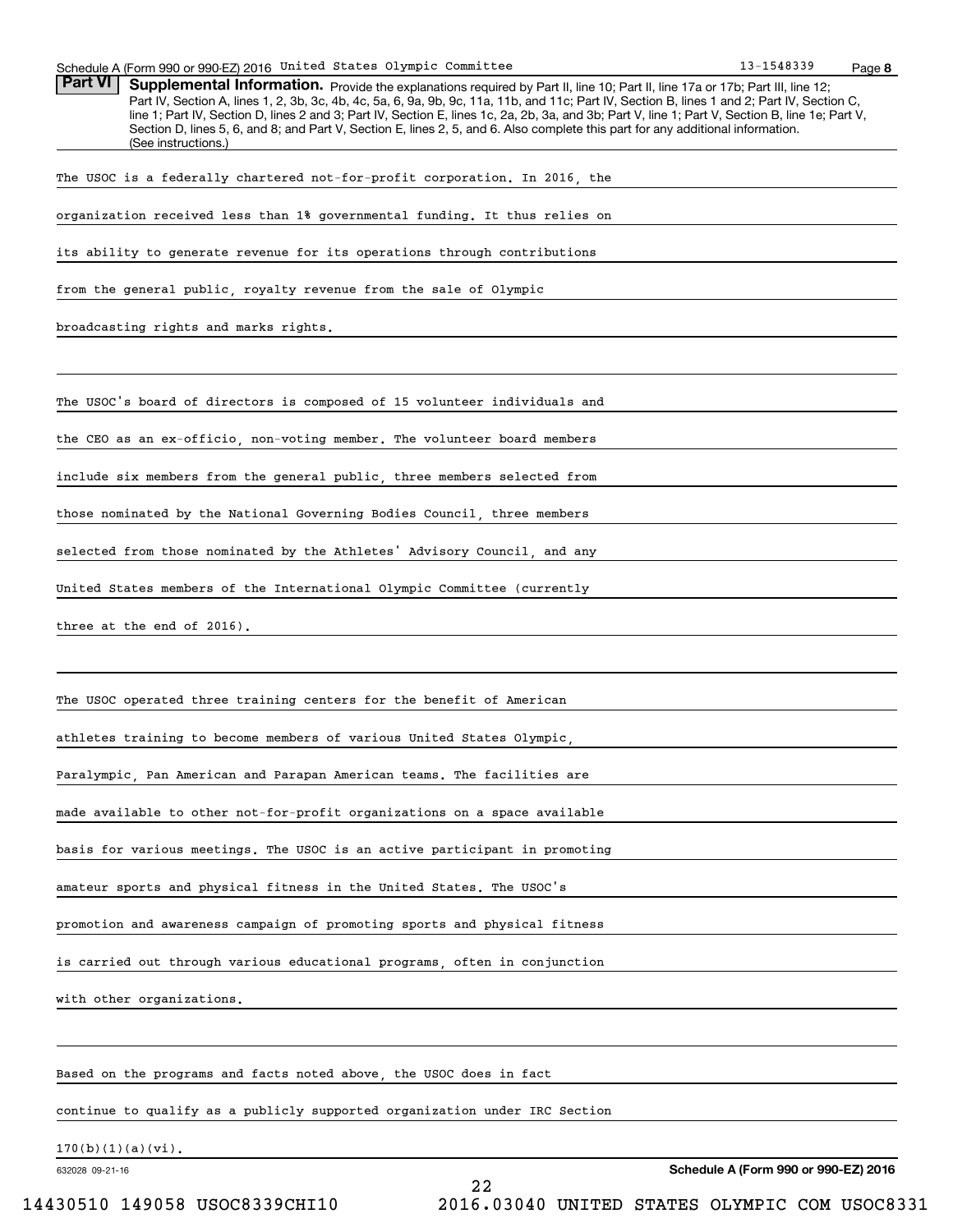**Part VI** **Supplemental Information.** Provide the explanations required by Part II, line 10; Part II, line 17a or 17b; Part III, line 12; Part IV, Section A, lines 1, 2, 3b, 3c, 4b, 4c, 5a, 6, 9a, 9b, 9c, 11a, 11b, and 11c; Part IV, Section B, lines 1 and 2; Part IV, Section C, line 1; Part IV, Section D, lines 2 and 3; Part IV, Section E, lines 1c, 2a, 2b, 3a, and 3b; Part V, line 1; Part V, Section B, line 1e; Part V, Section D, lines 5, 6, and 8; and Part V, Section E, lines 2, 5, and 6. Also complete this part for any additional information. (See instructions.)

The USOC is a federally chartered not-for-profit corporation. In 2016, the organization received less than 1% governmental funding. It thus relies on its ability to generate revenue for its operations through contributions from the general public, royalty revenue from the sale of Olympic broadcasting rights and marks rights.

The USOC's board of directors is composed of 15 volunteer individuals and the CEO as an ex-officio, non-voting member. The volunteer board members include six members from the general public, three members selected from those nominated by the National Governing Bodies Council, three members selected from those nominated by the Athletes' Advisory Council, and any United States members of the International Olympic Committee (currently three at the end of 2016).

The USOC operated three training centers for the benefit of American athletes training to become members of various United States Olympic, Paralympic, Pan American and Parapan American teams. The facilities are made available to other not-for-profit organizations on a space available basis for various meetings. The USOC is an active participant in promoting amateur sports and physical fitness in the United States. The USOC's promotion and awareness campaign of promoting sports and physical fitness is carried out through various educational programs, often in conjunction with other organizations.

Based on the programs and facts noted above, the USOC does in fact continue to qualify as a publicly supported organization under IRC Section 170(b)(1)(a)(vi).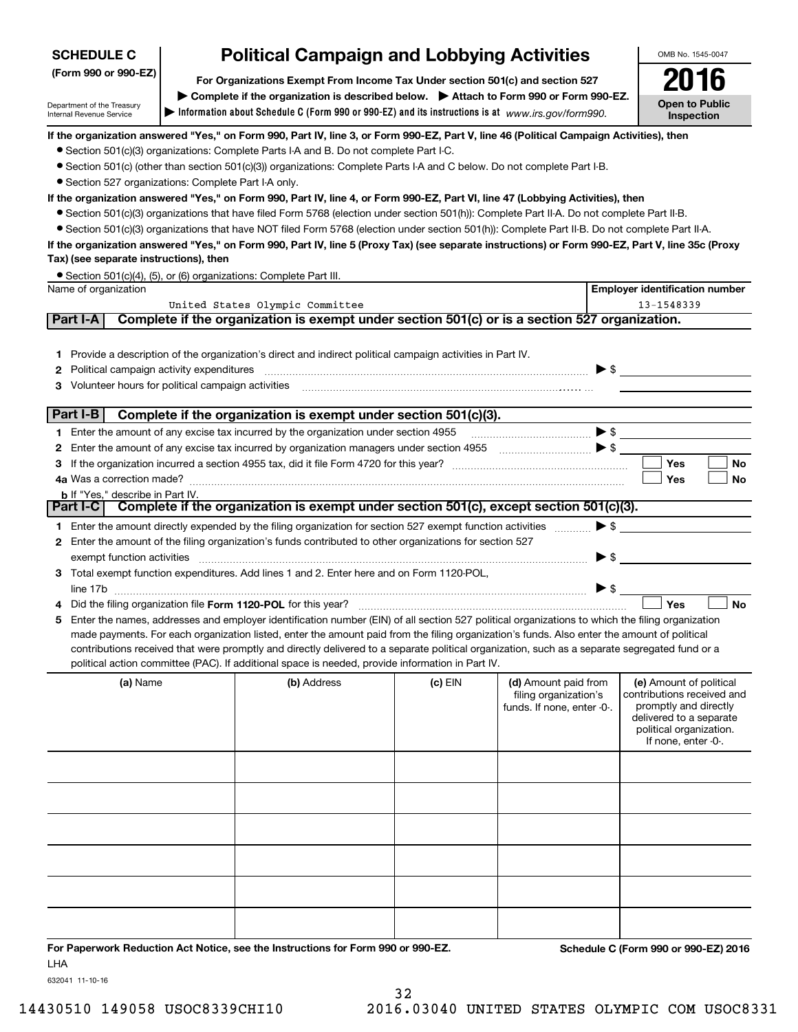**SCHEDULE C**
**(Form 990 or 990-EZ)**

Department of the Treasury
Internal Revenue Service

# Political Campaign and Lobbying Activities

**For Organizations Exempt From Income Tax Under section 501(c) and section 527**

**▶ Complete if the organization is described below. ▶ Attach to Form 990 or Form 990-EZ.**

**▶ Information about Schedule C (Form 990 or 990-EZ) and its instructions is at** *www.irs.gov/form990.*

OMB No. 1545-0047

**2016**

**Open to Public Inspection**

**If the organization answered "Yes," on Form 990, Part IV, line 3, or Form 990-EZ, Part V, line 46 (Political Campaign Activities), then**

- Section 501(c)(3) organizations: Complete Parts I-A and B. Do not complete Part I-C.
- Section 501(c) (other than section 501(c)(3)) organizations: Complete Parts I-A and C below. Do not complete Part I-B.
- Section 527 organizations: Complete Part I-A only.

**If the organization answered "Yes," on Form 990, Part IV, line 4, or Form 990-EZ, Part VI, line 47 (Lobbying Activities), then**

- Section 501(c)(3) organizations that have filed Form 5768 (election under section 501(h)): Complete Part II-A. Do not complete Part II-B.
- Section 501(c)(3) organizations that have NOT filed Form 5768 (election under section 501(h)): Complete Part II-B. Do not complete Part II-A.

**If the organization answered "Yes," on Form 990, Part IV, line 5 (Proxy Tax) (see separate instructions) or Form 990-EZ, Part V, line 35c (Proxy Tax) (see separate instructions), then**

- Section 501(c)(4), (5), or (6) organizations: Complete Part III.

| Name of organization | Employer identification number |
|---|---|
| United States Olympic Committee | 13-1548339 |

## Part I-A Complete if the organization is exempt under section 501(c) or is a section 527 organization.

1 Provide a description of the organization's direct and indirect political campaign activities in Part IV.
2 Political campaign activity expenditures ▶ $
3 Volunteer hours for political campaign activities

## Part I-B Complete if the organization is exempt under section 501(c)(3).

1 Enter the amount of any excise tax incurred by the organization under section 4955 ▶ $
2 Enter the amount of any excise tax incurred by organization managers under section 4955 ▶ $
3 If the organization incurred a section 4955 tax, did it file Form 4720 for this year? ☐ Yes ☐ No
4a Was a correction made? ☐ Yes ☐ No
b If "Yes," describe in Part IV.

## Part I-C Complete if the organization is exempt under section 501(c), except section 501(c)(3).

1 Enter the amount directly expended by the filing organization for section 527 exempt function activities ▶ $
2 Enter the amount of the filing organization's funds contributed to other organizations for section 527 exempt function activities ▶ $
3 Total exempt function expenditures. Add lines 1 and 2. Enter here and on Form 1120-POL, line 17b ▶ $
4 Did the filing organization file **Form 1120-POL** for this year? ☐ Yes ☐ No
5 Enter the names, addresses and employer identification number (EIN) of all section 527 political organizations to which the filing organization made payments. For each organization listed, enter the amount paid from the filing organization's funds. Also enter the amount of political contributions received that were promptly and directly delivered to a separate political organization, such as a separate segregated fund or a political action committee (PAC). If additional space is needed, provide information in Part IV.

| (a) Name | (b) Address | (c) EIN | (d) Amount paid from filing organization's funds. If none, enter -0-. | (e) Amount of political contributions received and promptly and directly delivered to a separate political organization. If none, enter -0-. |
|---|---|---|---|---|
| | | | | |
| | | | | |
| | | | | |
| | | | | |
| | | | | |
| | | | | |

**For Paperwork Reduction Act Notice, see the Instructions for Form 990 or 990-EZ.** **Schedule C (Form 990 or 990-EZ) 2016**
LHA
632041 11-10-16

14430510 149058 USOC8339CHI10 2016.03040 UNITED STATES OLYMPIC COM USOC8331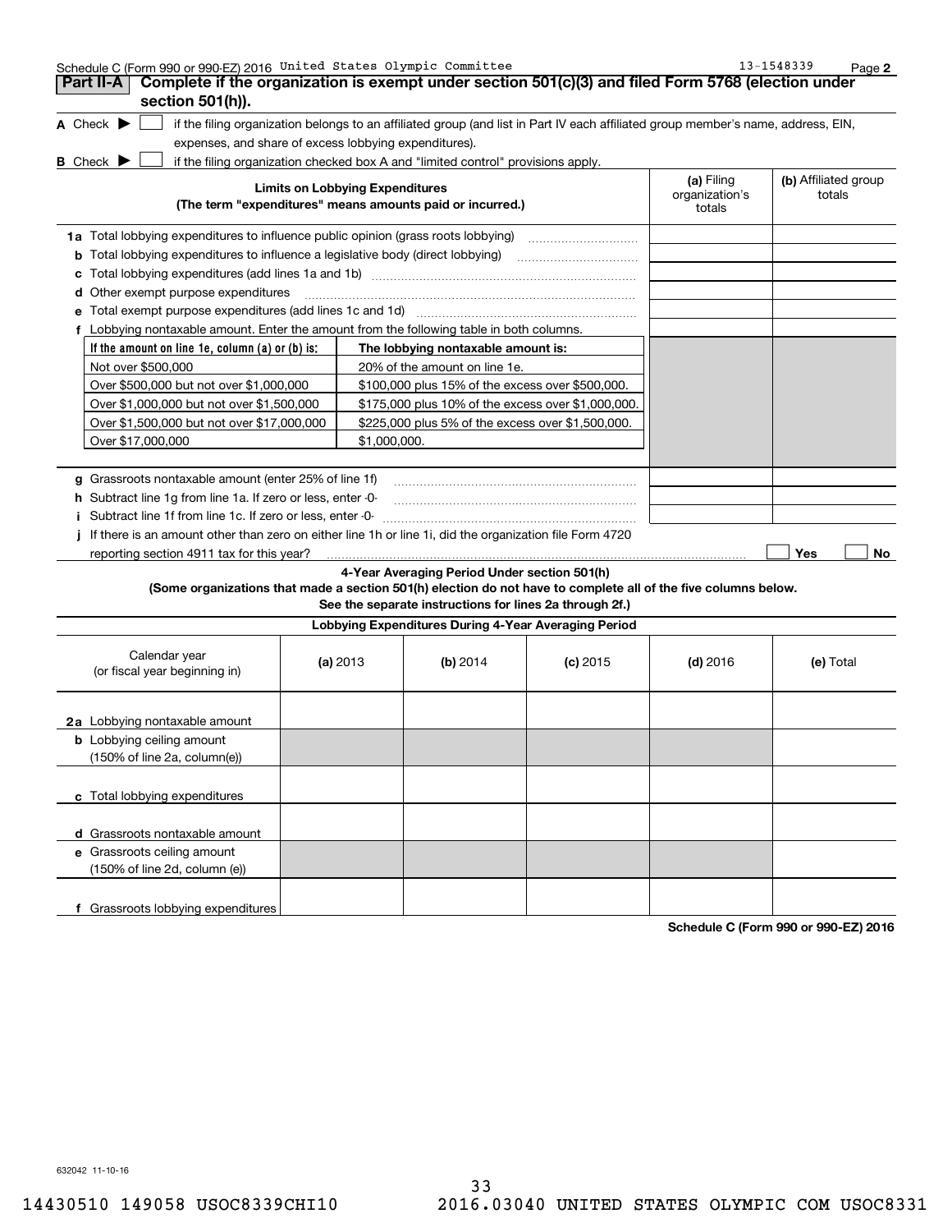Schedule C (Form 990 or 990-EZ) 2016 United States Olympic Committee 13-1548339 Page **2**

## Part II-A Complete if the organization is exempt under section 501(c)(3) and filed Form 5768 (election under section 501(h)).

**A** Check ▶ ☐ if the filing organization belongs to an affiliated group (and list in Part IV each affiliated group member's name, address, EIN, expenses, and share of excess lobbying expenditures).

**B** Check ▶ ☐ if the filing organization checked box A and "limited control" provisions apply.

| Limits on Lobbying Expenditures (The term "expenditures" means amounts paid or incurred.) | (a) Filing organization's totals | (b) Affiliated group totals |
|---|---|---|
| **1a** Total lobbying expenditures to influence public opinion (grass roots lobbying) | | |
| **b** Total lobbying expenditures to influence a legislative body (direct lobbying) | | |
| **c** Total lobbying expenditures (add lines 1a and 1b) | | |
| **d** Other exempt purpose expenditures | | |
| **e** Total exempt purpose expenditures (add lines 1c and 1d) | | |
| **f** Lobbying nontaxable amount. Enter the amount from the following table in both columns. | | |

| If the amount on line 1e, column (a) or (b) is: | The lobbying nontaxable amount is: |
|---|---|
| Not over $500,000 | 20% of the amount on line 1e. |
| Over $500,000 but not over $1,000,000 | $100,000 plus 15% of the excess over $500,000. |
| Over $1,000,000 but not over $1,500,000 | $175,000 plus 10% of the excess over $1,000,000. |
| Over $1,500,000 but not over $17,000,000 | $225,000 plus 5% of the excess over $1,500,000. |
| Over $17,000,000 | $1,000,000. |

| | (a) Filing organization's totals | (b) Affiliated group totals |
|---|---|---|
| **g** Grassroots nontaxable amount (enter 25% of line 1f) | | |
| **h** Subtract line 1g from line 1a. If zero or less, enter -0- | | |
| **i** Subtract line 1f from line 1c. If zero or less, enter -0- | | |

**j** If there is an amount other than zero on either line 1h or line 1i, did the organization file Form 4720 reporting section 4911 tax for this year? ☐ Yes ☐ No

### 4-Year Averaging Period Under section 501(h)

**(Some organizations that made a section 501(h) election do not have to complete all of the five columns below. See the separate instructions for lines 2a through 2f.)**

**Lobbying Expenditures During 4-Year Averaging Period**

| Calendar year (or fiscal year beginning in) | (a) 2013 | (b) 2014 | (c) 2015 | (d) 2016 | (e) Total |
|---|---|---|---|---|---|
| **2a** Lobbying nontaxable amount | | | | | |
| **b** Lobbying ceiling amount (150% of line 2a, column(e)) | | | | | |
| **c** Total lobbying expenditures | | | | | |
| **d** Grassroots nontaxable amount | | | | | |
| **e** Grassroots ceiling amount (150% of line 2d, column (e)) | | | | | |
| **f** Grassroots lobbying expenditures | | | | | |

**Schedule C (Form 990 or 990-EZ) 2016**

632042 11-10-16

14430510 149058 USOC8339CHI10 2016.03040 UNITED STATES OLYMPIC COM USOC8331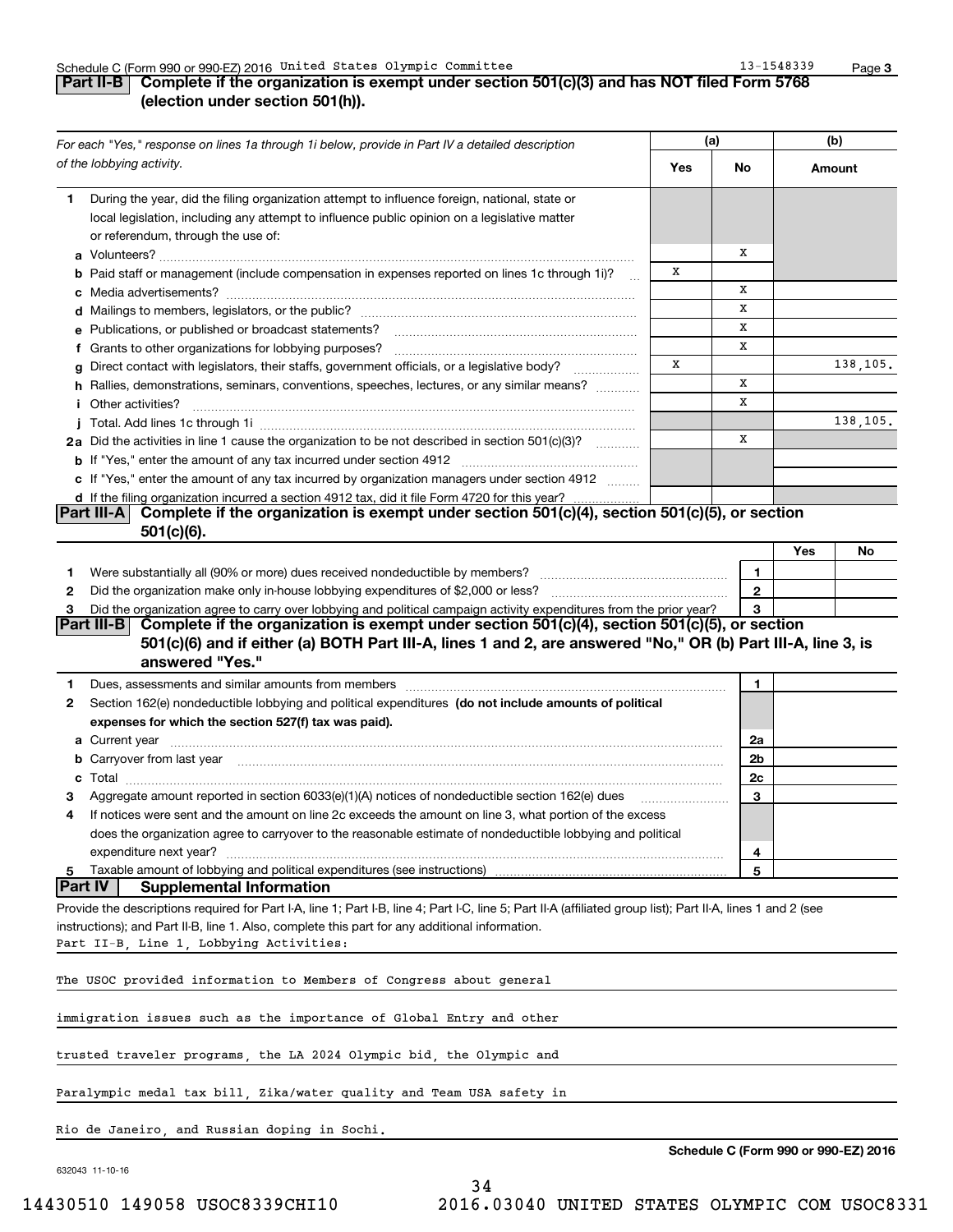Schedule C (Form 990 or 990-EZ) 2016 United States Olympic Committee 13-1548339

## Part II-B Complete if the organization is exempt under section 501(c)(3) and has NOT filed Form 5768 (election under section 501(h)).

| *For each "Yes," response on lines 1a through 1i below, provide in Part IV a detailed description of the lobbying activity.* | (a) Yes | (a) No | (b) Amount |
|---|---|---|---|
| **1** During the year, did the filing organization attempt to influence foreign, national, state or local legislation, including any attempt to influence public opinion on a legislative matter or referendum, through the use of: | | | |
| **a** Volunteers? | | X | |
| **b** Paid staff or management (include compensation in expenses reported on lines 1c through 1i)? | X | | |
| **c** Media advertisements? | | X | |
| **d** Mailings to members, legislators, or the public? | | X | |
| **e** Publications, or published or broadcast statements? | | X | |
| **f** Grants to other organizations for lobbying purposes? | | X | |
| **g** Direct contact with legislators, their staffs, government officials, or a legislative body? | X | | 138,105. |
| **h** Rallies, demonstrations, seminars, conventions, speeches, lectures, or any similar means? | | X | |
| **i** Other activities? | | X | |
| **j** Total. Add lines 1c through 1i | | | 138,105. |
| **2a** Did the activities in line 1 cause the organization to be not described in section 501(c)(3)? | | X | |
| **b** If "Yes," enter the amount of any tax incurred under section 4912 | | | |
| **c** If "Yes," enter the amount of any tax incurred by organization managers under section 4912 | | | |
| **d** If the filing organization incurred a section 4912 tax, did it file Form 4720 for this year? | | | |

## Part III-A Complete if the organization is exempt under section 501(c)(4), section 501(c)(5), or section 501(c)(6).

| | | Yes | No |
|---|---|---|---|
| **1** Were substantially all (90% or more) dues received nondeductible by members? | 1 | | |
| **2** Did the organization make only in-house lobbying expenditures of $2,000 or less? | 2 | | |
| **3** Did the organization agree to carry over lobbying and political campaign activity expenditures from the prior year? | 3 | | |

## Part III-B Complete if the organization is exempt under section 501(c)(4), section 501(c)(5), or section 501(c)(6) and if either (a) BOTH Part III-A, lines 1 and 2, are answered "No," OR (b) Part III-A, line 3, is answered "Yes."

| | | |
|---|---|---|
| **1** Dues, assessments and similar amounts from members | 1 | |
| **2** Section 162(e) nondeductible lobbying and political expenditures **(do not include amounts of political expenses for which the section 527(f) tax was paid).** | | |
| **a** Current year | 2a | |
| **b** Carryover from last year | 2b | |
| **c** Total | 2c | |
| **3** Aggregate amount reported in section 6033(e)(1)(A) notices of nondeductible section 162(e) dues | 3 | |
| **4** If notices were sent and the amount on line 2c exceeds the amount on line 3, what portion of the excess does the organization agree to carryover to the reasonable estimate of nondeductible lobbying and political expenditure next year? | 4 | |
| **5** Taxable amount of lobbying and political expenditures (see instructions) | 5 | |

## Part IV Supplemental Information

Provide the descriptions required for Part I-A, line 1; Part I-B, line 4; Part I-C, line 5; Part II-A (affiliated group list); Part II-A, lines 1 and 2 (see instructions); and Part II-B, line 1. Also, complete this part for any additional information.

Part II-B, Line 1, Lobbying Activities:

The USOC provided information to Members of Congress about general immigration issues such as the importance of Global Entry and other trusted traveler programs, the LA 2024 Olympic bid, the Olympic and Paralympic medal tax bill, Zika/water quality and Team USA safety in Rio de Janeiro, and Russian doping in Sochi.

**Schedule C (Form 990 or 990-EZ) 2016**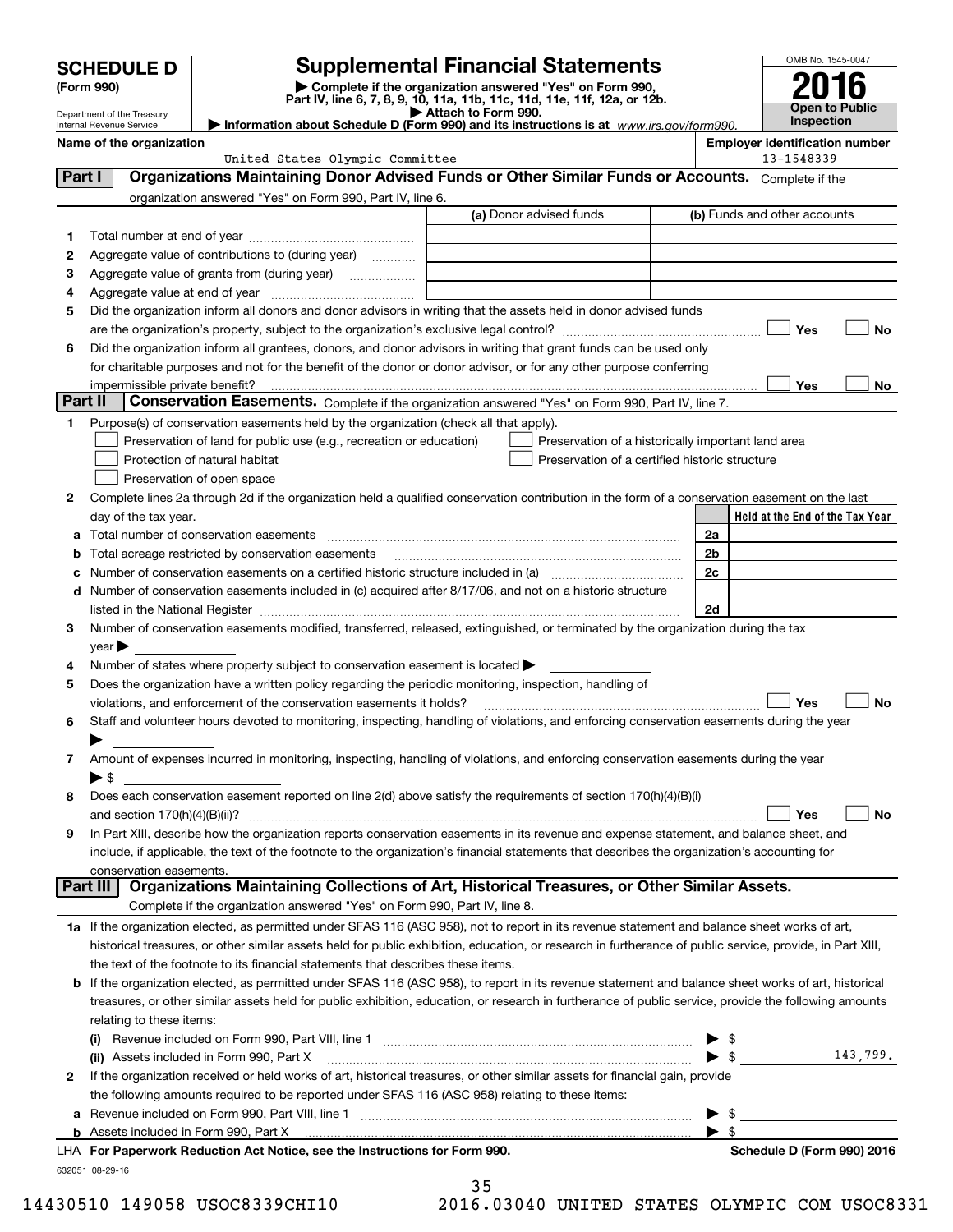# SCHEDULE D (Form 990)

Department of the Treasury
Internal Revenue Service

## Supplemental Financial Statements

▶ Complete if the organization answered "Yes" on Form 990, Part IV, line 6, 7, 8, 9, 10, 11a, 11b, 11c, 11d, 11e, 11f, 12a, or 12b.
▶ Attach to Form 990.
▶ Information about Schedule D (Form 990) and its instructions is at *www.irs.gov/form990.*

OMB No. 1545-0047
**2016**
**Open to Public Inspection**

**Name of the organization:** United States Olympic Committee
**Employer identification number:** 13-1548339

### Part I — Organizations Maintaining Donor Advised Funds or Other Similar Funds or Accounts.
Complete if the organization answered "Yes" on Form 990, Part IV, line 6.

| | | (a) Donor advised funds | (b) Funds and other accounts |
|---|---|---|---|
| 1 | Total number at end of year | | |
| 2 | Aggregate value of contributions to (during year) | | |
| 3 | Aggregate value of grants from (during year) | | |
| 4 | Aggregate value at end of year | | |

5 Did the organization inform all donors and donor advisors in writing that the assets held in donor advised funds are the organization's property, subject to the organization's exclusive legal control? ☐ Yes ☐ No

6 Did the organization inform all grantees, donors, and donor advisors in writing that grant funds can be used only for charitable purposes and not for the benefit of the donor or donor advisor, or for any other purpose conferring impermissible private benefit? ☐ Yes ☐ No

### Part II — Conservation Easements.
Complete if the organization answered "Yes" on Form 990, Part IV, line 7.

1 Purpose(s) of conservation easements held by the organization (check all that apply).
- ☐ Preservation of land for public use (e.g., recreation or education)
- ☐ Protection of natural habitat
- ☐ Preservation of open space
- ☐ Preservation of a historically important land area
- ☐ Preservation of a certified historic structure

2 Complete lines 2a through 2d if the organization held a qualified conservation contribution in the form of a conservation easement on the last day of the tax year.

| | | | Held at the End of the Tax Year |
|---|---|---|---|
| a | Total number of conservation easements | 2a | |
| b | Total acreage restricted by conservation easements | 2b | |
| c | Number of conservation easements on a certified historic structure included in (a) | 2c | |
| d | Number of conservation easements included in (c) acquired after 8/17/06, and not on a historic structure listed in the National Register | 2d | |

3 Number of conservation easements modified, transferred, released, extinguished, or terminated by the organization during the tax year ▶

4 Number of states where property subject to conservation easement is located ▶

5 Does the organization have a written policy regarding the periodic monitoring, inspection, handling of violations, and enforcement of the conservation easements it holds? ☐ Yes ☐ No

6 Staff and volunteer hours devoted to monitoring, inspecting, handling of violations, and enforcing conservation easements during the year ▶

7 Amount of expenses incurred in monitoring, inspecting, handling of violations, and enforcing conservation easements during the year ▶ $

8 Does each conservation easement reported on line 2(d) above satisfy the requirements of section 170(h)(4)(B)(i) and section 170(h)(4)(B)(ii)? ☐ Yes ☐ No

9 In Part XIII, describe how the organization reports conservation easements in its revenue and expense statement, and balance sheet, and include, if applicable, the text of the footnote to the organization's financial statements that describes the organization's accounting for conservation easements.

### Part III — Organizations Maintaining Collections of Art, Historical Treasures, or Other Similar Assets.
Complete if the organization answered "Yes" on Form 990, Part IV, line 8.

1a If the organization elected, as permitted under SFAS 116 (ASC 958), not to report in its revenue statement and balance sheet works of art, historical treasures, or other similar assets held for public exhibition, education, or research in furtherance of public service, provide, in Part XIII, the text of the footnote to its financial statements that describes these items.

b If the organization elected, as permitted under SFAS 116 (ASC 958), to report in its revenue statement and balance sheet works of art, historical treasures, or other similar assets held for public exhibition, education, or research in furtherance of public service, provide the following amounts relating to these items:

(i) Revenue included on Form 990, Part VIII, line 1 ▶ $

(ii) Assets included in Form 990, Part X ▶ $ 143,799.

2 If the organization received or held works of art, historical treasures, or other similar assets for financial gain, provide the following amounts required to be reported under SFAS 116 (ASC 958) relating to these items:

a Revenue included on Form 990, Part VIII, line 1 ▶ $

b Assets included in Form 990, Part X ▶ $

LHA **For Paperwork Reduction Act Notice, see the Instructions for Form 990.** **Schedule D (Form 990) 2016**

632051 08-29-16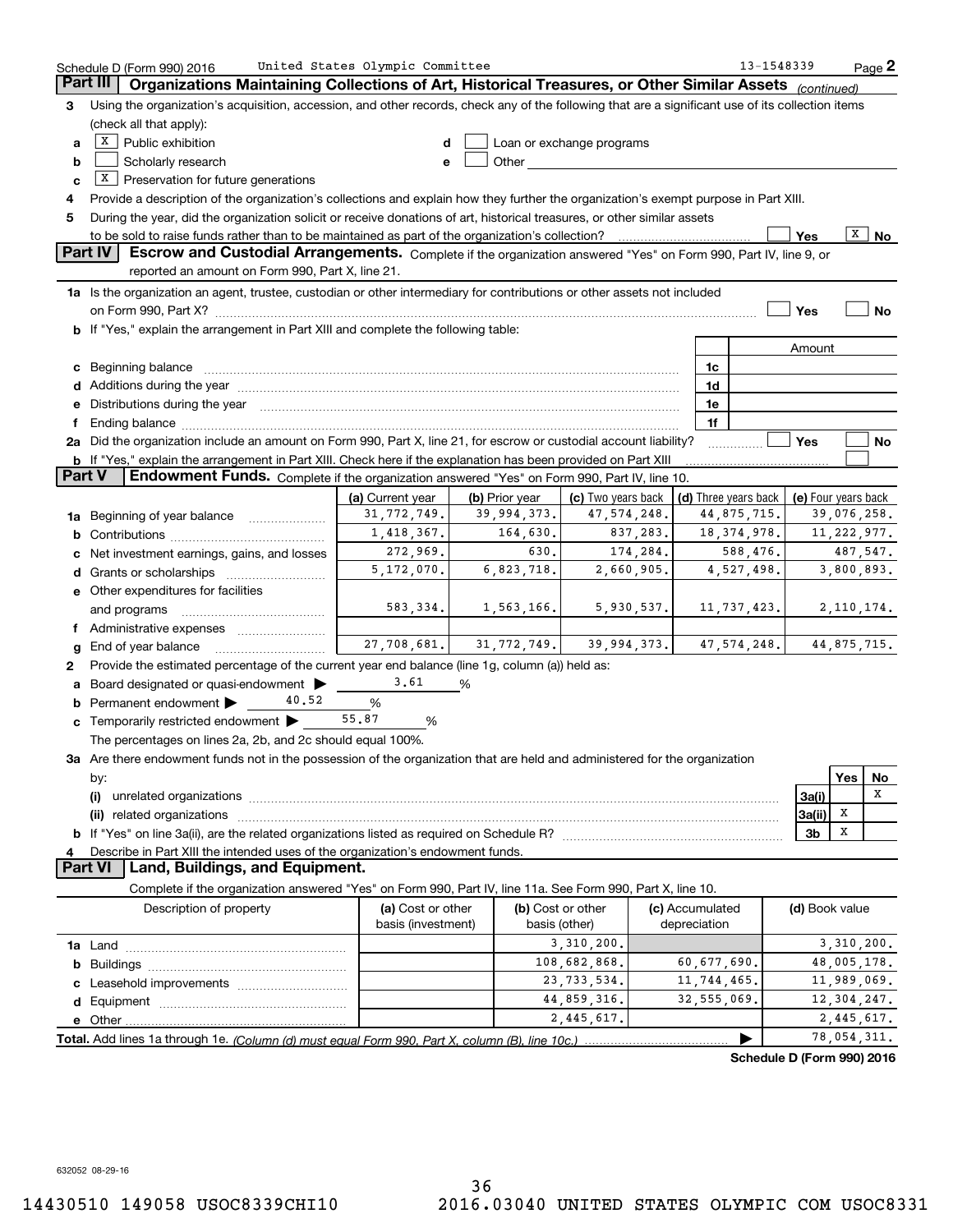Schedule D (Form 990) 2016 United States Olympic Committee 13-1548339

## Part III Organizations Maintaining Collections of Art, Historical Treasures, or Other Similar Assets *(continued)*

**3** Using the organization's acquisition, accession, and other records, check any of the following that are a significant use of its collection items (check all that apply):

- **a** [X] Public exhibition
- **b** [ ] Scholarly research
- **c** [X] Preservation for future generations
- **d** [ ] Loan or exchange programs
- **e** [ ] Other

**4** Provide a description of the organization's collections and explain how they further the organization's exempt purpose in Part XIII.

**5** During the year, did the organization solicit or receive donations of art, historical treasures, or other similar assets to be sold to raise funds rather than to be maintained as part of the organization's collection? [ ] Yes [X] No

## Part IV Escrow and Custodial Arrangements.

Complete if the organization answered "Yes" on Form 990, Part IV, line 9, or reported an amount on Form 990, Part X, line 21.

**1a** Is the organization an agent, trustee, custodian or other intermediary for contributions or other assets not included on Form 990, Part X? [ ] Yes [ ] No

**b** If "Yes," explain the arrangement in Part XIII and complete the following table:

| | | Amount |
|---|---|---|
| **c** Beginning balance | 1c | |
| **d** Additions during the year | 1d | |
| **e** Distributions during the year | 1e | |
| **f** Ending balance | 1f | |

**2a** Did the organization include an amount on Form 990, Part X, line 21, for escrow or custodial account liability? [ ] Yes [ ] No

**b** If "Yes," explain the arrangement in Part XIII. Check here if the explanation has been provided on Part XIII [ ]

## Part V Endowment Funds.

Complete if the organization answered "Yes" on Form 990, Part IV, line 10.

| | (a) Current year | (b) Prior year | (c) Two years back | (d) Three years back | (e) Four years back |
|---|---|---|---|---|---|
| **1a** Beginning of year balance | 31,772,749. | 39,994,373. | 47,574,248. | 44,875,715. | 39,076,258. |
| **b** Contributions | 1,418,367. | 164,630. | 837,283. | 18,374,978. | 11,222,977. |
| **c** Net investment earnings, gains, and losses | 272,969. | 630. | 174,284. | 588,476. | 487,547. |
| **d** Grants or scholarships | 5,172,070. | 6,823,718. | 2,660,905. | 4,527,498. | 3,800,893. |
| **e** Other expenditures for facilities and programs | 583,334. | 1,563,166. | 5,930,537. | 11,737,423. | 2,110,174. |
| **f** Administrative expenses | | | | | |
| **g** End of year balance | 27,708,681. | 31,772,749. | 39,994,373. | 47,574,248. | 44,875,715. |

**2** Provide the estimated percentage of the current year end balance (line 1g, column (a)) held as:

- **a** Board designated or quasi-endowment ▶ 3.61 %
- **b** Permanent endowment ▶ 40.52 %
- **c** Temporarily restricted endowment ▶ 55.87 %

The percentages on lines 2a, 2b, and 2c should equal 100%.

**3a** Are there endowment funds not in the possession of the organization that are held and administered for the organization by:

| | | Yes | No |
|---|---|---|---|
| **(i)** unrelated organizations | 3a(i) | | X |
| **(ii)** related organizations | 3a(ii) | X | |
| **b** If "Yes" on line 3a(ii), are the related organizations listed as required on Schedule R? | 3b | X | |

**4** Describe in Part XIII the intended uses of the organization's endowment funds.

## Part VI Land, Buildings, and Equipment.

Complete if the organization answered "Yes" on Form 990, Part IV, line 11a. See Form 990, Part X, line 10.

| Description of property | (a) Cost or other basis (investment) | (b) Cost or other basis (other) | (c) Accumulated depreciation | (d) Book value |
|---|---|---|---|---|
| **1a** Land | | 3,310,200. | | 3,310,200. |
| **b** Buildings | | 108,682,868. | 60,677,690. | 48,005,178. |
| **c** Leasehold improvements | | 23,733,534. | 11,744,465. | 11,989,069. |
| **d** Equipment | | 44,859,316. | 32,555,069. | 12,304,247. |
| **e** Other | | 2,445,617. | | 2,445,617. |
| **Total.** Add lines 1a through 1e. *(Column (d) must equal Form 990, Part X, column (B), line 10c.)* | | | ▶ | 78,054,311. |

**Schedule D (Form 990) 2016**

632052 08-29-16

14430510 149058 USOC8339CHI10 2016.03040 UNITED STATES OLYMPIC COM USOC8331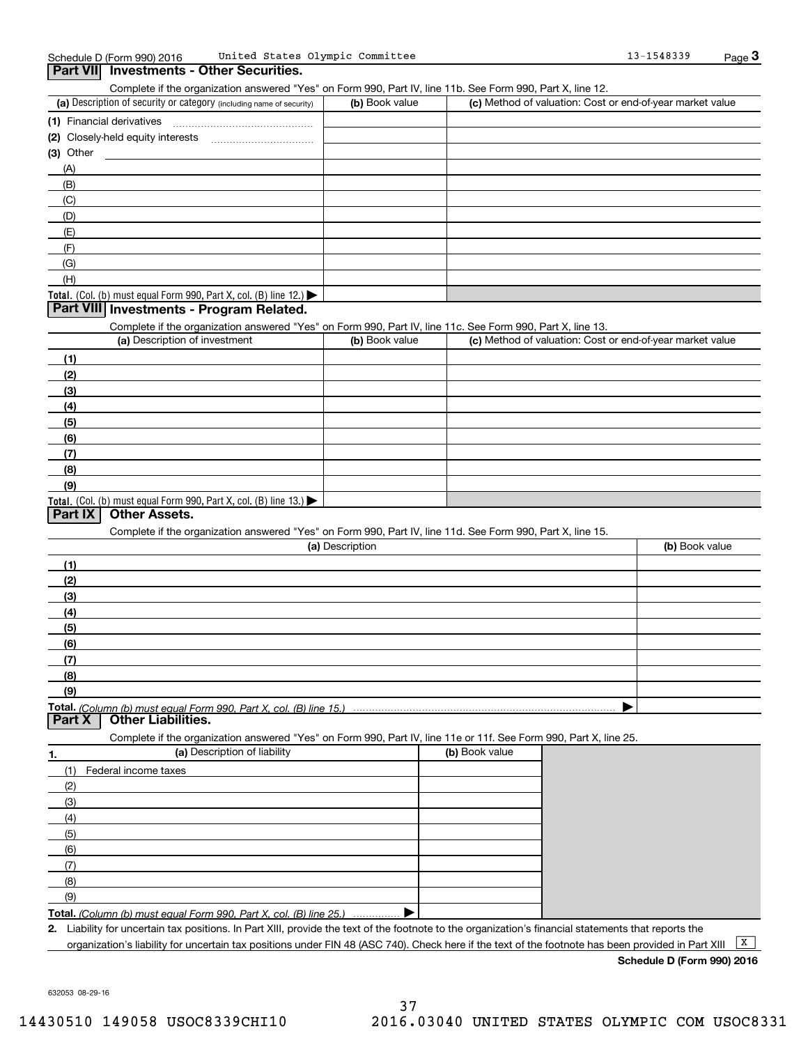Schedule D (Form 990) 2016 United States Olympic Committee 13-1548339 Page 3

## Part VII Investments - Other Securities.

Complete if the organization answered "Yes" on Form 990, Part IV, line 11b. See Form 990, Part X, line 12.

| (a) Description of security or category (including name of security) | (b) Book value | (c) Method of valuation: Cost or end-of-year market value |
|---|---|---|
| (1) Financial derivatives | | |
| (2) Closely-held equity interests | | |
| (3) Other | | |
| (A) | | |
| (B) | | |
| (C) | | |
| (D) | | |
| (E) | | |
| (F) | | |
| (G) | | |
| (H) | | |
| Total. (Col. (b) must equal Form 990, Part X, col. (B) line 12.) ▶ | | |

## Part VIII Investments - Program Related.

Complete if the organization answered "Yes" on Form 990, Part IV, line 11c. See Form 990, Part X, line 13.

| (a) Description of investment | (b) Book value | (c) Method of valuation: Cost or end-of-year market value |
|---|---|---|
| (1) | | |
| (2) | | |
| (3) | | |
| (4) | | |
| (5) | | |
| (6) | | |
| (7) | | |
| (8) | | |
| (9) | | |
| Total. (Col. (b) must equal Form 990, Part X, col. (B) line 13.) ▶ | | |

## Part IX Other Assets.

Complete if the organization answered "Yes" on Form 990, Part IV, line 11d. See Form 990, Part X, line 15.

| (a) Description | (b) Book value |
|---|---|
| (1) | |
| (2) | |
| (3) | |
| (4) | |
| (5) | |
| (6) | |
| (7) | |
| (8) | |
| (9) | |
| Total. *(Column (b) must equal Form 990, Part X, col. (B) line 15.)* ▶ | |

## Part X Other Liabilities.

Complete if the organization answered "Yes" on Form 990, Part IV, line 11e or 11f. See Form 990, Part X, line 25.

| 1. (a) Description of liability | (b) Book value |
|---|---|
| (1) Federal income taxes | |
| (2) | |
| (3) | |
| (4) | |
| (5) | |
| (6) | |
| (7) | |
| (8) | |
| (9) | |
| Total. *(Column (b) must equal Form 990, Part X, col. (B) line 25.)* ▶ | |

2. Liability for uncertain tax positions. In Part XIII, provide the text of the footnote to the organization's financial statements that reports the organization's liability for uncertain tax positions under FIN 48 (ASC 740). Check here if the text of the footnote has been provided in Part XIII [X]

**Schedule D (Form 990) 2016**

632053 08-29-16

14430510 149058 USOC8339CHI10 2016.03040 UNITED STATES OLYMPIC COM USOC8331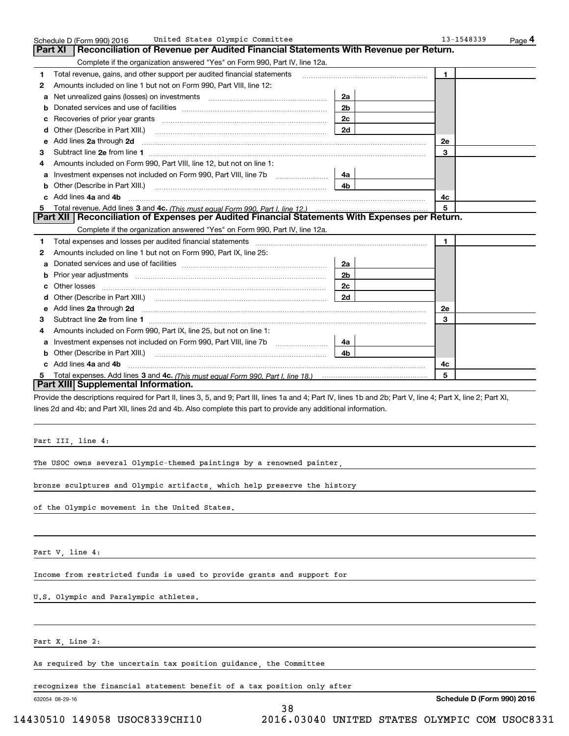## Part XI Reconciliation of Revenue per Audited Financial Statements With Revenue per Return.

Complete if the organization answered "Yes" on Form 990, Part IV, line 12a.

| | | | | | |
|---|---|---|---|---|---|
| **1** | Total revenue, gains, and other support per audited financial statements | | | **1** | |
| **2** | Amounts included on line 1 but not on Form 990, Part VIII, line 12: | | | | |
| **a** | Net unrealized gains (losses) on investments | **2a** | | | |
| **b** | Donated services and use of facilities | **2b** | | | |
| **c** | Recoveries of prior year grants | **2c** | | | |
| **d** | Other (Describe in Part XIII.) | **2d** | | | |
| **e** | Add lines **2a** through **2d** | | | **2e** | |
| **3** | Subtract line **2e** from line **1** | | | **3** | |
| **4** | Amounts included on Form 990, Part VIII, line 12, but not on line 1: | | | | |
| **a** | Investment expenses not included on Form 990, Part VIII, line 7b | **4a** | | | |
| **b** | Other (Describe in Part XIII.) | **4b** | | | |
| **c** | Add lines **4a** and **4b** | | | **4c** | |
| **5** | Total revenue. Add lines **3** and **4c.** *(This must equal Form 990, Part I, line 12.)* | | | **5** | |

## Part XII Reconciliation of Expenses per Audited Financial Statements With Expenses per Return.

Complete if the organization answered "Yes" on Form 990, Part IV, line 12a.

| | | | | | |
|---|---|---|---|---|---|
| **1** | Total expenses and losses per audited financial statements | | | **1** | |
| **2** | Amounts included on line 1 but not on Form 990, Part IX, line 25: | | | | |
| **a** | Donated services and use of facilities | **2a** | | | |
| **b** | Prior year adjustments | **2b** | | | |
| **c** | Other losses | **2c** | | | |
| **d** | Other (Describe in Part XIII.) | **2d** | | | |
| **e** | Add lines **2a** through **2d** | | | **2e** | |
| **3** | Subtract line **2e** from line **1** | | | **3** | |
| **4** | Amounts included on Form 990, Part IX, line 25, but not on line 1: | | | | |
| **a** | Investment expenses not included on Form 990, Part VIII, line 7b | **4a** | | | |
| **b** | Other (Describe in Part XIII.) | **4b** | | | |
| **c** | Add lines **4a** and **4b** | | | **4c** | |
| **5** | Total expenses. Add lines **3** and **4c.** *(This must equal Form 990, Part I, line 18.)* | | | **5** | |

## Part XIII Supplemental Information.

Provide the descriptions required for Part II, lines 3, 5, and 9; Part III, lines 1a and 4; Part IV, lines 1b and 2b; Part V, line 4; Part X, line 2; Part XI, lines 2d and 4b; and Part XII, lines 2d and 4b. Also complete this part to provide any additional information.

Part III, line 4:

The USOC owns several Olympic-themed paintings by a renowned painter, bronze sculptures and Olympic artifacts, which help preserve the history of the Olympic movement in the United States.

Part V, line 4:

Income from restricted funds is used to provide grants and support for U.S. Olympic and Paralympic athletes.

Part X, Line 2:

As required by the uncertain tax position guidance, the Committee recognizes the financial statement benefit of a tax position only after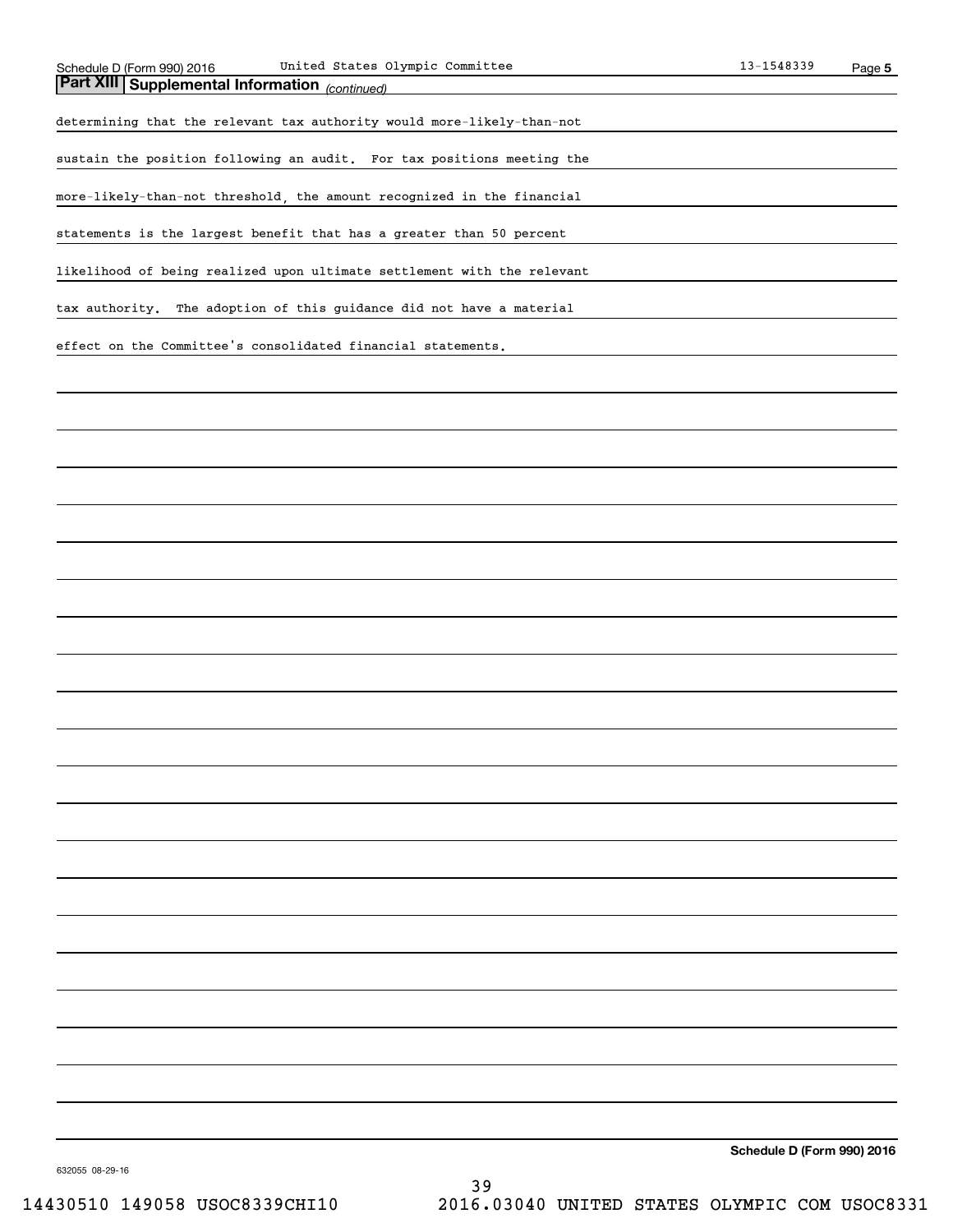## Part XIII | Supplemental Information *(continued)*

determining that the relevant tax authority would more-likely-than-not sustain the position following an audit. For tax positions meeting the more-likely-than-not threshold, the amount recognized in the financial statements is the largest benefit that has a greater than 50 percent likelihood of being realized upon ultimate settlement with the relevant tax authority. The adoption of this guidance did not have a material effect on the Committee's consolidated financial statements.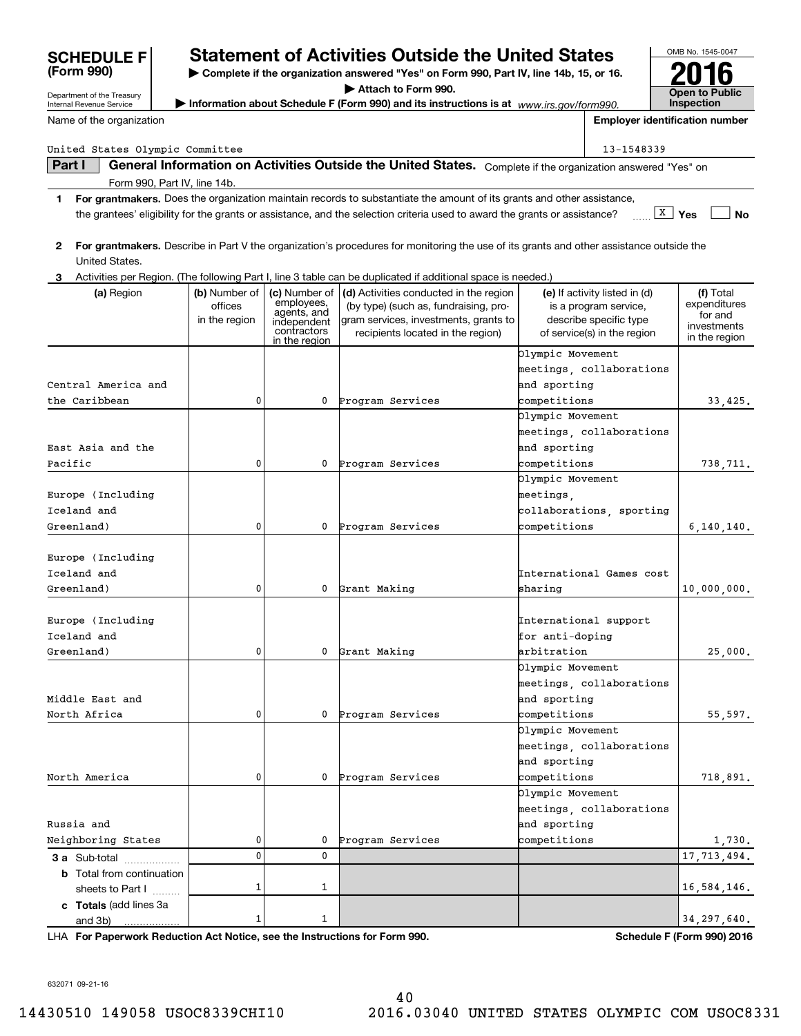**SCHEDULE F (Form 990)**

Department of the Treasury
Internal Revenue Service

# Statement of Activities Outside the United States

▶ Complete if the organization answered "Yes" on Form 990, Part IV, line 14b, 15, or 16.
▶ Attach to Form 990.
▶ Information about Schedule F (Form 990) and its instructions is at www.irs.gov/form990.

OMB No. 1545-0047

**2016**

**Open to Public Inspection**

Name of the organization: United States Olympic Committee

Employer identification number: 13-1548339

## Part I General Information on Activities Outside the United States. Complete if the organization answered "Yes" on Form 990, Part IV, line 14b.

**1** **For grantmakers.** Does the organization maintain records to substantiate the amount of its grants and other assistance, the grantees' eligibility for the grants or assistance, and the selection criteria used to award the grants or assistance? [X] Yes [ ] No

**2** **For grantmakers.** Describe in Part V the organization's procedures for monitoring the use of its grants and other assistance outside the United States.

**3** Activities per Region. (The following Part I, line 3 table can be duplicated if additional space is needed.)

| (a) Region | (b) Number of offices in the region | (c) Number of employees, agents, and independent contractors in the region | (d) Activities conducted in the region (by type) (such as, fundraising, program services, investments, grants to recipients located in the region) | (e) If activity listed in (d) is a program service, describe specific type of service(s) in the region | (f) Total expenditures for and investments in the region |
|---|---|---|---|---|---|
| Central America and the Caribbean | 0 | 0 | Program Services | Olympic Movement meetings, collaborations and sporting competitions | 33,425. |
| East Asia and the Pacific | 0 | 0 | Program Services | Olympic Movement meetings, collaborations and sporting competitions | 738,711. |
| Europe (Including Iceland and Greenland) | 0 | 0 | Program Services | Olympic Movement meetings, collaborations, sporting competitions | 6,140,140. |
| Europe (Including Iceland and Greenland) | 0 | 0 | Grant Making | International Games cost sharing | 10,000,000. |
| Europe (Including Iceland and Greenland) | 0 | 0 | Grant Making | International support for anti-doping arbitration | 25,000. |
| Middle East and North Africa | 0 | 0 | Program Services | Olympic Movement meetings, collaborations and sporting competitions | 55,597. |
| North America | 0 | 0 | Program Services | Olympic Movement meetings, collaborations and sporting competitions | 718,891. |
| Russia and Neighboring States | 0 | 0 | Program Services | Olympic Movement meetings, collaborations and sporting competitions | 1,730. |
| **3 a** Sub-total | 0 | 0 | | | 17,713,494. |
| **b** Total from continuation sheets to Part I | 1 | 1 | | | 16,584,146. |
| **c Totals** (add lines 3a and 3b) | 1 | 1 | | | 34,297,640. |

LHA **For Paperwork Reduction Act Notice, see the Instructions for Form 990.** **Schedule F (Form 990) 2016**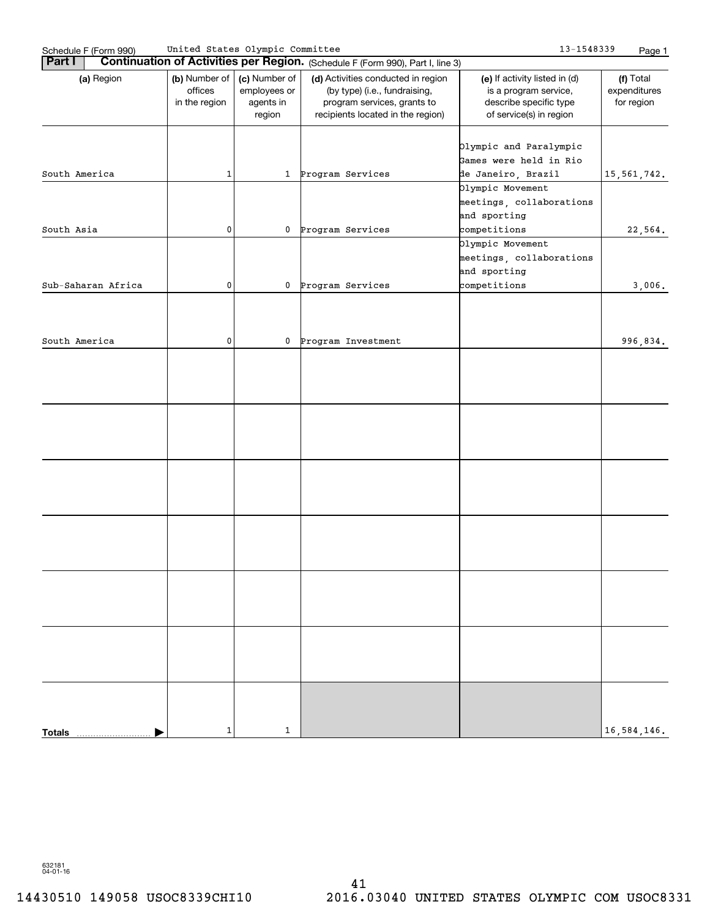Schedule F (Form 990) United States Olympic Committee 13-1548339

**Part I** **Continuation of Activities per Region.** (Schedule F (Form 990), Part I, line 3)

| (a) Region | (b) Number of offices in the region | (c) Number of employees or agents in region | (d) Activities conducted in region (by type) (i.e., fundraising, program services, grants to recipients located in the region) | (e) If activity listed in (d) is a program service, describe specific type of service(s) in region | (f) Total expenditures for region |
|---|---|---|---|---|---|
| South America | 1 | 1 | Program Services | Olympic and Paralympic Games were held in Rio de Janeiro, Brazil | 15,561,742. |
| South Asia | 0 | 0 | Program Services | Olympic Movement meetings, collaborations and sporting competitions | 22,564. |
| Sub-Saharan Africa | 0 | 0 | Program Services | Olympic Movement meetings, collaborations and sporting competitions | 3,006. |
| South America | 0 | 0 | Program Investment | | 996,834. |
| | | | | | |
| | | | | | |
| | | | | | |
| | | | | | |
| | | | | | |
| | | | | | |
| **Totals** | 1 | 1 | | | 16,584,146. |

632181 04-01-16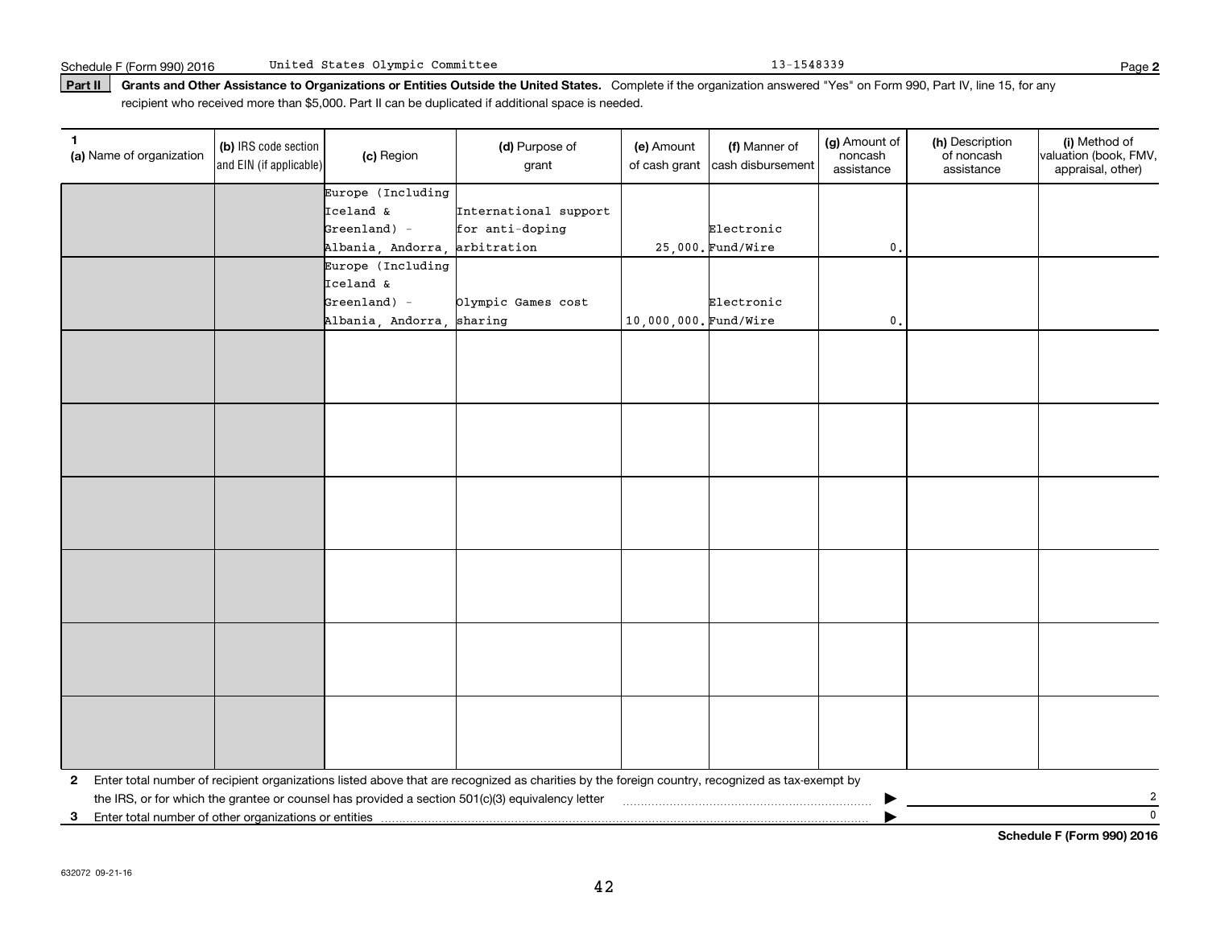Schedule F (Form 990) 2016 United States Olympic Committee 13-1548339

**Part II** **Grants and Other Assistance to Organizations or Entities Outside the United States.** Complete if the organization answered "Yes" on Form 990, Part IV, line 15, for any recipient who received more than $5,000. Part II can be duplicated if additional space is needed.

| 1 (a) Name of organization | (b) IRS code section and EIN (if applicable) | (c) Region | (d) Purpose of grant | (e) Amount of cash grant | (f) Manner of cash disbursement | (g) Amount of noncash assistance | (h) Description of noncash assistance | (i) Method of valuation (book, FMV, appraisal, other) |
|---|---|---|---|---|---|---|---|---|
| | | Europe (Including Iceland & Greenland) - Albania, Andorra, | International support for anti-doping arbitration | 25,000. | Electronic Fund/Wire | 0. | | |
| | | Europe (Including Iceland & Greenland) - Albania, Andorra, | Olympic Games cost sharing | 10,000,000. | Electronic Fund/Wire | 0. | | |
| | | | | | | | | |
| | | | | | | | | |
| | | | | | | | | |
| | | | | | | | | |
| | | | | | | | | |
| | | | | | | | | |

**2** Enter total number of recipient organizations listed above that are recognized as charities by the foreign country, recognized as tax-exempt by the IRS, or for which the grantee or counsel has provided a section 501(c)(3) equivalency letter ▶ 2

**3** Enter total number of other organizations or entities ▶ 0

**Schedule F (Form 990) 2016**

632072 09-21-16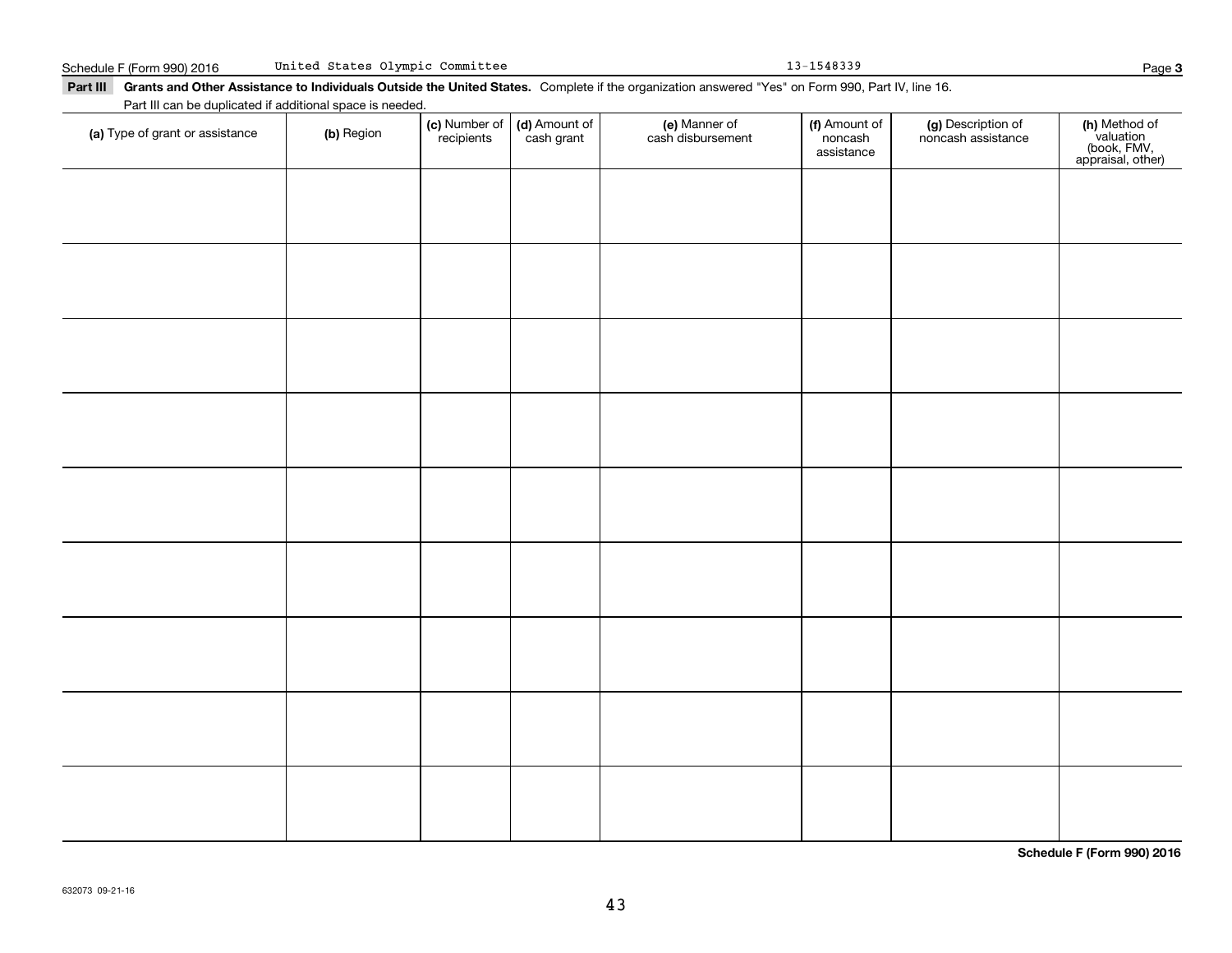Schedule F (Form 990) 2016 United States Olympic Committee 13-1548339

## Part III Grants and Other Assistance to Individuals Outside the United States.

Complete if the organization answered "Yes" on Form 990, Part IV, line 16.

Part III can be duplicated if additional space is needed.

| (a) Type of grant or assistance | (b) Region | (c) Number of recipients | (d) Amount of cash grant | (e) Manner of cash disbursement | (f) Amount of noncash assistance | (g) Description of noncash assistance | (h) Method of valuation (book, FMV, appraisal, other) |
|---|---|---|---|---|---|---|---|
| | | | | | | | |
| | | | | | | | |
| | | | | | | | |
| | | | | | | | |
| | | | | | | | |
| | | | | | | | |
| | | | | | | | |
| | | | | | | | |
| | | | | | | | |

**Schedule F (Form 990) 2016**

632073 09-21-16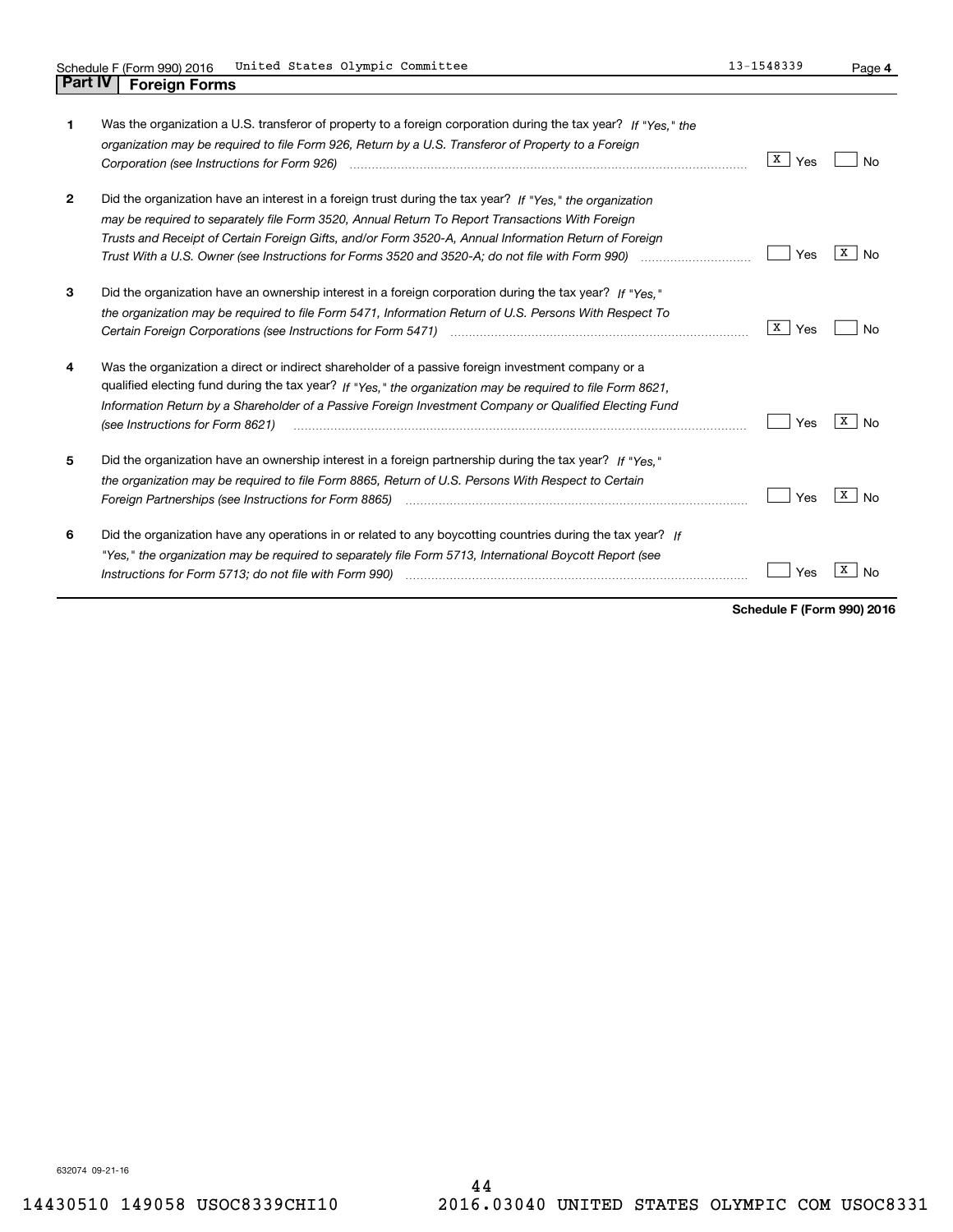## Part IV Foreign Forms

| | | Yes | No |
|---|---|---|---|
| 1 | Was the organization a U.S. transferor of property to a foreign corporation during the tax year? *If "Yes," the organization may be required to file Form 926, Return by a U.S. Transferor of Property to a Foreign Corporation (see Instructions for Form 926)* | X | |
| 2 | Did the organization have an interest in a foreign trust during the tax year? *If "Yes," the organization may be required to separately file Form 3520, Annual Return To Report Transactions With Foreign Trusts and Receipt of Certain Foreign Gifts, and/or Form 3520-A, Annual Information Return of Foreign Trust With a U.S. Owner (see Instructions for Forms 3520 and 3520-A; do not file with Form 990)* | | X |
| 3 | Did the organization have an ownership interest in a foreign corporation during the tax year? *If "Yes," the organization may be required to file Form 5471, Information Return of U.S. Persons With Respect To Certain Foreign Corporations (see Instructions for Form 5471)* | X | |
| 4 | Was the organization a direct or indirect shareholder of a passive foreign investment company or a qualified electing fund during the tax year? *If "Yes," the organization may be required to file Form 8621, Information Return by a Shareholder of a Passive Foreign Investment Company or Qualified Electing Fund (see Instructions for Form 8621)* | | X |
| 5 | Did the organization have an ownership interest in a foreign partnership during the tax year? *If "Yes," the organization may be required to file Form 8865, Return of U.S. Persons With Respect to Certain Foreign Partnerships (see Instructions for Form 8865)* | | X |
| 6 | Did the organization have any operations in or related to any boycotting countries during the tax year? *If "Yes," the organization may be required to separately file Form 5713, International Boycott Report (see Instructions for Form 5713; do not file with Form 990)* | | X |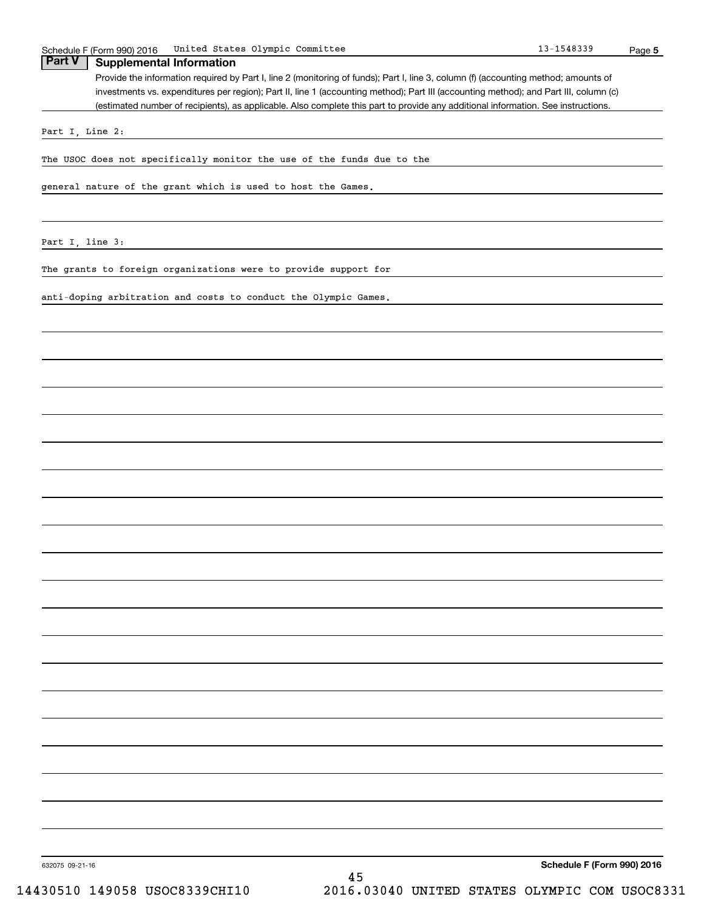## Part V Supplemental Information

Provide the information required by Part I, line 2 (monitoring of funds); Part I, line 3, column (f) (accounting method; amounts of investments vs. expenditures per region); Part II, line 1 (accounting method); Part III (accounting method); and Part III, column (c) (estimated number of recipients), as applicable. Also complete this part to provide any additional information. See instructions.

Part I, Line 2:

The USOC does not specifically monitor the use of the funds due to the general nature of the grant which is used to host the Games.

Part I, line 3:

The grants to foreign organizations were to provide support for anti-doping arbitration and costs to conduct the Olympic Games.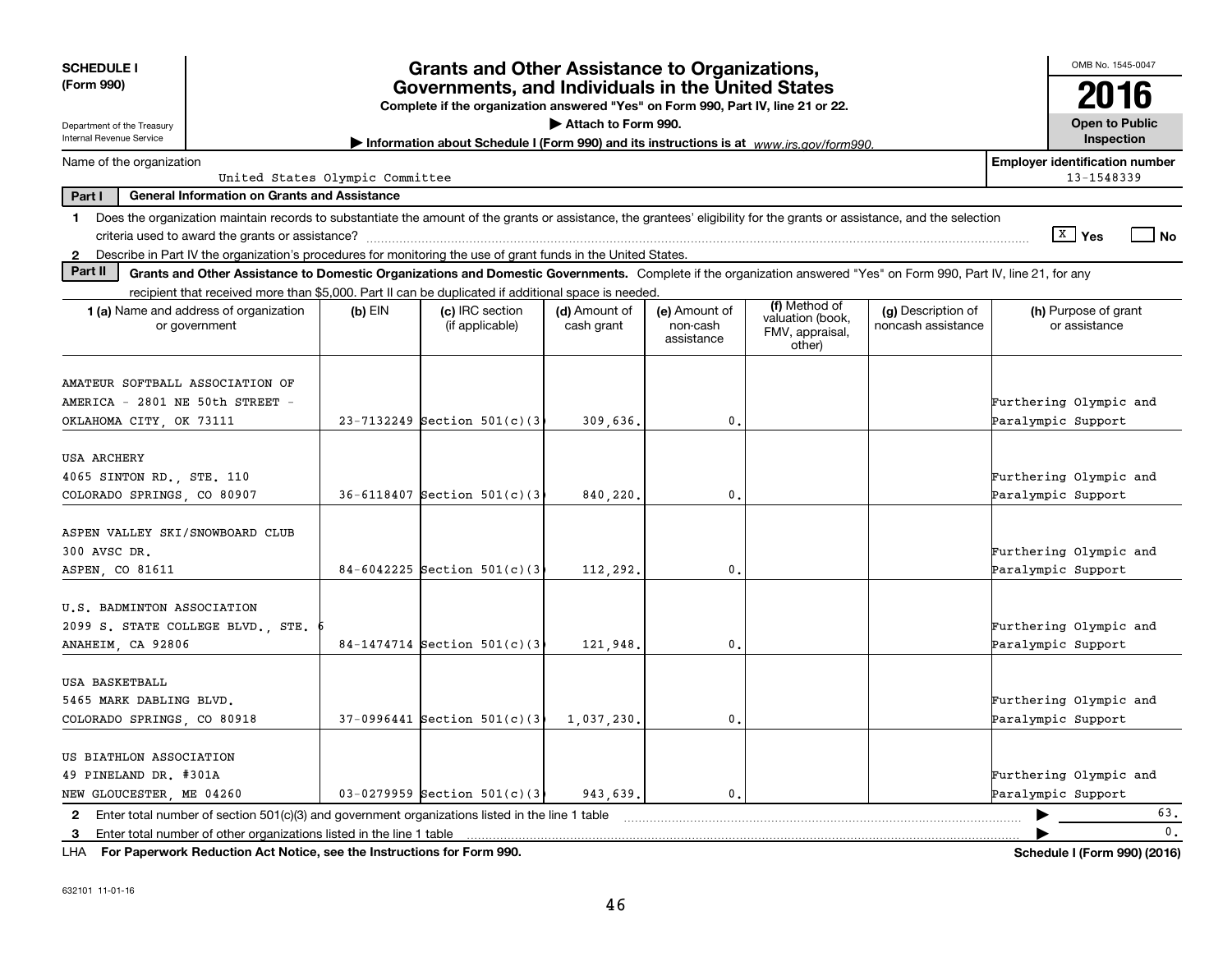**SCHEDULE I**
**(Form 990)**

Department of the Treasury
Internal Revenue Service

# Grants and Other Assistance to Organizations, Governments, and Individuals in the United States

**Complete if the organization answered "Yes" on Form 990, Part IV, line 21 or 22.**

▶ **Attach to Form 990.**

▶ **Information about Schedule I (Form 990) and its instructions is at** *www.irs.gov/form990.*

OMB No. 1545-0047

**2016**

**Open to Public Inspection**

Name of the organization: United States Olympic Committee

**Employer identification number** 13-1548339

**Part I — General Information on Grants and Assistance**

**1** Does the organization maintain records to substantiate the amount of the grants or assistance, the grantees' eligibility for the grants or assistance, and the selection criteria used to award the grants or assistance? [X] **Yes** [ ] **No**

**2** Describe in Part IV the organization's procedures for monitoring the use of grant funds in the United States.

**Part II — Grants and Other Assistance to Domestic Organizations and Domestic Governments.** Complete if the organization answered "Yes" on Form 990, Part IV, line 21, for any recipient that received more than $5,000. Part II can be duplicated if additional space is needed.

| 1 (a) Name and address of organization or government | (b) EIN | (c) IRC section (if applicable) | (d) Amount of cash grant | (e) Amount of non-cash assistance | (f) Method of valuation (book, FMV, appraisal, other) | (g) Description of noncash assistance | (h) Purpose of grant or assistance |
|---|---|---|---|---|---|---|---|
| AMATEUR SOFTBALL ASSOCIATION OF AMERICA - 2801 NE 50th STREET - OKLAHOMA CITY, OK 73111 | 23-7132249 | Section 501(c)(3 | 309,636. | 0. | | | Furthering Olympic and Paralympic Support |
| USA ARCHERY 4065 SINTON RD., STE. 110 COLORADO SPRINGS, CO 80907 | 36-6118407 | Section 501(c)(3 | 840,220. | 0. | | | Furthering Olympic and Paralympic Support |
| ASPEN VALLEY SKI/SNOWBOARD CLUB 300 AVSC DR. ASPEN, CO 81611 | 84-6042225 | Section 501(c)(3 | 112,292. | 0. | | | Furthering Olympic and Paralympic Support |
| U.S. BADMINTON ASSOCIATION 2099 S. STATE COLLEGE BLVD., STE. 6 ANAHEIM, CA 92806 | 84-1474714 | Section 501(c)(3 | 121,948. | 0. | | | Furthering Olympic and Paralympic Support |
| USA BASKETBALL 5465 MARK DABLING BLVD. COLORADO SPRINGS, CO 80918 | 37-0996441 | Section 501(c)(3 | 1,037,230. | 0. | | | Furthering Olympic and Paralympic Support |
| US BIATHLON ASSOCIATION 49 PINELAND DR. #301A NEW GLOUCESTER, ME 04260 | 03-0279959 | Section 501(c)(3 | 943,639. | 0. | | | Furthering Olympic and Paralympic Support |

**2** Enter total number of section 501(c)(3) and government organizations listed in the line 1 table ▶ 63.

**3** Enter total number of other organizations listed in the line 1 table ▶ 0.

LHA **For Paperwork Reduction Act Notice, see the Instructions for Form 990.** **Schedule I (Form 990) (2016)**

632101 11-01-16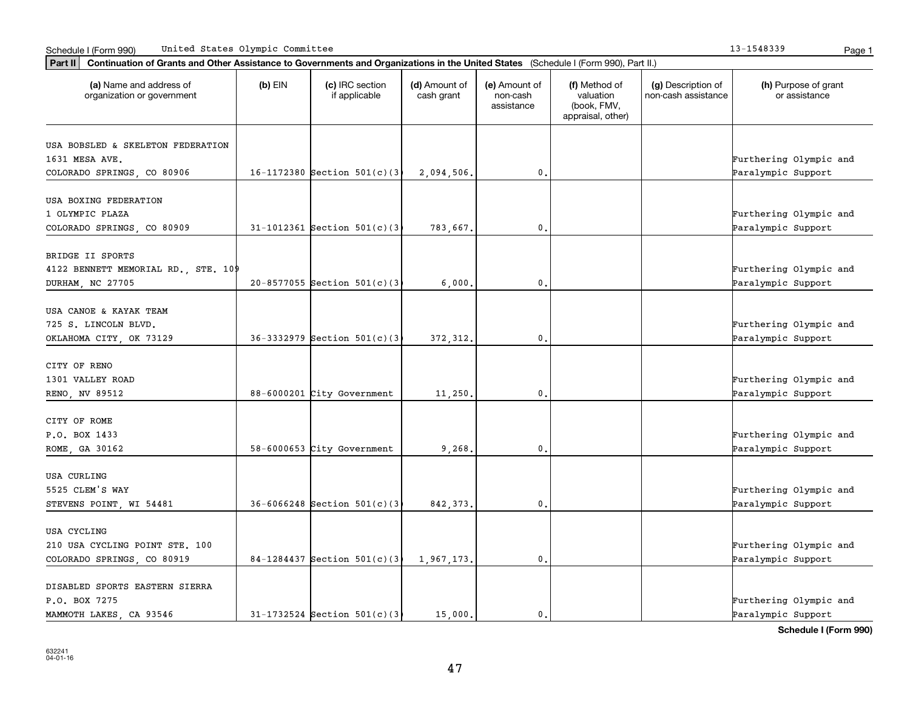Schedule I (Form 990) United States Olympic Committee 13-1548339

**Part II** **Continuation of Grants and Other Assistance to Governments and Organizations in the United States** (Schedule I (Form 990), Part II.)

| (a) Name and address of organization or government | (b) EIN | (c) IRC section if applicable | (d) Amount of cash grant | (e) Amount of non-cash assistance | (f) Method of valuation (book, FMV, appraisal, other) | (g) Description of non-cash assistance | (h) Purpose of grant or assistance |
|---|---|---|---|---|---|---|---|
| USA BOBSLED & SKELETON FEDERATION 1631 MESA AVE. COLORADO SPRINGS, CO 80906 | 16-1172380 | Section 501(c)(3 | 2,094,506. | 0. | | | Furthering Olympic and Paralympic Support |
| USA BOXING FEDERATION 1 OLYMPIC PLAZA COLORADO SPRINGS, CO 80909 | 31-1012361 | Section 501(c)(3 | 783,667. | 0. | | | Furthering Olympic and Paralympic Support |
| BRIDGE II SPORTS 4122 BENNETT MEMORIAL RD., STE. 109 DURHAM, NC 27705 | 20-8577055 | Section 501(c)(3 | 6,000. | 0. | | | Furthering Olympic and Paralympic Support |
| USA CANOE & KAYAK TEAM 725 S. LINCOLN BLVD. OKLAHOMA CITY, OK 73129 | 36-3332979 | Section 501(c)(3 | 372,312. | 0. | | | Furthering Olympic and Paralympic Support |
| CITY OF RENO 1301 VALLEY ROAD RENO, NV 89512 | 88-6000201 | City Government | 11,250. | 0. | | | Furthering Olympic and Paralympic Support |
| CITY OF ROME P.O. BOX 1433 ROME, GA 30162 | 58-6000653 | City Government | 9,268. | 0. | | | Furthering Olympic and Paralympic Support |
| USA CURLING 5525 CLEM'S WAY STEVENS POINT, WI 54481 | 36-6066248 | Section 501(c)(3 | 842,373. | 0. | | | Furthering Olympic and Paralympic Support |
| USA CYCLING 210 USA CYCLING POINT STE. 100 COLORADO SPRINGS, CO 80919 | 84-1284437 | Section 501(c)(3 | 1,967,173. | 0. | | | Furthering Olympic and Paralympic Support |
| DISABLED SPORTS EASTERN SIERRA P.O. BOX 7275 MAMMOTH LAKES, CA 93546 | 31-1732524 | Section 501(c)(3 | 15,000. | 0. | | | Furthering Olympic and Paralympic Support |

**Schedule I (Form 990)**

632241
04-01-16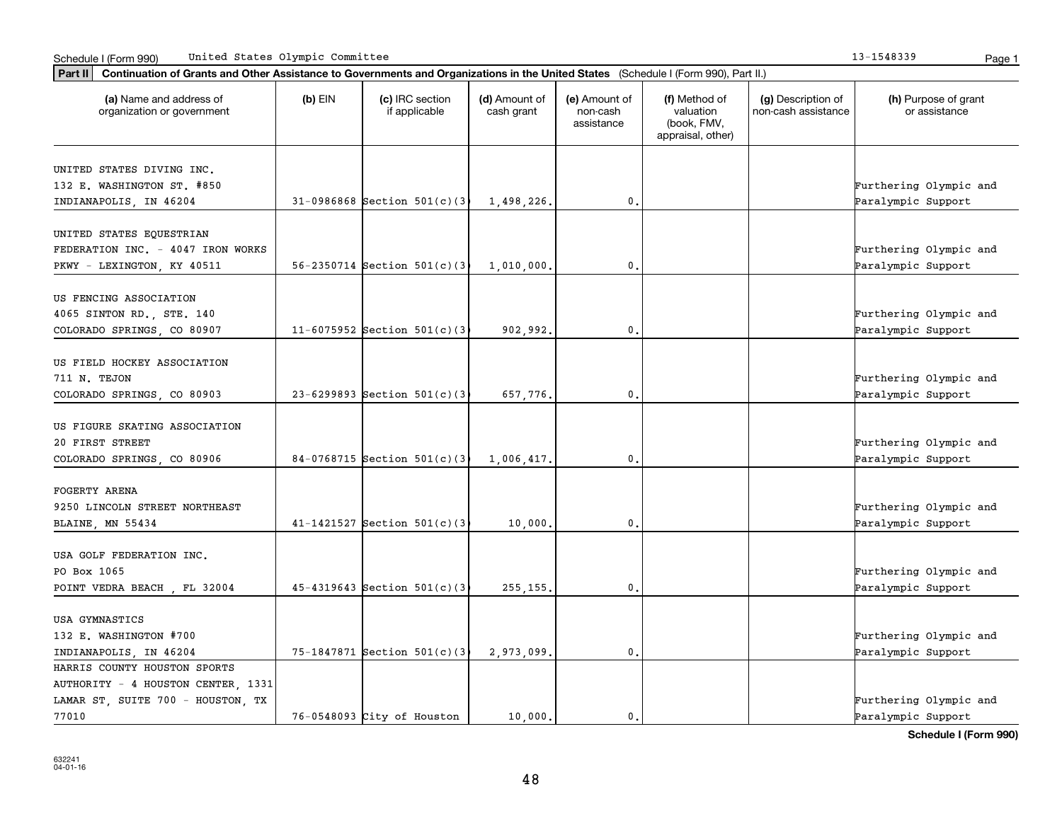Schedule I (Form 990) United States Olympic Committee 13-1548339

**Part II** **Continuation of Grants and Other Assistance to Governments and Organizations in the United States** (Schedule I (Form 990), Part II.)

| (a) Name and address of organization or government | (b) EIN | (c) IRC section if applicable | (d) Amount of cash grant | (e) Amount of non-cash assistance | (f) Method of valuation (book, FMV, appraisal, other) | (g) Description of non-cash assistance | (h) Purpose of grant or assistance |
|---|---|---|---|---|---|---|---|
| UNITED STATES DIVING INC. 132 E. WASHINGTON ST. #850 INDIANAPOLIS, IN 46204 | 31-0986868 | Section 501(c)(3 | 1,498,226. | 0. | | | Furthering Olympic and Paralympic Support |
| UNITED STATES EQUESTRIAN FEDERATION INC. - 4047 IRON WORKS PKWY - LEXINGTON, KY 40511 | 56-2350714 | Section 501(c)(3 | 1,010,000. | 0. | | | Furthering Olympic and Paralympic Support |
| US FENCING ASSOCIATION 4065 SINTON RD., STE. 140 COLORADO SPRINGS, CO 80907 | 11-6075952 | Section 501(c)(3 | 902,992. | 0. | | | Furthering Olympic and Paralympic Support |
| US FIELD HOCKEY ASSOCIATION 711 N. TEJON COLORADO SPRINGS, CO 80903 | 23-6299893 | Section 501(c)(3 | 657,776. | 0. | | | Furthering Olympic and Paralympic Support |
| US FIGURE SKATING ASSOCIATION 20 FIRST STREET COLORADO SPRINGS, CO 80906 | 84-0768715 | Section 501(c)(3 | 1,006,417. | 0. | | | Furthering Olympic and Paralympic Support |
| FOGERTY ARENA 9250 LINCOLN STREET NORTHEAST BLAINE, MN 55434 | 41-1421527 | Section 501(c)(3 | 10,000. | 0. | | | Furthering Olympic and Paralympic Support |
| USA GOLF FEDERATION INC. PO Box 1065 POINT VEDRA BEACH , FL 32004 | 45-4319643 | Section 501(c)(3 | 255,155. | 0. | | | Furthering Olympic and Paralympic Support |
| USA GYMNASTICS 132 E. WASHINGTON #700 INDIANAPOLIS, IN 46204 | 75-1847871 | Section 501(c)(3 | 2,973,099. | 0. | | | Furthering Olympic and Paralympic Support |
| HARRIS COUNTY HOUSTON SPORTS AUTHORITY - 4 HOUSTON CENTER, 1331 LAMAR ST, SUITE 700 - HOUSTON, TX 77010 | 76-0548093 | City of Houston | 10,000. | 0. | | | Furthering Olympic and Paralympic Support |

**Schedule I (Form 990)**

632241
04-01-16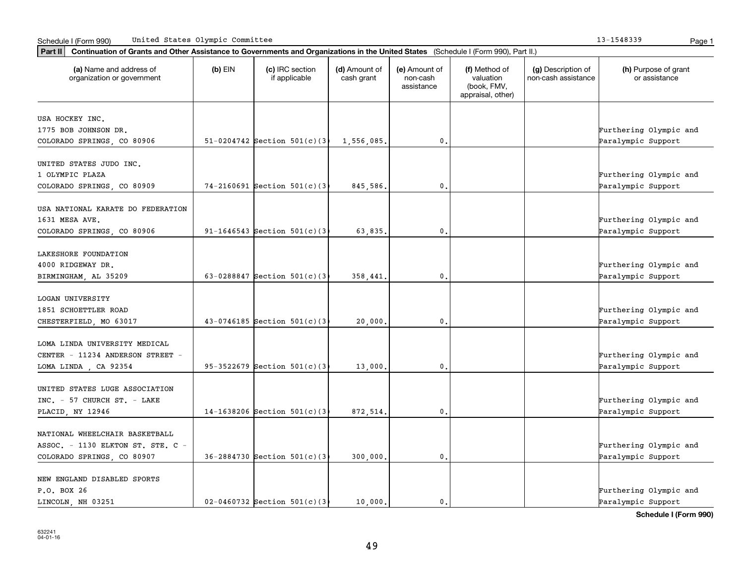Schedule I (Form 990) United States Olympic Committee 13-1548339

**Part II** **Continuation of Grants and Other Assistance to Governments and Organizations in the United States** (Schedule I (Form 990), Part II.)

| (a) Name and address of organization or government | (b) EIN | (c) IRC section if applicable | (d) Amount of cash grant | (e) Amount of non-cash assistance | (f) Method of valuation (book, FMV, appraisal, other) | (g) Description of non-cash assistance | (h) Purpose of grant or assistance |
|---|---|---|---|---|---|---|---|
| USA HOCKEY INC. 1775 BOB JOHNSON DR. COLORADO SPRINGS, CO 80906 | 51-0204742 | Section 501(c)(3 | 1,556,085. | 0. | | | Furthering Olympic and Paralympic Support |
| UNITED STATES JUDO INC. 1 OLYMPIC PLAZA COLORADO SPRINGS, CO 80909 | 74-2160691 | Section 501(c)(3 | 845,586. | 0. | | | Furthering Olympic and Paralympic Support |
| USA NATIONAL KARATE DO FEDERATION 1631 MESA AVE. COLORADO SPRINGS, CO 80906 | 91-1646543 | Section 501(c)(3 | 63,835. | 0. | | | Furthering Olympic and Paralympic Support |
| LAKESHORE FOUNDATION 4000 RIDGEWAY DR. BIRMINGHAM, AL 35209 | 63-0288847 | Section 501(c)(3 | 358,441. | 0. | | | Furthering Olympic and Paralympic Support |
| LOGAN UNIVERSITY 1851 SCHOETTLER ROAD CHESTERFIELD, MO 63017 | 43-0746185 | Section 501(c)(3 | 20,000. | 0. | | | Furthering Olympic and Paralympic Support |
| LOMA LINDA UNIVERSITY MEDICAL CENTER - 11234 ANDERSON STREET - LOMA LINDA , CA 92354 | 95-3522679 | Section 501(c)(3 | 13,000. | 0. | | | Furthering Olympic and Paralympic Support |
| UNITED STATES LUGE ASSOCIATION INC. - 57 CHURCH ST. - LAKE PLACID, NY 12946 | 14-1638206 | Section 501(c)(3 | 872,514. | 0. | | | Furthering Olympic and Paralympic Support |
| NATIONAL WHEELCHAIR BASKETBALL ASSOC. - 1130 ELKTON ST. STE. C - COLORADO SPRINGS, CO 80907 | 36-2884730 | Section 501(c)(3 | 300,000. | 0. | | | Furthering Olympic and Paralympic Support |
| NEW ENGLAND DISABLED SPORTS P.O. BOX 26 LINCOLN, NH 03251 | 02-0460732 | Section 501(c)(3 | 10,000. | 0. | | | Furthering Olympic and Paralympic Support |

**Schedule I (Form 990)**

632241
04-01-16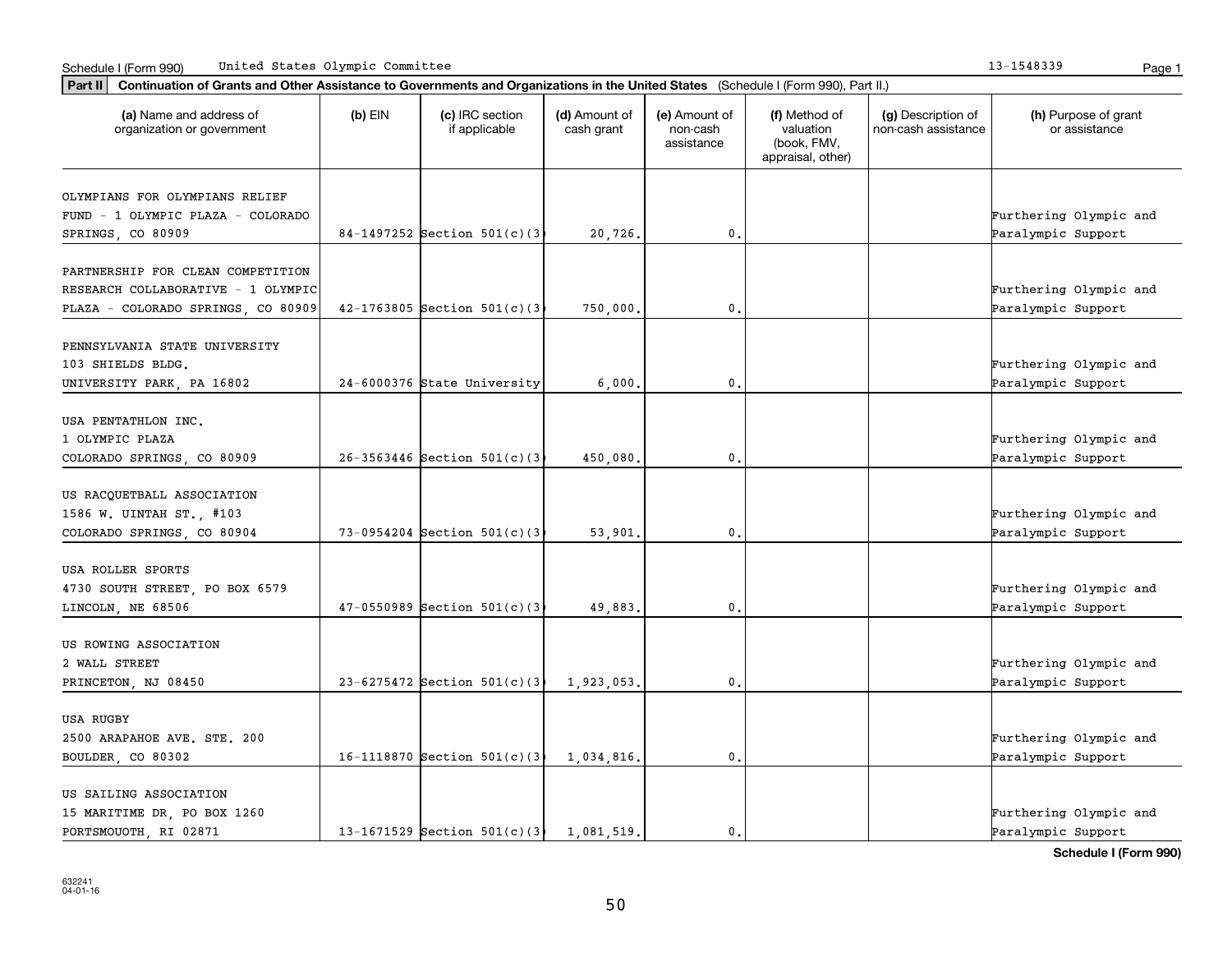Schedule I (Form 990) United States Olympic Committee 13-1548339

**Part II** **Continuation of Grants and Other Assistance to Governments and Organizations in the United States** (Schedule I (Form 990), Part II.)

| (a) Name and address of organization or government | (b) EIN | (c) IRC section if applicable | (d) Amount of cash grant | (e) Amount of non-cash assistance | (f) Method of valuation (book, FMV, appraisal, other) | (g) Description of non-cash assistance | (h) Purpose of grant or assistance |
|---|---|---|---|---|---|---|---|
| OLYMPIANS FOR OLYMPIANS RELIEF FUND - 1 OLYMPIC PLAZA - COLORADO SPRINGS, CO 80909 | 84-1497252 | Section 501(c)(3 | 20,726. | 0. | | | Furthering Olympic and Paralympic Support |
| PARTNERSHIP FOR CLEAN COMPETITION RESEARCH COLLABORATIVE - 1 OLYMPIC PLAZA - COLORADO SPRINGS, CO 80909 | 42-1763805 | Section 501(c)(3 | 750,000. | 0. | | | Furthering Olympic and Paralympic Support |
| PENNSYLVANIA STATE UNIVERSITY 103 SHIELDS BLDG. UNIVERSITY PARK, PA 16802 | 24-6000376 | State University | 6,000. | 0. | | | Furthering Olympic and Paralympic Support |
| USA PENTATHLON INC. 1 OLYMPIC PLAZA COLORADO SPRINGS, CO 80909 | 26-3563446 | Section 501(c)(3 | 450,080. | 0. | | | Furthering Olympic and Paralympic Support |
| US RACQUETBALL ASSOCIATION 1586 W. UINTAH ST., #103 COLORADO SPRINGS, CO 80904 | 73-0954204 | Section 501(c)(3 | 53,901. | 0. | | | Furthering Olympic and Paralympic Support |
| USA ROLLER SPORTS 4730 SOUTH STREET, PO BOX 6579 LINCOLN, NE 68506 | 47-0550989 | Section 501(c)(3 | 49,883. | 0. | | | Furthering Olympic and Paralympic Support |
| US ROWING ASSOCIATION 2 WALL STREET PRINCETON, NJ 08450 | 23-6275472 | Section 501(c)(3 | 1,923,053. | 0. | | | Furthering Olympic and Paralympic Support |
| USA RUGBY 2500 ARAPAHOE AVE. STE. 200 BOULDER, CO 80302 | 16-1118870 | Section 501(c)(3 | 1,034,816. | 0. | | | Furthering Olympic and Paralympic Support |
| US SAILING ASSOCIATION 15 MARITIME DR, PO BOX 1260 PORTSMOUOTH, RI 02871 | 13-1671529 | Section 501(c)(3 | 1,081,519. | 0. | | | Furthering Olympic and Paralympic Support |

**Schedule I (Form 990)**

632241
04-01-16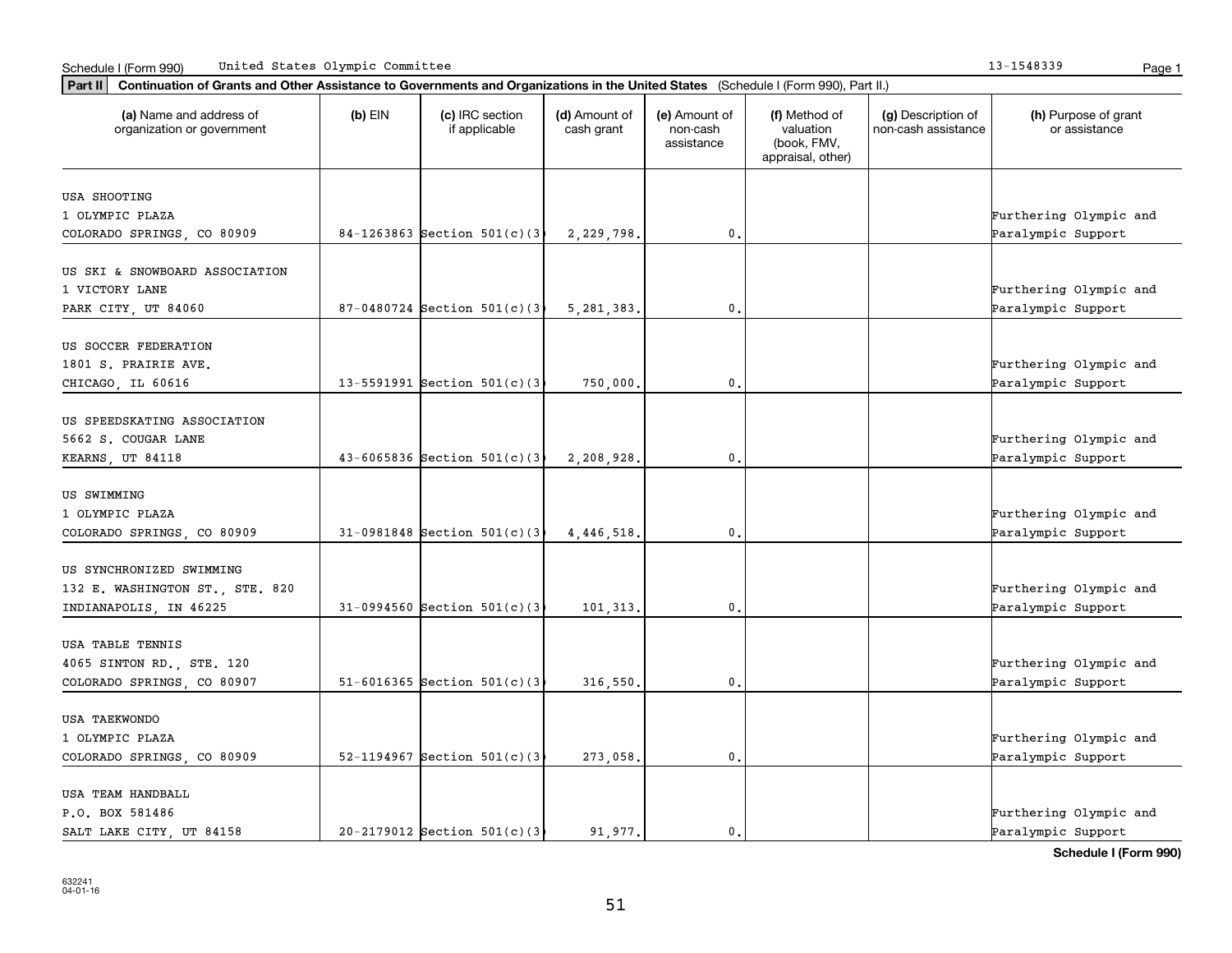Schedule I (Form 990) United States Olympic Committee 13-1548339

**Part II** **Continuation of Grants and Other Assistance to Governments and Organizations in the United States** (Schedule I (Form 990), Part II.)

| (a) Name and address of organization or government | (b) EIN | (c) IRC section if applicable | (d) Amount of cash grant | (e) Amount of non-cash assistance | (f) Method of valuation (book, FMV, appraisal, other) | (g) Description of non-cash assistance | (h) Purpose of grant or assistance |
|---|---|---|---|---|---|---|---|
| USA SHOOTING<br>1 OLYMPIC PLAZA<br>COLORADO SPRINGS, CO 80909 | 84-1263863 | Section 501(c)(3 | 2,229,798. | 0. | | | Furthering Olympic and Paralympic Support |
| US SKI & SNOWBOARD ASSOCIATION<br>1 VICTORY LANE<br>PARK CITY, UT 84060 | 87-0480724 | Section 501(c)(3 | 5,281,383. | 0. | | | Furthering Olympic and Paralympic Support |
| US SOCCER FEDERATION<br>1801 S. PRAIRIE AVE.<br>CHICAGO, IL 60616 | 13-5591991 | Section 501(c)(3 | 750,000. | 0. | | | Furthering Olympic and Paralympic Support |
| US SPEEDSKATING ASSOCIATION<br>5662 S. COUGAR LANE<br>KEARNS, UT 84118 | 43-6065836 | Section 501(c)(3 | 2,208,928. | 0. | | | Furthering Olympic and Paralympic Support |
| US SWIMMING<br>1 OLYMPIC PLAZA<br>COLORADO SPRINGS, CO 80909 | 31-0981848 | Section 501(c)(3 | 4,446,518. | 0. | | | Furthering Olympic and Paralympic Support |
| US SYNCHRONIZED SWIMMING<br>132 E. WASHINGTON ST., STE. 820<br>INDIANAPOLIS, IN 46225 | 31-0994560 | Section 501(c)(3 | 101,313. | 0. | | | Furthering Olympic and Paralympic Support |
| USA TABLE TENNIS<br>4065 SINTON RD., STE. 120<br>COLORADO SPRINGS, CO 80907 | 51-6016365 | Section 501(c)(3 | 316,550. | 0. | | | Furthering Olympic and Paralympic Support |
| USA TAEKWONDO<br>1 OLYMPIC PLAZA<br>COLORADO SPRINGS, CO 80909 | 52-1194967 | Section 501(c)(3 | 273,058. | 0. | | | Furthering Olympic and Paralympic Support |
| USA TEAM HANDBALL<br>P.O. BOX 581486<br>SALT LAKE CITY, UT 84158 | 20-2179012 | Section 501(c)(3 | 91,977. | 0. | | | Furthering Olympic and Paralympic Support |

**Schedule I (Form 990)**

632241
04-01-16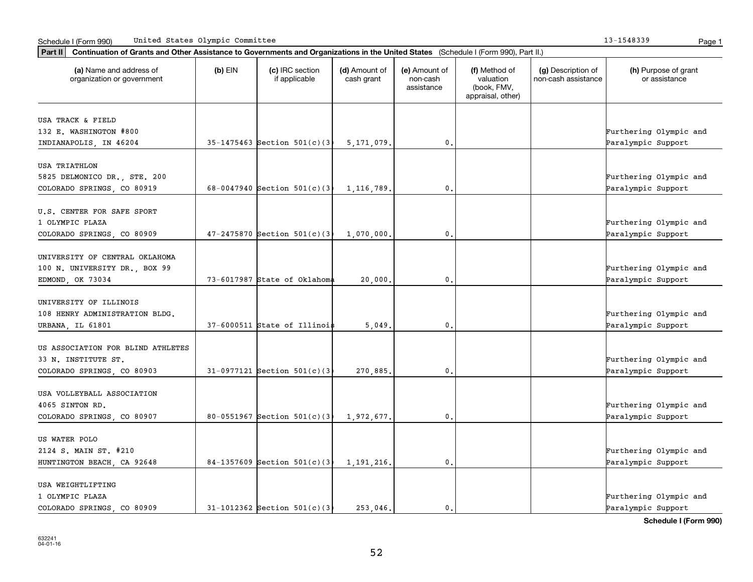Schedule I (Form 990) United States Olympic Committee 13-1548339

**Part II** **Continuation of Grants and Other Assistance to Governments and Organizations in the United States** (Schedule I (Form 990), Part II.)

| (a) Name and address of organization or government | (b) EIN | (c) IRC section if applicable | (d) Amount of cash grant | (e) Amount of non-cash assistance | (f) Method of valuation (book, FMV, appraisal, other) | (g) Description of non-cash assistance | (h) Purpose of grant or assistance |
|---|---|---|---|---|---|---|---|
| USA TRACK & FIELD<br>132 E. WASHINGTON #800<br>INDIANAPOLIS, IN 46204 | 35-1475463 | Section 501(c)(3 | 5,171,079. | 0. | | | Furthering Olympic and Paralympic Support |
| USA TRIATHLON<br>5825 DELMONICO DR., STE. 200<br>COLORADO SPRINGS, CO 80919 | 68-0047940 | Section 501(c)(3 | 1,116,789. | 0. | | | Furthering Olympic and Paralympic Support |
| U.S. CENTER FOR SAFE SPORT<br>1 OLYMPIC PLAZA<br>COLORADO SPRINGS, CO 80909 | 47-2475870 | Section 501(c)(3 | 1,070,000. | 0. | | | Furthering Olympic and Paralympic Support |
| UNIVERSITY OF CENTRAL OKLAHOMA<br>100 N. UNIVERSITY DR., BOX 99<br>EDMOND, OK 73034 | 73-6017987 | State of Oklahoma | 20,000. | 0. | | | Furthering Olympic and Paralympic Support |
| UNIVERSITY OF ILLINOIS<br>108 HENRY ADMINISTRATION BLDG.<br>URBANA, IL 61801 | 37-6000511 | State of Illinois | 5,049. | 0. | | | Furthering Olympic and Paralympic Support |
| US ASSOCIATION FOR BLIND ATHLETES<br>33 N. INSTITUTE ST.<br>COLORADO SPRINGS, CO 80903 | 31-0977121 | Section 501(c)(3 | 270,885. | 0. | | | Furthering Olympic and Paralympic Support |
| USA VOLLEYBALL ASSOCIATION<br>4065 SINTON RD.<br>COLORADO SPRINGS, CO 80907 | 80-0551967 | Section 501(c)(3 | 1,972,677. | 0. | | | Furthering Olympic and Paralympic Support |
| US WATER POLO<br>2124 S. MAIN ST. #210<br>HUNTINGTON BEACH, CA 92648 | 84-1357609 | Section 501(c)(3 | 1,191,216. | 0. | | | Furthering Olympic and Paralympic Support |
| USA WEIGHTLIFTING<br>1 OLYMPIC PLAZA<br>COLORADO SPRINGS, CO 80909 | 31-1012362 | Section 501(c)(3 | 253,046. | 0. | | | Furthering Olympic and Paralympic Support |

**Schedule I (Form 990)**

632241
04-01-16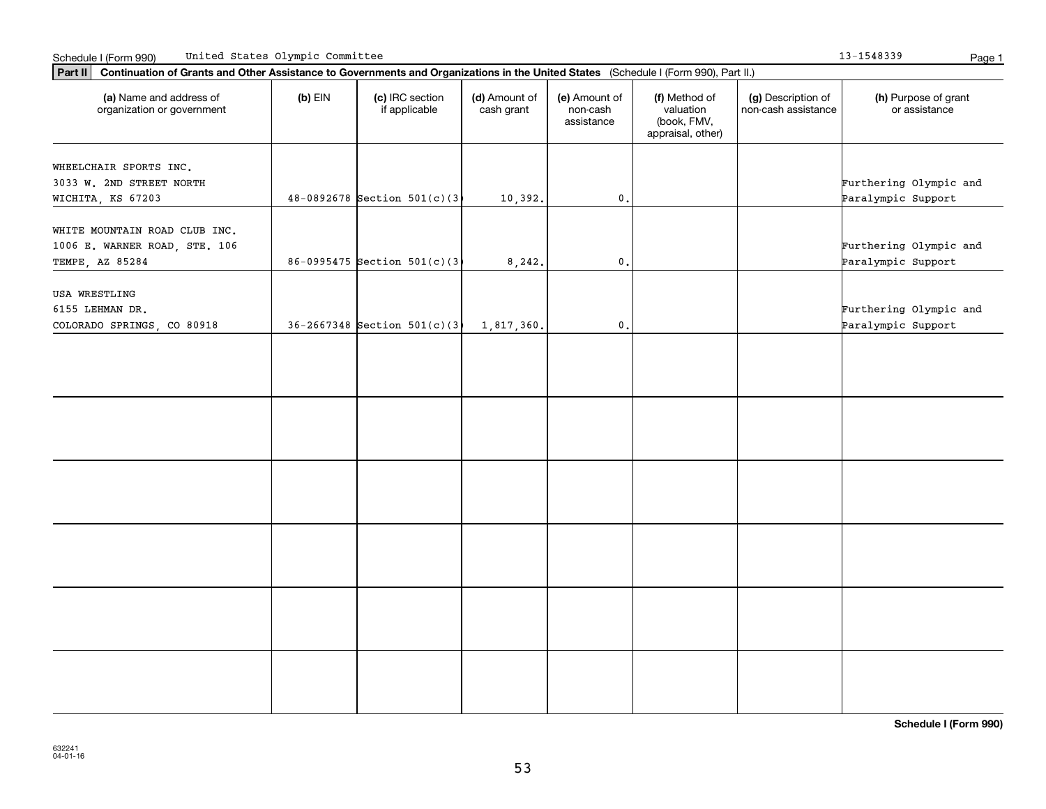Schedule I (Form 990) United States Olympic Committee 13-1548339

**Part II** **Continuation of Grants and Other Assistance to Governments and Organizations in the United States** (Schedule I (Form 990), Part II.)

| (a) Name and address of organization or government | (b) EIN | (c) IRC section if applicable | (d) Amount of cash grant | (e) Amount of non-cash assistance | (f) Method of valuation (book, FMV, appraisal, other) | (g) Description of non-cash assistance | (h) Purpose of grant or assistance |
|---|---|---|---|---|---|---|---|
| WHEELCHAIR SPORTS INC. 3033 W. 2ND STREET NORTH WICHITA, KS 67203 | 48-0892678 | Section 501(c)(3 | 10,392. | 0. | | | Furthering Olympic and Paralympic Support |
| WHITE MOUNTAIN ROAD CLUB INC. 1006 E. WARNER ROAD, STE. 106 TEMPE, AZ 85284 | 86-0995475 | Section 501(c)(3 | 8,242. | 0. | | | Furthering Olympic and Paralympic Support |
| USA WRESTLING 6155 LEHMAN DR. COLORADO SPRINGS, CO 80918 | 36-2667348 | Section 501(c)(3 | 1,817,360. | 0. | | | Furthering Olympic and Paralympic Support |
| | | | | | | | |
| | | | | | | | |
| | | | | | | | |
| | | | | | | | |
| | | | | | | | |
| | | | | | | | |

**Schedule I (Form 990)**

632241 04-01-16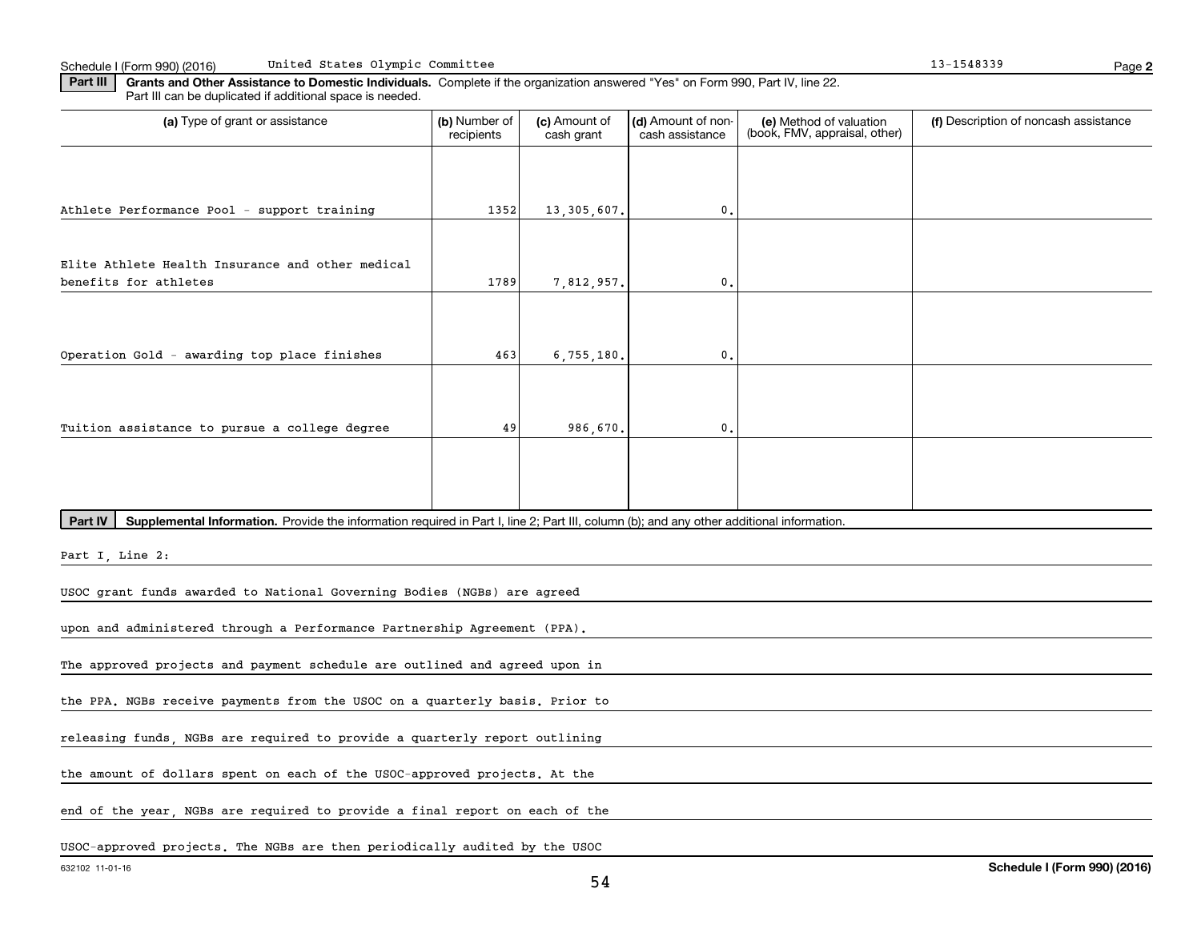**Part III** **Grants and Other Assistance to Domestic Individuals.** Complete if the organization answered "Yes" on Form 990, Part IV, line 22. Part III can be duplicated if additional space is needed.

| (a) Type of grant or assistance | (b) Number of recipients | (c) Amount of cash grant | (d) Amount of non-cash assistance | (e) Method of valuation (book, FMV, appraisal, other) | (f) Description of noncash assistance |
|---|---|---|---|---|---|
| Athlete Performance Pool - support training | 1352 | 13,305,607. | 0. | | |
| Elite Athlete Health Insurance and other medical benefits for athletes | 1789 | 7,812,957. | 0. | | |
| Operation Gold - awarding top place finishes | 463 | 6,755,180. | 0. | | |
| Tuition assistance to pursue a college degree | 49 | 986,670. | 0. | | |
| | | | | | |

**Part IV** **Supplemental Information.** Provide the information required in Part I, line 2; Part III, column (b); and any other additional information.

Part I, Line 2:

USOC grant funds awarded to National Governing Bodies (NGBs) are agreed upon and administered through a Performance Partnership Agreement (PPA). The approved projects and payment schedule are outlined and agreed upon in the PPA. NGBs receive payments from the USOC on a quarterly basis. Prior to releasing funds, NGBs are required to provide a quarterly report outlining the amount of dollars spent on each of the USOC-approved projects. At the end of the year, NGBs are required to provide a final report on each of the USOC-approved projects. The NGBs are then periodically audited by the USOC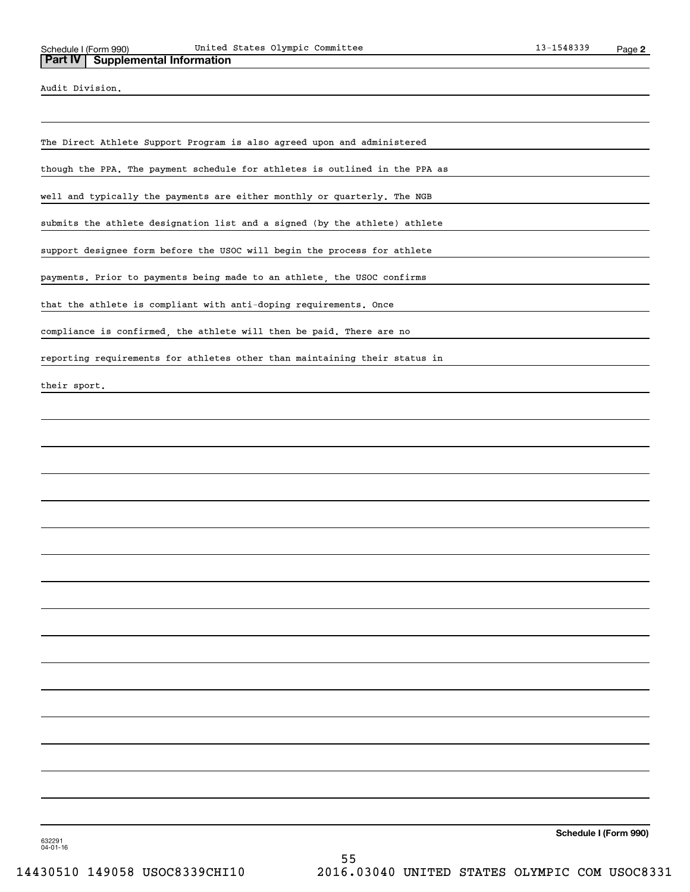## Part IV | Supplemental Information

Audit Division.

The Direct Athlete Support Program is also agreed upon and administered though the PPA. The payment schedule for athletes is outlined in the PPA as well and typically the payments are either monthly or quarterly. The NGB submits the athlete designation list and a signed (by the athlete) athlete support designee form before the USOC will begin the process for athlete payments. Prior to payments being made to an athlete, the USOC confirms that the athlete is compliant with anti-doping requirements. Once compliance is confirmed, the athlete will then be paid. There are no reporting requirements for athletes other than maintaining their status in their sport.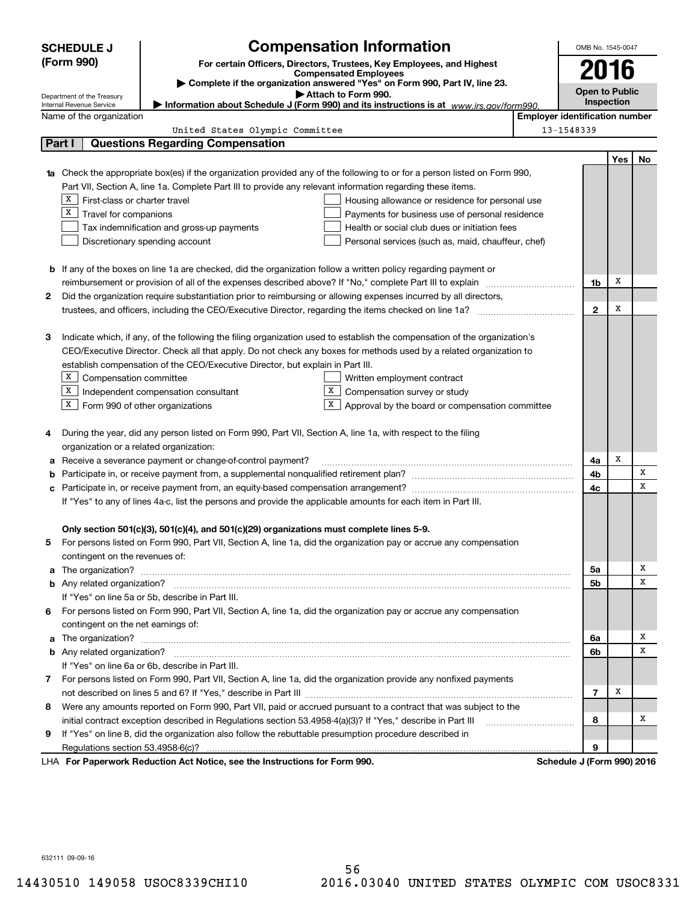**SCHEDULE J (Form 990)**

Department of the Treasury
Internal Revenue Service

# Compensation Information

**For certain Officers, Directors, Trustees, Key Employees, and Highest Compensated Employees**

▶ **Complete if the organization answered "Yes" on Form 990, Part IV, line 23.**

▶ **Attach to Form 990.**

▶ **Information about Schedule J (Form 990) and its instructions is at** *www.irs.gov/form990.*

OMB No. 1545-0047

**2016**

**Open to Public Inspection**

Name of the organization: United States Olympic Committee

Employer identification number: 13-1548339

## Part I | Questions Regarding Compensation

| | | Line | Yes | No |
|---|---|---|---|---|
| **1a** | Check the appropriate box(es) if the organization provided any of the following to or for a person listed on Form 990, Part VII, Section A, line 1a. Complete Part III to provide any relevant information regarding these items.<br>[X] First-class or charter travel<br>[X] Travel for companions<br>[ ] Tax indemnification and gross-up payments<br>[ ] Discretionary spending account<br>[ ] Housing allowance or residence for personal use<br>[ ] Payments for business use of personal residence<br>[ ] Health or social club dues or initiation fees<br>[ ] Personal services (such as, maid, chauffeur, chef) | | | |
| **b** | If any of the boxes on line 1a are checked, did the organization follow a written policy regarding payment or reimbursement or provision of all of the expenses described above? If "No," complete Part III to explain | 1b | X | |
| **2** | Did the organization require substantiation prior to reimbursing or allowing expenses incurred by all directors, trustees, and officers, including the CEO/Executive Director, regarding the items checked on line 1a? | 2 | X | |
| **3** | Indicate which, if any, of the following the filing organization used to establish the compensation of the organization's CEO/Executive Director. Check all that apply. Do not check any boxes for methods used by a related organization to establish compensation of the CEO/Executive Director, but explain in Part III.<br>[X] Compensation committee<br>[X] Independent compensation consultant<br>[X] Form 990 of other organizations<br>[ ] Written employment contract<br>[X] Compensation survey or study<br>[X] Approval by the board or compensation committee | | | |
| **4** | During the year, did any person listed on Form 990, Part VII, Section A, line 1a, with respect to the filing organization or a related organization: | | | |
| **a** | Receive a severance payment or change-of-control payment? | 4a | X | |
| **b** | Participate in, or receive payment from, a supplemental nonqualified retirement plan? | 4b | | X |
| **c** | Participate in, or receive payment from, an equity-based compensation arrangement? | 4c | | X |
| | If "Yes" to any of lines 4a-c, list the persons and provide the applicable amounts for each item in Part III. | | | |
| | **Only section 501(c)(3), 501(c)(4), and 501(c)(29) organizations must complete lines 5-9.** | | | |
| **5** | For persons listed on Form 990, Part VII, Section A, line 1a, did the organization pay or accrue any compensation contingent on the revenues of: | | | |
| **a** | The organization? | 5a | | X |
| **b** | Any related organization? | 5b | | X |
| | If "Yes" on line 5a or 5b, describe in Part III. | | | |
| **6** | For persons listed on Form 990, Part VII, Section A, line 1a, did the organization pay or accrue any compensation contingent on the net earnings of: | | | |
| **a** | The organization? | 6a | | X |
| **b** | Any related organization? | 6b | | X |
| | If "Yes" on line 6a or 6b, describe in Part III. | | | |
| **7** | For persons listed on Form 990, Part VII, Section A, line 1a, did the organization provide any nonfixed payments not described on lines 5 and 6? If "Yes," describe in Part III | 7 | X | |
| **8** | Were any amounts reported on Form 990, Part VII, paid or accrued pursuant to a contract that was subject to the initial contract exception described in Regulations section 53.4958-4(a)(3)? If "Yes," describe in Part III | 8 | | X |
| **9** | If "Yes" on line 8, did the organization also follow the rebuttable presumption procedure described in Regulations section 53.4958-6(c)? | 9 | | |

LHA **For Paperwork Reduction Act Notice, see the Instructions for Form 990.** **Schedule J (Form 990) 2016**

632111 09-09-16

14430510 149058 USOC8339CHI10 2016.03040 UNITED STATES OLYMPIC COM USOC8331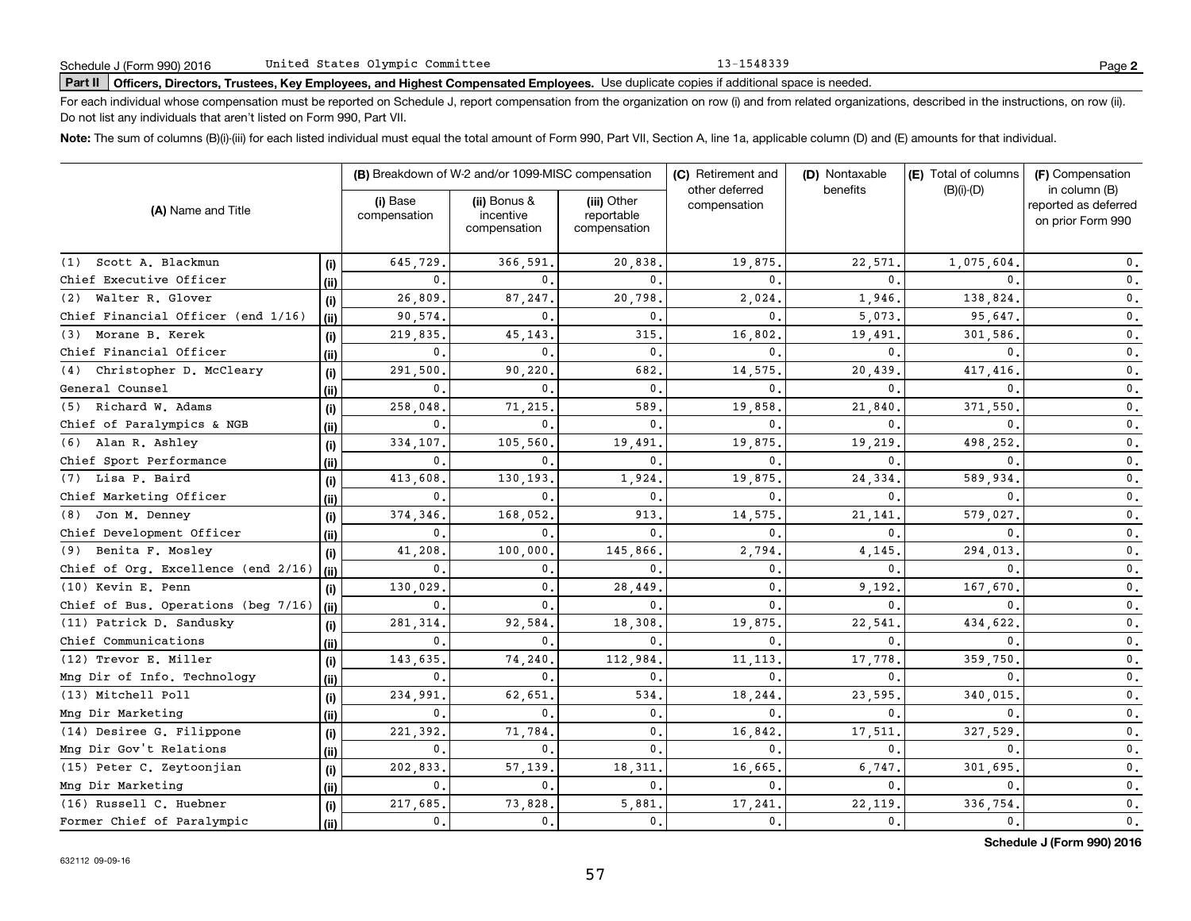Schedule J (Form 990) 2016 United States Olympic Committee 13-1548339

**Part II** **Officers, Directors, Trustees, Key Employees, and Highest Compensated Employees.** Use duplicate copies if additional space is needed.

For each individual whose compensation must be reported on Schedule J, report compensation from the organization on row (i) and from related organizations, described in the instructions, on row (ii). Do not list any individuals that aren't listed on Form 990, Part VII.

**Note:** The sum of columns (B)(i)-(iii) for each listed individual must equal the total amount of Form 990, Part VII, Section A, line 1a, applicable column (D) and (E) amounts for that individual.

| (A) Name and Title | | (B) Breakdown of W-2 and/or 1099-MISC compensation | | | (C) Retirement and other deferred compensation | (D) Nontaxable benefits | (E) Total of columns (B)(i)-(D) | (F) Compensation in column (B) reported as deferred on prior Form 990 |
|---|---|---|---|---|---|---|---|---|
| | | (i) Base compensation | (ii) Bonus & incentive compensation | (iii) Other reportable compensation | | | | |
| (1) Scott A. Blackmun | (i) | 645,729. | 366,591. | 20,838. | 19,875. | 22,571. | 1,075,604. | 0. |
| Chief Executive Officer | (ii) | 0. | 0. | 0. | 0. | 0. | 0. | 0. |
| (2) Walter R. Glover | (i) | 26,809. | 87,247. | 20,798. | 2,024. | 1,946. | 138,824. | 0. |
| Chief Financial Officer (end 1/16) | (ii) | 90,574. | 0. | 0. | 0. | 5,073. | 95,647. | 0. |
| (3) Morane B. Kerek | (i) | 219,835. | 45,143. | 315. | 16,802. | 19,491. | 301,586. | 0. |
| Chief Financial Officer | (ii) | 0. | 0. | 0. | 0. | 0. | 0. | 0. |
| (4) Christopher D. McCleary | (i) | 291,500. | 90,220. | 682. | 14,575. | 20,439. | 417,416. | 0. |
| General Counsel | (ii) | 0. | 0. | 0. | 0. | 0. | 0. | 0. |
| (5) Richard W. Adams | (i) | 258,048. | 71,215. | 589. | 19,858. | 21,840. | 371,550. | 0. |
| Chief of Paralympics & NGB | (ii) | 0. | 0. | 0. | 0. | 0. | 0. | 0. |
| (6) Alan R. Ashley | (i) | 334,107. | 105,560. | 19,491. | 19,875. | 19,219. | 498,252. | 0. |
| Chief Sport Performance | (ii) | 0. | 0. | 0. | 0. | 0. | 0. | 0. |
| (7) Lisa P. Baird | (i) | 413,608. | 130,193. | 1,924. | 19,875. | 24,334. | 589,934. | 0. |
| Chief Marketing Officer | (ii) | 0. | 0. | 0. | 0. | 0. | 0. | 0. |
| (8) Jon M. Denney | (i) | 374,346. | 168,052. | 913. | 14,575. | 21,141. | 579,027. | 0. |
| Chief Development Officer | (ii) | 0. | 0. | 0. | 0. | 0. | 0. | 0. |
| (9) Benita F. Mosley | (i) | 41,208. | 100,000. | 145,866. | 2,794. | 4,145. | 294,013. | 0. |
| Chief of Org. Excellence (end 2/16) | (ii) | 0. | 0. | 0. | 0. | 0. | 0. | 0. |
| (10) Kevin E. Penn | (i) | 130,029. | 0. | 28,449. | 0. | 9,192. | 167,670. | 0. |
| Chief of Bus. Operations (beg 7/16) | (ii) | 0. | 0. | 0. | 0. | 0. | 0. | 0. |
| (11) Patrick D. Sandusky | (i) | 281,314. | 92,584. | 18,308. | 19,875. | 22,541. | 434,622. | 0. |
| Chief Communications | (ii) | 0. | 0. | 0. | 0. | 0. | 0. | 0. |
| (12) Trevor E. Miller | (i) | 143,635. | 74,240. | 112,984. | 11,113. | 17,778. | 359,750. | 0. |
| Mng Dir of Info. Technology | (ii) | 0. | 0. | 0. | 0. | 0. | 0. | 0. |
| (13) Mitchell Poll | (i) | 234,991. | 62,651. | 534. | 18,244. | 23,595. | 340,015. | 0. |
| Mng Dir Marketing | (ii) | 0. | 0. | 0. | 0. | 0. | 0. | 0. |
| (14) Desiree G. Filippone | (i) | 221,392. | 71,784. | 0. | 16,842. | 17,511. | 327,529. | 0. |
| Mng Dir Gov't Relations | (ii) | 0. | 0. | 0. | 0. | 0. | 0. | 0. |
| (15) Peter C. Zeytoonjian | (i) | 202,833. | 57,139. | 18,311. | 16,665. | 6,747. | 301,695. | 0. |
| Mng Dir Marketing | (ii) | 0. | 0. | 0. | 0. | 0. | 0. | 0. |
| (16) Russell C. Huebner | (i) | 217,685. | 73,828. | 5,881. | 17,241. | 22,119. | 336,754. | 0. |
| Former Chief of Paralympic | (ii) | 0. | 0. | 0. | 0. | 0. | 0. | 0. |

**Schedule J (Form 990) 2016**

632112 09-09-16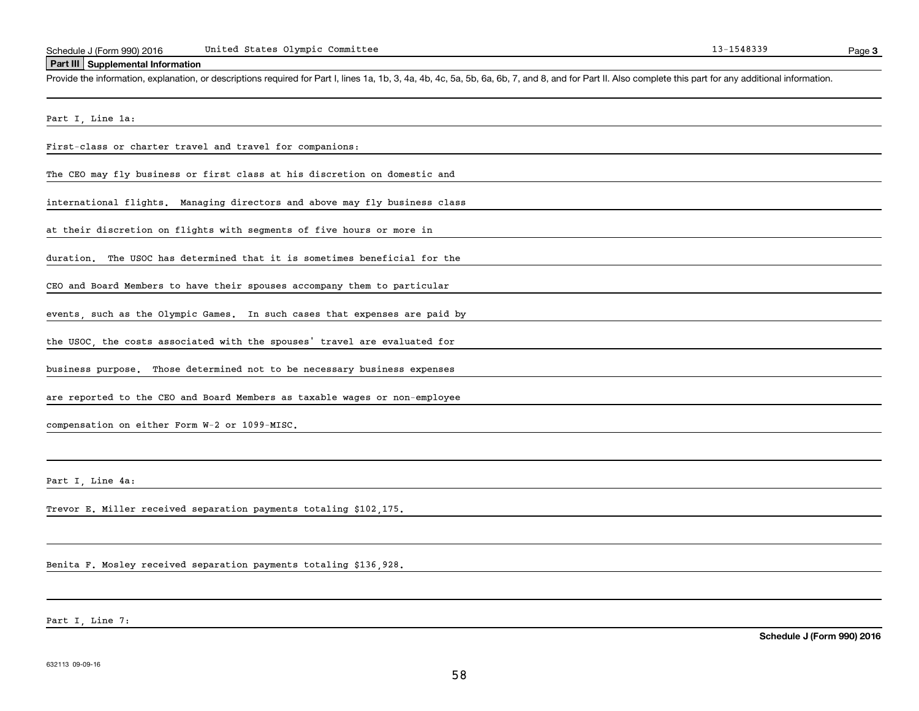Schedule J (Form 990) 2016 United States Olympic Committee 13-1548339 Page **3**

## Part III Supplemental Information

Provide the information, explanation, or descriptions required for Part I, lines 1a, 1b, 3, 4a, 4b, 4c, 5a, 5b, 6a, 6b, 7, and 8, and for Part II. Also complete this part for any additional information.

Part I, Line 1a:

First-class or charter travel and travel for companions:

The CEO may fly business or first class at his discretion on domestic and international flights. Managing directors and above may fly business class at their discretion on flights with segments of five hours or more in duration. The USOC has determined that it is sometimes beneficial for the CEO and Board Members to have their spouses accompany them to particular events, such as the Olympic Games. In such cases that expenses are paid by the USOC, the costs associated with the spouses' travel are evaluated for business purpose. Those determined not to be necessary business expenses are reported to the CEO and Board Members as taxable wages or non-employee compensation on either Form W-2 or 1099-MISC.

Part I, Line 4a:

Trevor E. Miller received separation payments totaling $102,175.

Benita F. Mosley received separation payments totaling $136,928.

Part I, Line 7:

**Schedule J (Form 990) 2016**

632113 09-09-16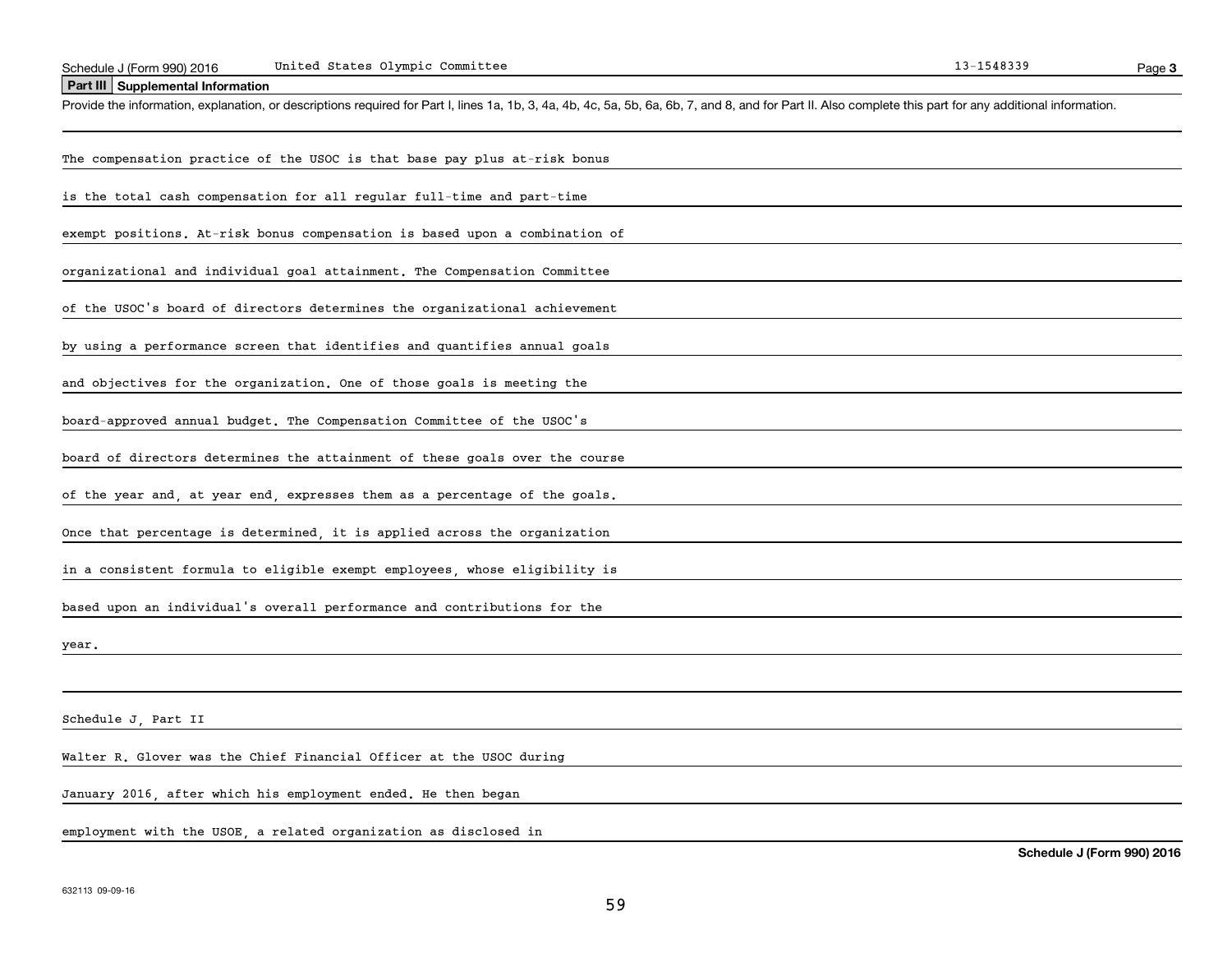Schedule J (Form 990) 2016 United States Olympic Committee 13-1548339

## Part III Supplemental Information

Provide the information, explanation, or descriptions required for Part I, lines 1a, 1b, 3, 4a, 4b, 4c, 5a, 5b, 6a, 6b, 7, and 8, and for Part II. Also complete this part for any additional information.

The compensation practice of the USOC is that base pay plus at-risk bonus is the total cash compensation for all regular full-time and part-time exempt positions. At-risk bonus compensation is based upon a combination of organizational and individual goal attainment. The Compensation Committee of the USOC's board of directors determines the organizational achievement by using a performance screen that identifies and quantifies annual goals and objectives for the organization. One of those goals is meeting the board-approved annual budget. The Compensation Committee of the USOC's board of directors determines the attainment of these goals over the course of the year and, at year end, expresses them as a percentage of the goals. Once that percentage is determined, it is applied across the organization in a consistent formula to eligible exempt employees, whose eligibility is based upon an individual's overall performance and contributions for the year.

Schedule J, Part II

Walter R. Glover was the Chief Financial Officer at the USOC during January 2016, after which his employment ended. He then began employment with the USOE, a related organization as disclosed in

Schedule J (Form 990) 2016

632113 09-09-16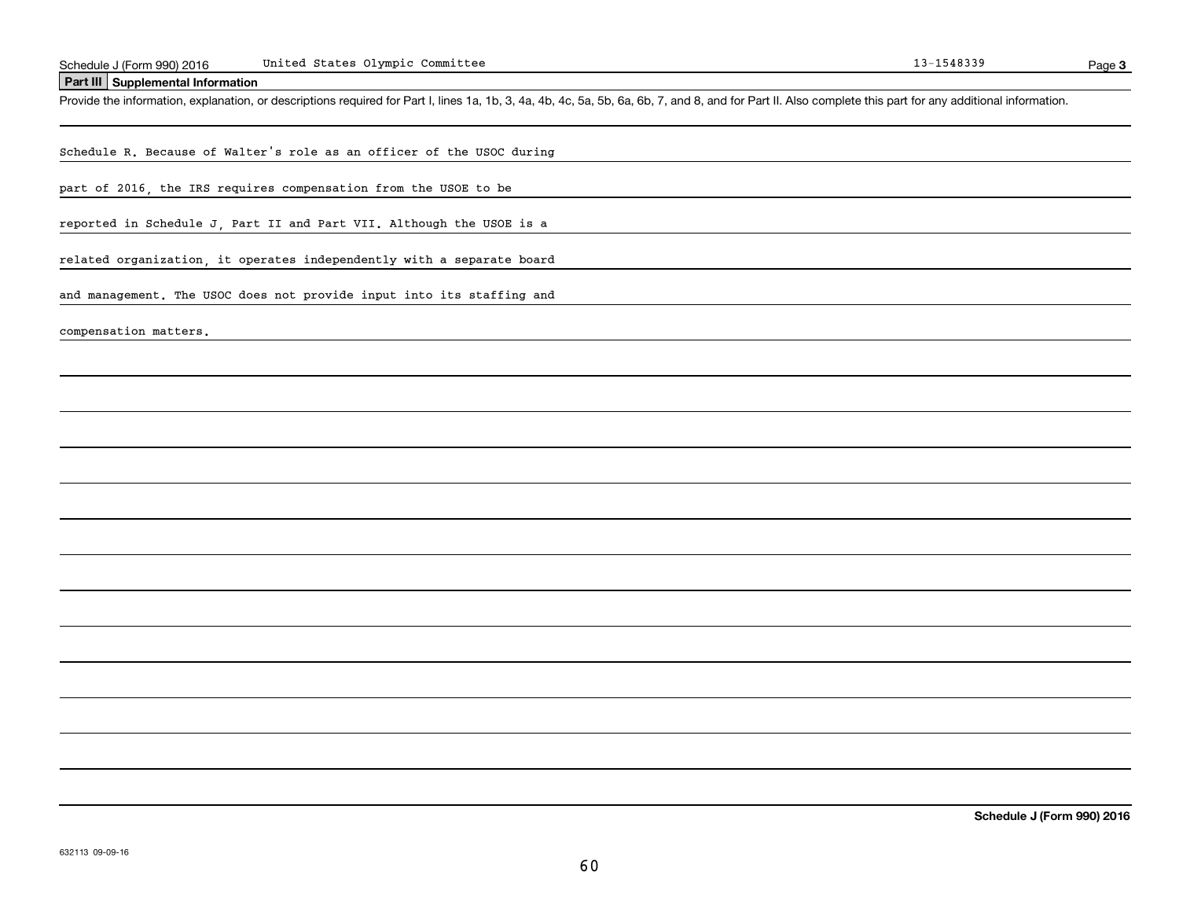Schedule J (Form 990) 2016 United States Olympic Committee 13-1548339

## Part III Supplemental Information

Provide the information, explanation, or descriptions required for Part I, lines 1a, 1b, 3, 4a, 4b, 4c, 5a, 5b, 6a, 6b, 7, and 8, and for Part II. Also complete this part for any additional information.

Schedule R. Because of Walter's role as an officer of the USOC during part of 2016, the IRS requires compensation from the USOE to be reported in Schedule J, Part II and Part VII. Although the USOE is a related organization, it operates independently with a separate board and management. The USOC does not provide input into its staffing and compensation matters.

Schedule J (Form 990) 2016

632113 09-09-16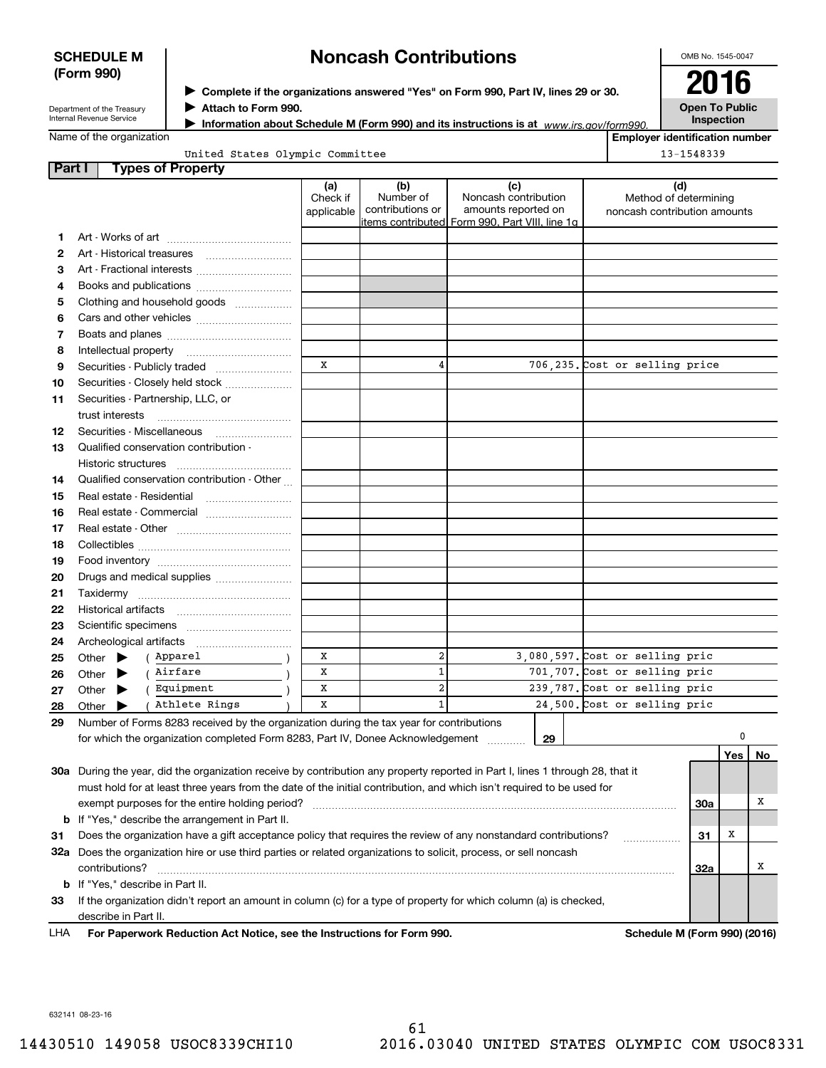**SCHEDULE M (Form 990)**

Department of the Treasury
Internal Revenue Service

# Noncash Contributions

▶ Complete if the organizations answered "Yes" on Form 990, Part IV, lines 29 or 30.
▶ Attach to Form 990.
▶ Information about Schedule M (Form 990) and its instructions is at www.irs.gov/form990.

OMB No. 1545-0047

**2016**

**Open To Public Inspection**

Name of the organization: United States Olympic Committee

Employer identification number: 13-1548339

## Part I Types of Property

| | | (a) Check if applicable | (b) Number of contributions or items contributed | (c) Noncash contribution amounts reported on Form 990, Part VIII, line 1g | (d) Method of determining noncash contribution amounts |
|---|---|---|---|---|---|
| 1 | Art - Works of art | | | | |
| 2 | Art - Historical treasures | | | | |
| 3 | Art - Fractional interests | | | | |
| 4 | Books and publications | | | | |
| 5 | Clothing and household goods | | | | |
| 6 | Cars and other vehicles | | | | |
| 7 | Boats and planes | | | | |
| 8 | Intellectual property | | | | |
| 9 | Securities - Publicly traded | X | 4 | 706,235. | Cost or selling price |
| 10 | Securities - Closely held stock | | | | |
| 11 | Securities - Partnership, LLC, or trust interests | | | | |
| 12 | Securities - Miscellaneous | | | | |
| 13 | Qualified conservation contribution - Historic structures | | | | |
| 14 | Qualified conservation contribution - Other | | | | |
| 15 | Real estate - Residential | | | | |
| 16 | Real estate - Commercial | | | | |
| 17 | Real estate - Other | | | | |
| 18 | Collectibles | | | | |
| 19 | Food inventory | | | | |
| 20 | Drugs and medical supplies | | | | |
| 21 | Taxidermy | | | | |
| 22 | Historical artifacts | | | | |
| 23 | Scientific specimens | | | | |
| 24 | Archeological artifacts | | | | |
| 25 | Other ▶ ( Apparel ) | X | 2 | 3,080,597. | Cost or selling pric |
| 26 | Other ▶ ( Airfare ) | X | 1 | 701,707. | Cost or selling pric |
| 27 | Other ▶ ( Equipment ) | X | 2 | 239,787. | Cost or selling pric |
| 28 | Other ▶ ( Athlete Rings ) | X | 1 | 24,500. | Cost or selling pric |

29 Number of Forms 8283 received by the organization during the tax year for contributions for which the organization completed Form 8283, Part IV, Donee Acknowledgement ..... **29** 0

| | | | Yes | No |
|---|---|---|---|---|
| 30a | During the year, did the organization receive by contribution any property reported in Part I, lines 1 through 28, that it must hold for at least three years from the date of the initial contribution, and which isn't required to be used for exempt purposes for the entire holding period? | 30a | | X |
| b | If "Yes," describe the arrangement in Part II. | | | |
| 31 | Does the organization have a gift acceptance policy that requires the review of any nonstandard contributions? | 31 | X | |
| 32a | Does the organization hire or use third parties or related organizations to solicit, process, or sell noncash contributions? | 32a | | X |
| b | If "Yes," describe in Part II. | | | |
| 33 | If the organization didn't report an amount in column (c) for a type of property for which column (a) is checked, describe in Part II. | | | |

LHA **For Paperwork Reduction Act Notice, see the Instructions for Form 990.** **Schedule M (Form 990) (2016)**

632141 08-23-16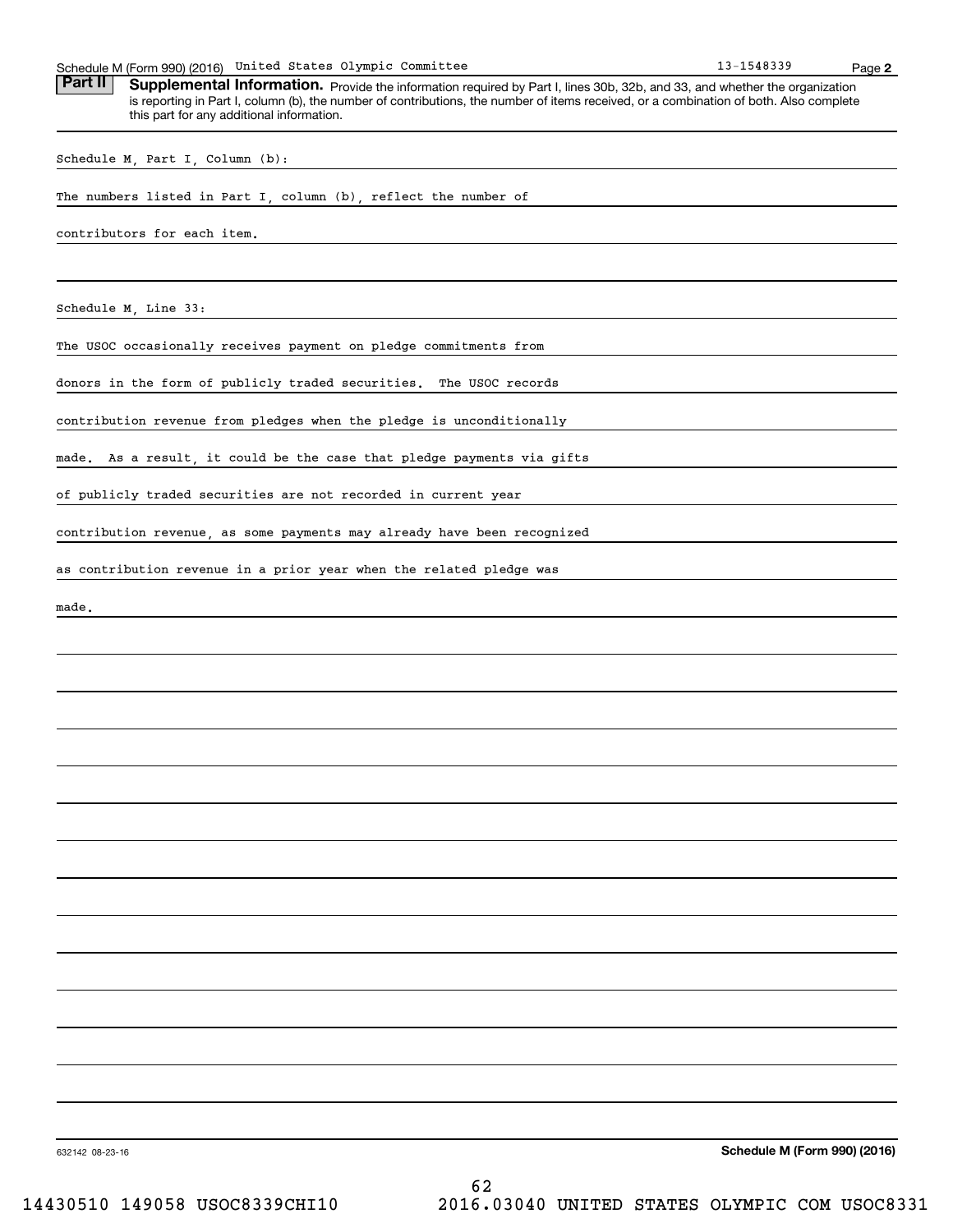Schedule M (Form 990) (2016) United States Olympic Committee 13-1548339

## Part II Supplemental Information.

Provide the information required by Part I, lines 30b, 32b, and 33, and whether the organization is reporting in Part I, column (b), the number of contributions, the number of items received, or a combination of both. Also complete this part for any additional information.

Schedule M, Part I, Column (b):

The numbers listed in Part I, column (b), reflect the number of contributors for each item.

Schedule M, Line 33:

The USOC occasionally receives payment on pledge commitments from donors in the form of publicly traded securities. The USOC records contribution revenue from pledges when the pledge is unconditionally made. As a result, it could be the case that pledge payments via gifts of publicly traded securities are not recorded in current year contribution revenue, as some payments may already have been recognized as contribution revenue in a prior year when the related pledge was made.

632142 08-23-16

**Schedule M (Form 990) (2016)**

14430510 149058 USOC8339CHI10 2016.03040 UNITED STATES OLYMPIC COM USOC8331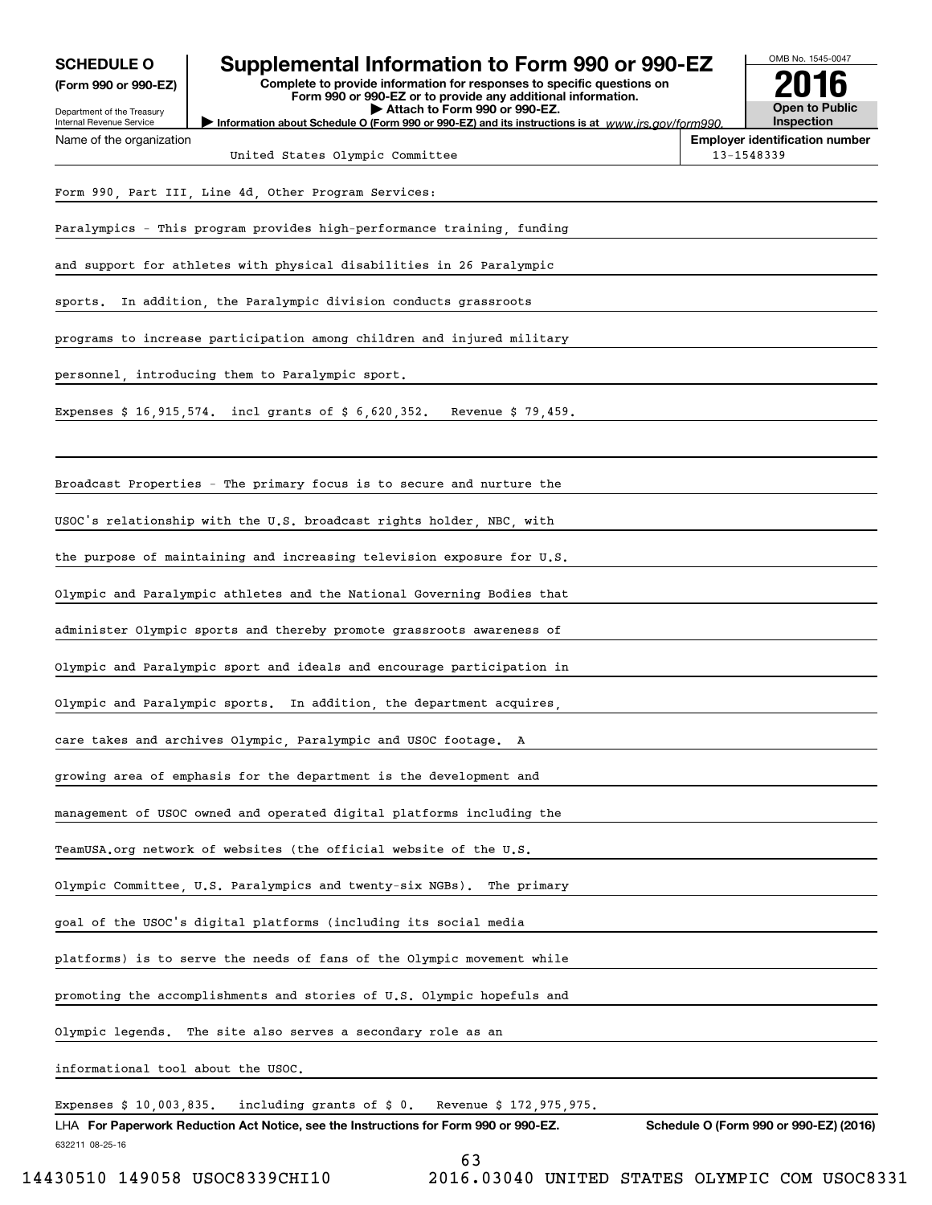**SCHEDULE O (Form 990 or 990-EZ)**

Department of the Treasury
Internal Revenue Service

# Supplemental Information to Form 990 or 990-EZ

**Complete to provide information for responses to specific questions on Form 990 or 990-EZ or to provide any additional information.**
**▶ Attach to Form 990 or 990-EZ.**
**▶ Information about Schedule O (Form 990 or 990-EZ) and its instructions is at** *www.irs.gov/form990.*

OMB No. 1545-0047

**2016**

**Open to Public Inspection**

Name of the organization: United States Olympic Committee

**Employer identification number:** 13-1548339

Form 990, Part III, Line 4d, Other Program Services:

Paralympics - This program provides high-performance training, funding and support for athletes with physical disabilities in 26 Paralympic sports. In addition, the Paralympic division conducts grassroots programs to increase participation among children and injured military personnel, introducing them to Paralympic sport.

Expenses $ 16,915,574. incl grants of $ 6,620,352. Revenue $ 79,459.

Broadcast Properties - The primary focus is to secure and nurture the USOC's relationship with the U.S. broadcast rights holder, NBC, with the purpose of maintaining and increasing television exposure for U.S. Olympic and Paralympic athletes and the National Governing Bodies that administer Olympic sports and thereby promote grassroots awareness of Olympic and Paralympic sport and ideals and encourage participation in Olympic and Paralympic sports. In addition, the department acquires, care takes and archives Olympic, Paralympic and USOC footage. A growing area of emphasis for the department is the development and management of USOC owned and operated digital platforms including the TeamUSA.org network of websites (the official website of the U.S. Olympic Committee, U.S. Paralympics and twenty-six NGBs). The primary goal of the USOC's digital platforms (including its social media platforms) is to serve the needs of fans of the Olympic movement while promoting the accomplishments and stories of U.S. Olympic hopefuls and Olympic legends. The site also serves a secondary role as an informational tool about the USOC.

Expenses $ 10,003,835. including grants of $ 0. Revenue $ 172,975,975.

LHA **For Paperwork Reduction Act Notice, see the Instructions for Form 990 or 990-EZ.** **Schedule O (Form 990 or 990-EZ) (2016)**

632211 08-25-16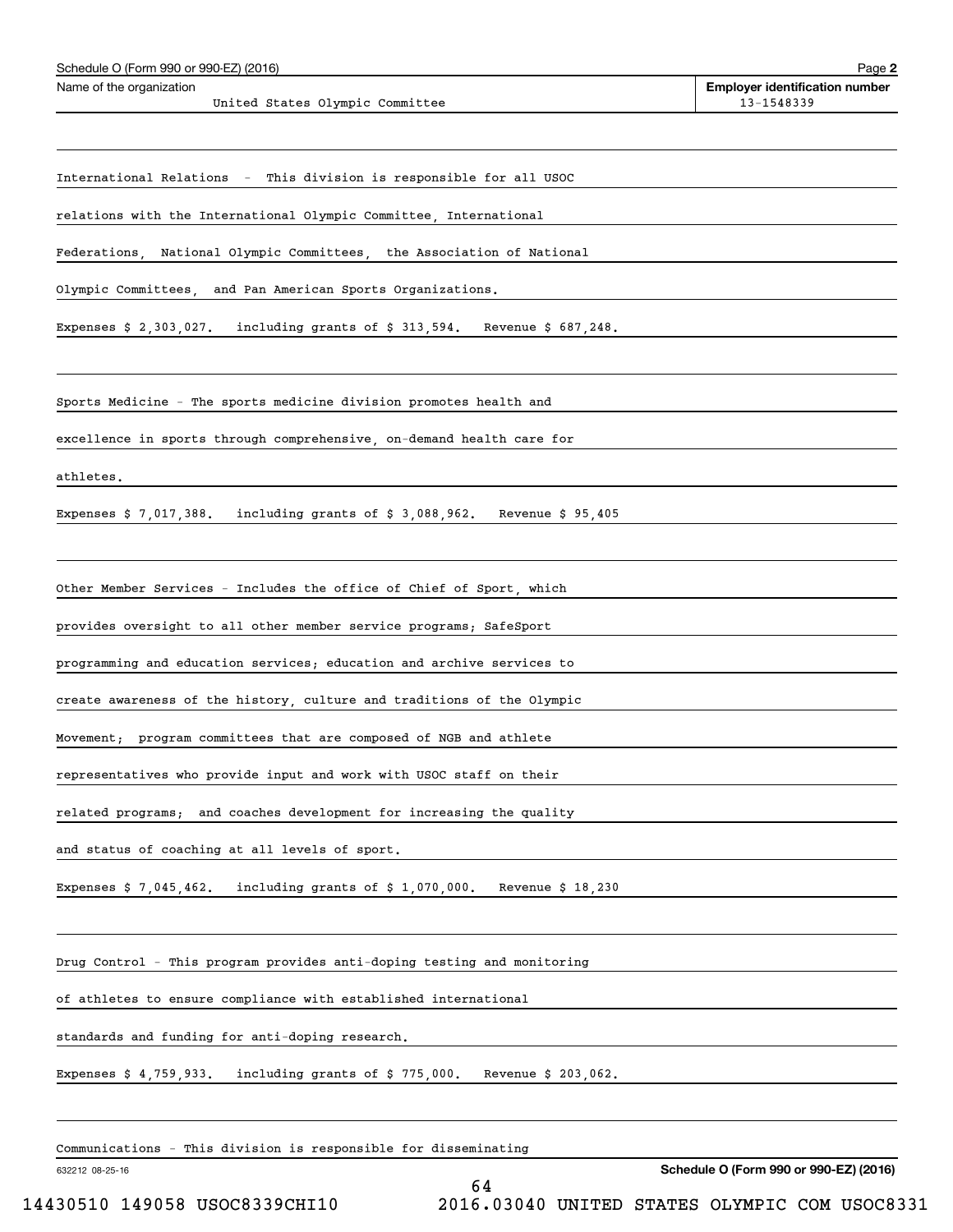International Relations - This division is responsible for all USOC relations with the International Olympic Committee, International Federations, National Olympic Committees, the Association of National Olympic Committees, and Pan American Sports Organizations.

Expenses $ 2,303,027. including grants of $ 313,594. Revenue $ 687,248.

Sports Medicine - The sports medicine division promotes health and excellence in sports through comprehensive, on-demand health care for athletes.

Expenses $ 7,017,388. including grants of $ 3,088,962. Revenue $ 95,405

Other Member Services - Includes the office of Chief of Sport, which provides oversight to all other member service programs; SafeSport programming and education services; education and archive services to create awareness of the history, culture and traditions of the Olympic Movement; program committees that are composed of NGB and athlete representatives who provide input and work with USOC staff on their related programs; and coaches development for increasing the quality and status of coaching at all levels of sport.

Expenses $ 7,045,462. including grants of $ 1,070,000. Revenue $ 18,230

Drug Control - This program provides anti-doping testing and monitoring of athletes to ensure compliance with established international standards and funding for anti-doping research.

Expenses $ 4,759,933. including grants of $ 775,000. Revenue $ 203,062.

Communications - This division is responsible for disseminating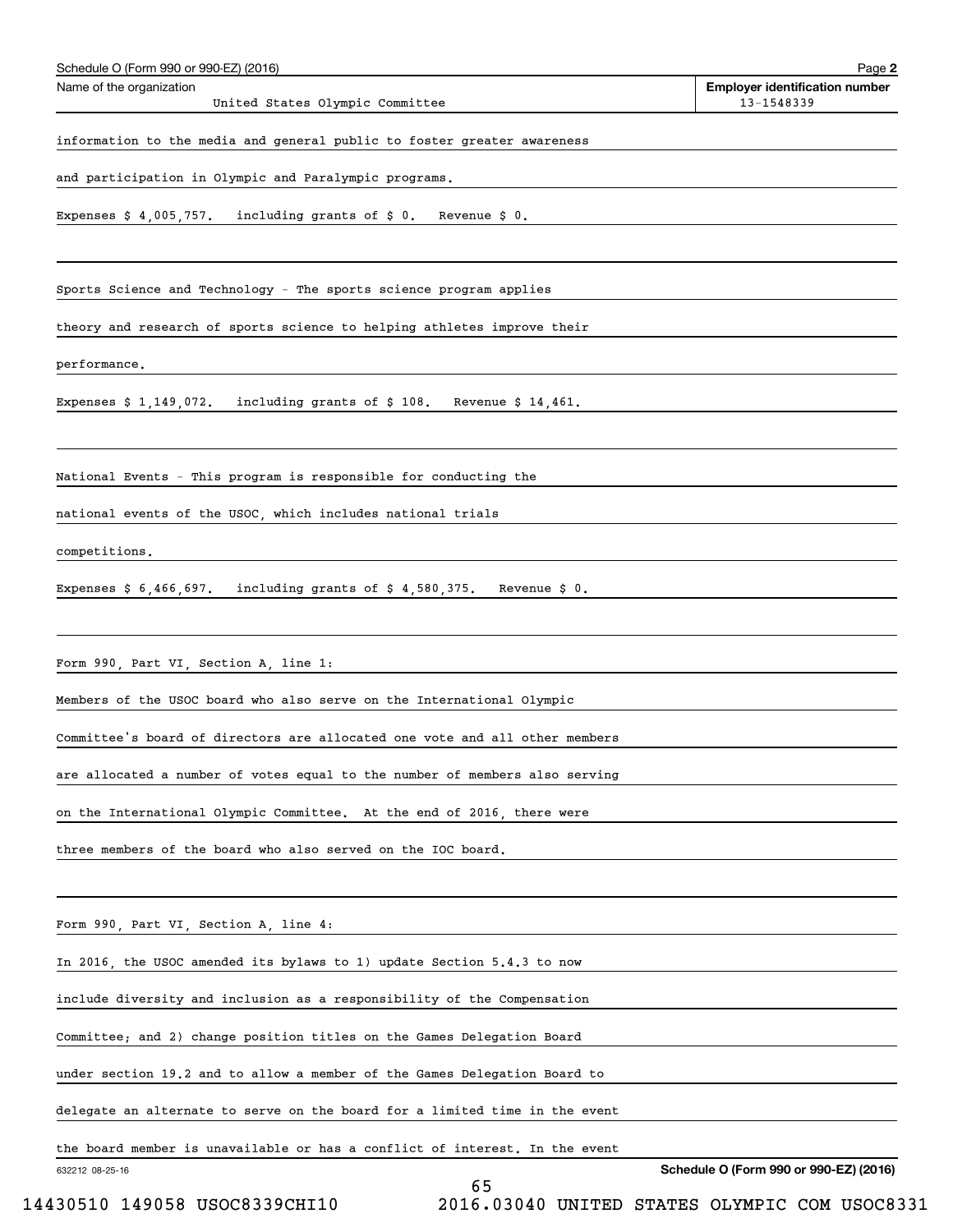Schedule O (Form 990 or 990-EZ) (2016)

**Name of the organization:** United States Olympic Committee

**Employer identification number:** 13-1548339

information to the media and general public to foster greater awareness and participation in Olympic and Paralympic programs.

Expenses $ 4,005,757. including grants of $ 0. Revenue $ 0.

Sports Science and Technology - The sports science program applies theory and research of sports science to helping athletes improve their performance.

Expenses $ 1,149,072. including grants of $ 108. Revenue $ 14,461.

National Events - This program is responsible for conducting the national events of the USOC, which includes national trials competitions.

Expenses $ 6,466,697. including grants of $ 4,580,375. Revenue $ 0.

Form 990, Part VI, Section A, line 1:

Members of the USOC board who also serve on the International Olympic Committee's board of directors are allocated one vote and all other members are allocated a number of votes equal to the number of members also serving on the International Olympic Committee. At the end of 2016, there were three members of the board who also served on the IOC board.

Form 990, Part VI, Section A, line 4:

In 2016, the USOC amended its bylaws to 1) update Section 5.4.3 to now include diversity and inclusion as a responsibility of the Compensation Committee; and 2) change position titles on the Games Delegation Board under section 19.2 and to allow a member of the Games Delegation Board to delegate an alternate to serve on the board for a limited time in the event the board member is unavailable or has a conflict of interest. In the event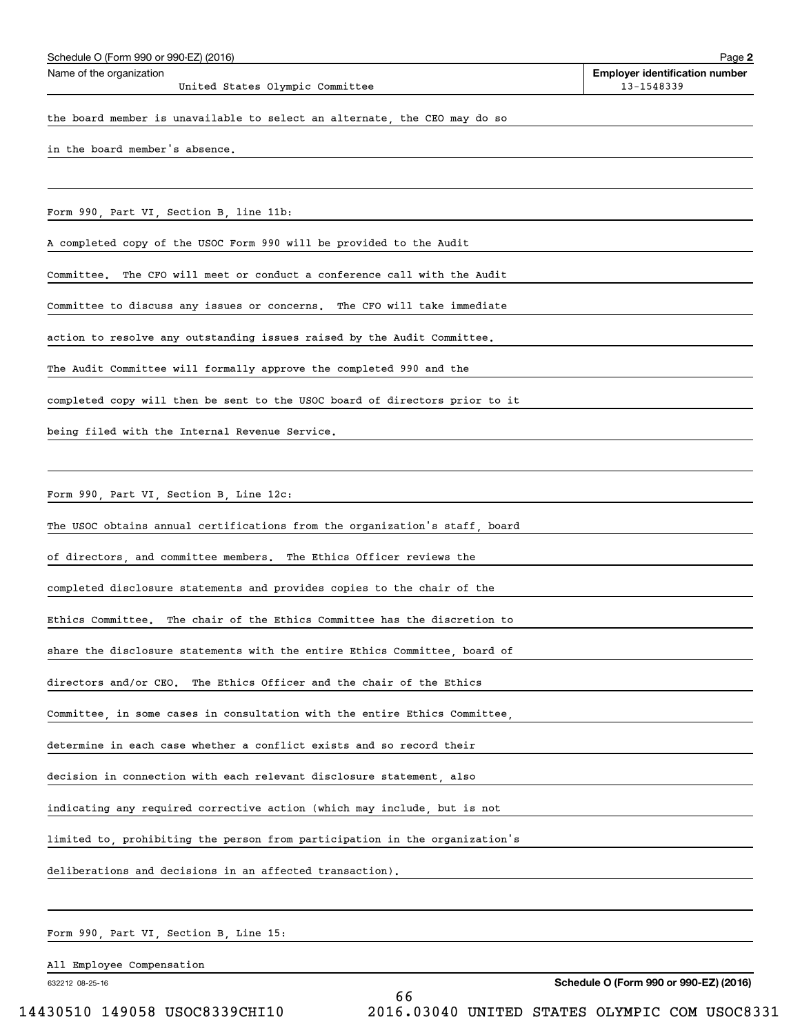the board member is unavailable to select an alternate, the CEO may do so in the board member's absence.

Form 990, Part VI, Section B, line 11b:

A completed copy of the USOC Form 990 will be provided to the Audit Committee. The CFO will meet or conduct a conference call with the Audit Committee to discuss any issues or concerns. The CFO will take immediate action to resolve any outstanding issues raised by the Audit Committee. The Audit Committee will formally approve the completed 990 and the completed copy will then be sent to the USOC board of directors prior to it being filed with the Internal Revenue Service.

Form 990, Part VI, Section B, Line 12c:

The USOC obtains annual certifications from the organization's staff, board of directors, and committee members. The Ethics Officer reviews the completed disclosure statements and provides copies to the chair of the Ethics Committee. The chair of the Ethics Committee has the discretion to share the disclosure statements with the entire Ethics Committee, board of directors and/or CEO. The Ethics Officer and the chair of the Ethics Committee, in some cases in consultation with the entire Ethics Committee, determine in each case whether a conflict exists and so record their decision in connection with each relevant disclosure statement, also indicating any required corrective action (which may include, but is not limited to, prohibiting the person from participation in the organization's deliberations and decisions in an affected transaction).

Form 990, Part VI, Section B, Line 15:

All Employee Compensation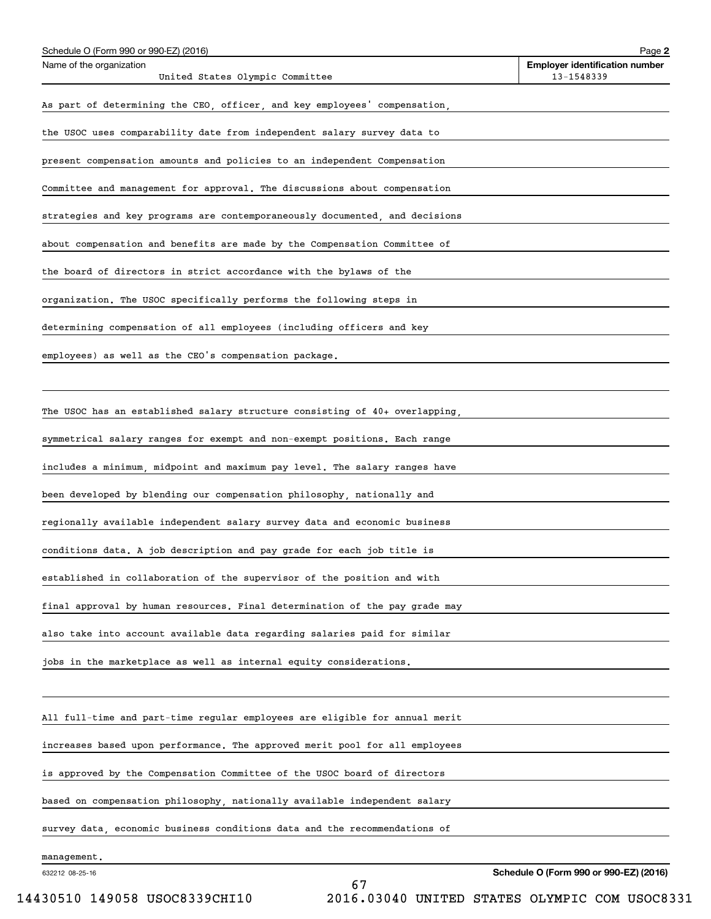Schedule O (Form 990 or 990-EZ) (2016)

| Name of the organization | Employer identification number |
| --- | --- |
| United States Olympic Committee | 13-1548339 |

As part of determining the CEO, officer, and key employees' compensation, the USOC uses comparability date from independent salary survey data to present compensation amounts and policies to an independent Compensation Committee and management for approval. The discussions about compensation strategies and key programs are contemporaneously documented, and decisions about compensation and benefits are made by the Compensation Committee of the board of directors in strict accordance with the bylaws of the organization. The USOC specifically performs the following steps in determining compensation of all employees (including officers and key employees) as well as the CEO's compensation package.

The USOC has an established salary structure consisting of 40+ overlapping, symmetrical salary ranges for exempt and non-exempt positions. Each range includes a minimum, midpoint and maximum pay level. The salary ranges have been developed by blending our compensation philosophy, nationally and regionally available independent salary survey data and economic business conditions data. A job description and pay grade for each job title is established in collaboration of the supervisor of the position and with final approval by human resources. Final determination of the pay grade may also take into account available data regarding salaries paid for similar jobs in the marketplace as well as internal equity considerations.

All full-time and part-time regular employees are eligible for annual merit increases based upon performance. The approved merit pool for all employees is approved by the Compensation Committee of the USOC board of directors based on compensation philosophy, nationally available independent salary survey data, economic business conditions data and the recommendations of management.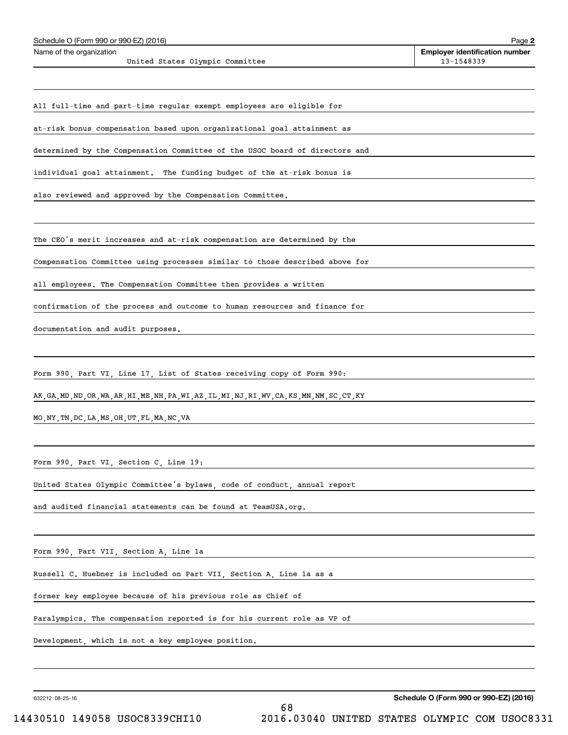Schedule O (Form 990 or 990-EZ) (2016)

Name of the organization: United States Olympic Committee

Employer identification number: 13-1548339

All full-time and part-time regular exempt employees are eligible for at-risk bonus compensation based upon organizational goal attainment as determined by the Compensation Committee of the USOC board of directors and individual goal attainment. The funding budget of the at-risk bonus is also reviewed and approved by the Compensation Committee.

The CEO's merit increases and at-risk compensation are determined by the Compensation Committee using processes similar to those described above for all employees. The Compensation Committee then provides a written confirmation of the process and outcome to human resources and finance for documentation and audit purposes.

Form 990, Part VI, Line 17, List of States receiving copy of Form 990:

AK,GA,MD,ND,OR,WA,AR,HI,ME,NH,PA,WI,AZ,IL,MI,NJ,RI,WV,CA,KS,MN,NM,SC,CT,KY MO,NY,TN,DC,LA,MS,OH,UT,FL,MA,NC,VA

Form 990, Part VI, Section C, Line 19:

United States Olympic Committee's bylaws, code of conduct, annual report and audited financial statements can be found at TeamUSA.org.

Form 990, Part VII, Section A, Line 1a

Russell C. Huebner is included on Part VII, Section A, Line 1a as a former key employee because of his previous role as Chief of Paralympics. The compensation reported is for his current role as VP of Development, which is not a key employee position.

632212 08-25-16

Schedule O (Form 990 or 990-EZ) (2016)

14430510 149058 USOC8339CHI10 2016.03040 UNITED STATES OLYMPIC COM USOC8331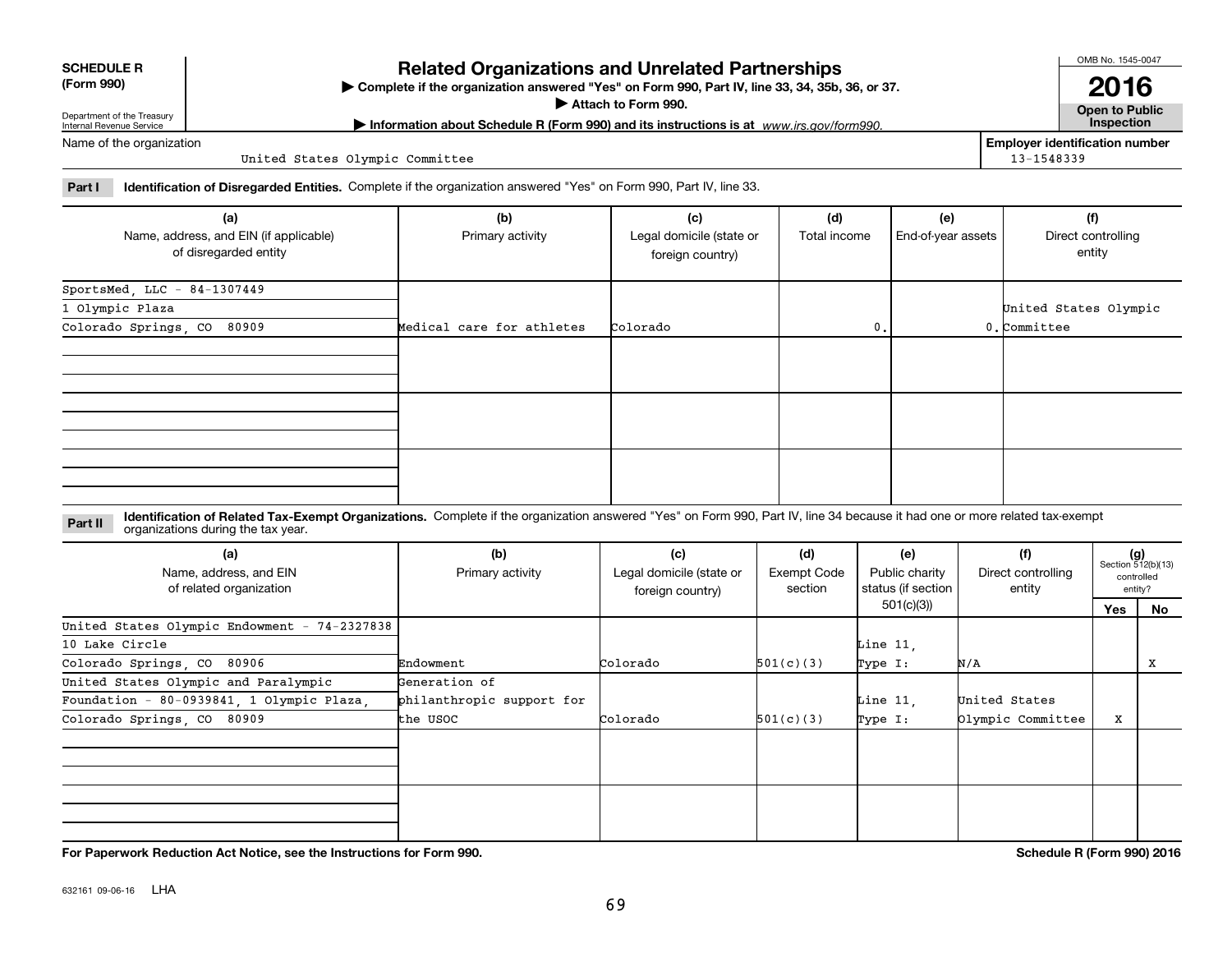**SCHEDULE R (Form 990)**

Department of the Treasury
Internal Revenue Service

# Related Organizations and Unrelated Partnerships

▶ Complete if the organization answered "Yes" on Form 990, Part IV, line 33, 34, 35b, 36, or 37.
▶ Attach to Form 990.
▶ Information about Schedule R (Form 990) and its instructions is at *www.irs.gov/form990.*

OMB No. 1545-0047

**2016**

**Open to Public Inspection**

Name of the organization: United States Olympic Committee

**Employer identification number:** 13-1548339

**Part I** **Identification of Disregarded Entities.** Complete if the organization answered "Yes" on Form 990, Part IV, line 33.

| (a) Name, address, and EIN (if applicable) of disregarded entity | (b) Primary activity | (c) Legal domicile (state or foreign country) | (d) Total income | (e) End-of-year assets | (f) Direct controlling entity |
|---|---|---|---|---|---|
| SportsMed, LLC - 84-1307449<br>1 Olympic Plaza<br>Colorado Springs, CO 80909 | Medical care for athletes | Colorado | 0. | 0. | United States Olympic Committee |
| | | | | | |
| | | | | | |
| | | | | | |

**Part II** **Identification of Related Tax-Exempt Organizations.** Complete if the organization answered "Yes" on Form 990, Part IV, line 34 because it had one or more related tax-exempt organizations during the tax year.

| (a) Name, address, and EIN of related organization | (b) Primary activity | (c) Legal domicile (state or foreign country) | (d) Exempt Code section | (e) Public charity status (if section 501(c)(3)) | (f) Direct controlling entity | (g) Section 512(b)(13) controlled entity? Yes | No |
|---|---|---|---|---|---|---|---|
| United States Olympic Endowment - 74-2327838<br>10 Lake Circle<br>Colorado Springs, CO 80906 | Endowment | Colorado | 501(c)(3) | Line 11, Type I: | N/A | | X |
| United States Olympic and Paralympic Foundation - 80-0939841, 1 Olympic Plaza, Colorado Springs, CO 80909 | Generation of philanthropic support for the USOC | Colorado | 501(c)(3) | Line 11, Type I: | United States Olympic Committee | X | |
| | | | | | | | |
| | | | | | | | |

**For Paperwork Reduction Act Notice, see the Instructions for Form 990.** **Schedule R (Form 990) 2016**

632161 09-06-16 LHA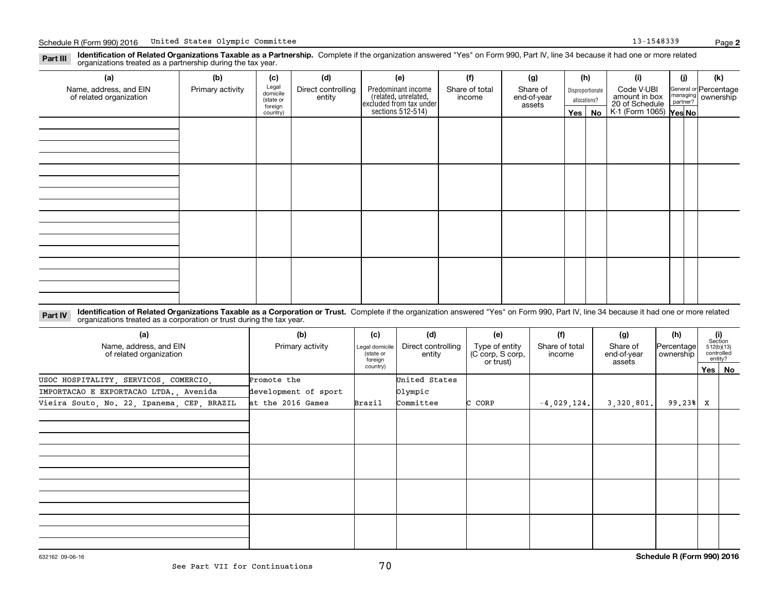Schedule R (Form 990) 2016 United States Olympic Committee 13-1548339

**Part III** **Identification of Related Organizations Taxable as a Partnership.** Complete if the organization answered "Yes" on Form 990, Part IV, line 34 because it had one or more related organizations treated as a partnership during the tax year.

| (a) Name, address, and EIN of related organization | (b) Primary activity | (c) Legal domicile (state or foreign country) | (d) Direct controlling entity | (e) Predominant income (related, unrelated, excluded from tax under sections 512-514) | (f) Share of total income | (g) Share of end-of-year assets | (h) Disproportionate allocations? Yes | (h) No | (i) Code V-UBI amount in box 20 of Schedule K-1 (Form 1065) | (j) General or managing partner? Yes | (j) No | (k) Percentage ownership |
|---|---|---|---|---|---|---|---|---|---|---|---|---|
| | | | | | | | | | | | | |
| | | | | | | | | | | | | |
| | | | | | | | | | | | | |
| | | | | | | | | | | | | |

**Part IV** **Identification of Related Organizations Taxable as a Corporation or Trust.** Complete if the organization answered "Yes" on Form 990, Part IV, line 34 because it had one or more related organizations treated as a corporation or trust during the tax year.

| (a) Name, address, and EIN of related organization | (b) Primary activity | (c) Legal domicile (state or foreign country) | (d) Direct controlling entity | (e) Type of entity (C corp, S corp, or trust) | (f) Share of total income | (g) Share of end-of-year assets | (h) Percentage ownership | (i) Section 512(b)(13) controlled entity? Yes | (i) No |
|---|---|---|---|---|---|---|---|---|---|
| USOC HOSPITALITY, SERVICOS, COMERCIO, IMPORTACAO E EXPORTACAO LTDA., Avenida Vieira Souto, No. 22, Ipanema, CEP, BRAZIL | Promote the development of sport at the 2016 Games | Brazil | United States Olympic Committee | C CORP | -4,029,124. | 3,320,801. | 99.23% | X | |
| | | | | | | | | | |
| | | | | | | | | | |
| | | | | | | | | | |
| | | | | | | | | | |

632162 09-06-16

See Part VII for Continuations

Schedule R (Form 990) 2016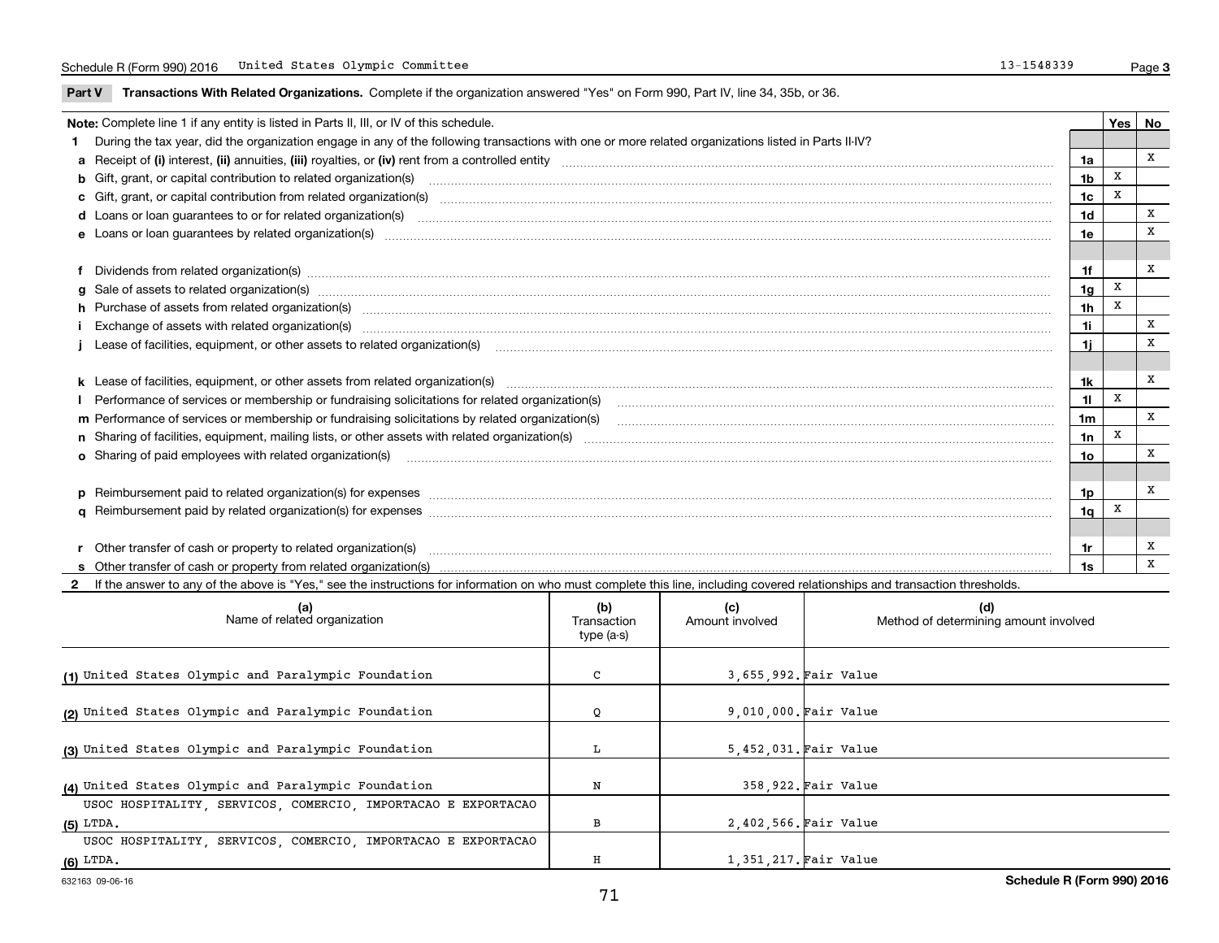Schedule R (Form 990) 2016 United States Olympic Committee 13-1548339 Page 3

**Part V Transactions With Related Organizations.** Complete if the organization answered "Yes" on Form 990, Part IV, line 34, 35b, or 36.

| **Note:** Complete line 1 if any entity is listed in Parts II, III, or IV of this schedule. | | Yes | No |
|---|---|---|---|
| **1** During the tax year, did the organization engage in any of the following transactions with one or more related organizations listed in Parts II-IV? | | | |
| **a** Receipt of **(i)** interest, **(ii)** annuities, **(iii)** royalties, or **(iv)** rent from a controlled entity | 1a | | X |
| **b** Gift, grant, or capital contribution to related organization(s) | 1b | X | |
| **c** Gift, grant, or capital contribution from related organization(s) | 1c | X | |
| **d** Loans or loan guarantees to or for related organization(s) | 1d | | X |
| **e** Loans or loan guarantees by related organization(s) | 1e | | X |
| **f** Dividends from related organization(s) | 1f | | X |
| **g** Sale of assets to related organization(s) | 1g | X | |
| **h** Purchase of assets from related organization(s) | 1h | X | |
| **i** Exchange of assets with related organization(s) | 1i | | X |
| **j** Lease of facilities, equipment, or other assets to related organization(s) | 1j | | X |
| **k** Lease of facilities, equipment, or other assets from related organization(s) | 1k | | X |
| **l** Performance of services or membership or fundraising solicitations for related organization(s) | 1l | X | |
| **m** Performance of services or membership or fundraising solicitations by related organization(s) | 1m | | X |
| **n** Sharing of facilities, equipment, mailing lists, or other assets with related organization(s) | 1n | X | |
| **o** Sharing of paid employees with related organization(s) | 1o | | X |
| **p** Reimbursement paid to related organization(s) for expenses | 1p | | X |
| **q** Reimbursement paid by related organization(s) for expenses | 1q | X | |
| **r** Other transfer of cash or property to related organization(s) | 1r | | X |
| **s** Other transfer of cash or property from related organization(s) | 1s | | X |

**2** If the answer to any of the above is "Yes," see the instructions for information on who must complete this line, including covered relationships and transaction thresholds.

| (a) Name of related organization | (b) Transaction type (a-s) | (c) Amount involved | (d) Method of determining amount involved |
|---|---|---|---|
| (1) United States Olympic and Paralympic Foundation | C | 3,655,992. | Fair Value |
| (2) United States Olympic and Paralympic Foundation | Q | 9,010,000. | Fair Value |
| (3) United States Olympic and Paralympic Foundation | L | 5,452,031. | Fair Value |
| (4) United States Olympic and Paralympic Foundation | N | 358,922. | Fair Value |
| (5) USOC HOSPITALITY, SERVICOS, COMERCIO, IMPORTACAO E EXPORTACAO LTDA. | B | 2,402,566. | Fair Value |
| (6) USOC HOSPITALITY, SERVICOS, COMERCIO, IMPORTACAO E EXPORTACAO LTDA. | H | 1,351,217. | Fair Value |

632163 09-06-16 Schedule R (Form 990) 2016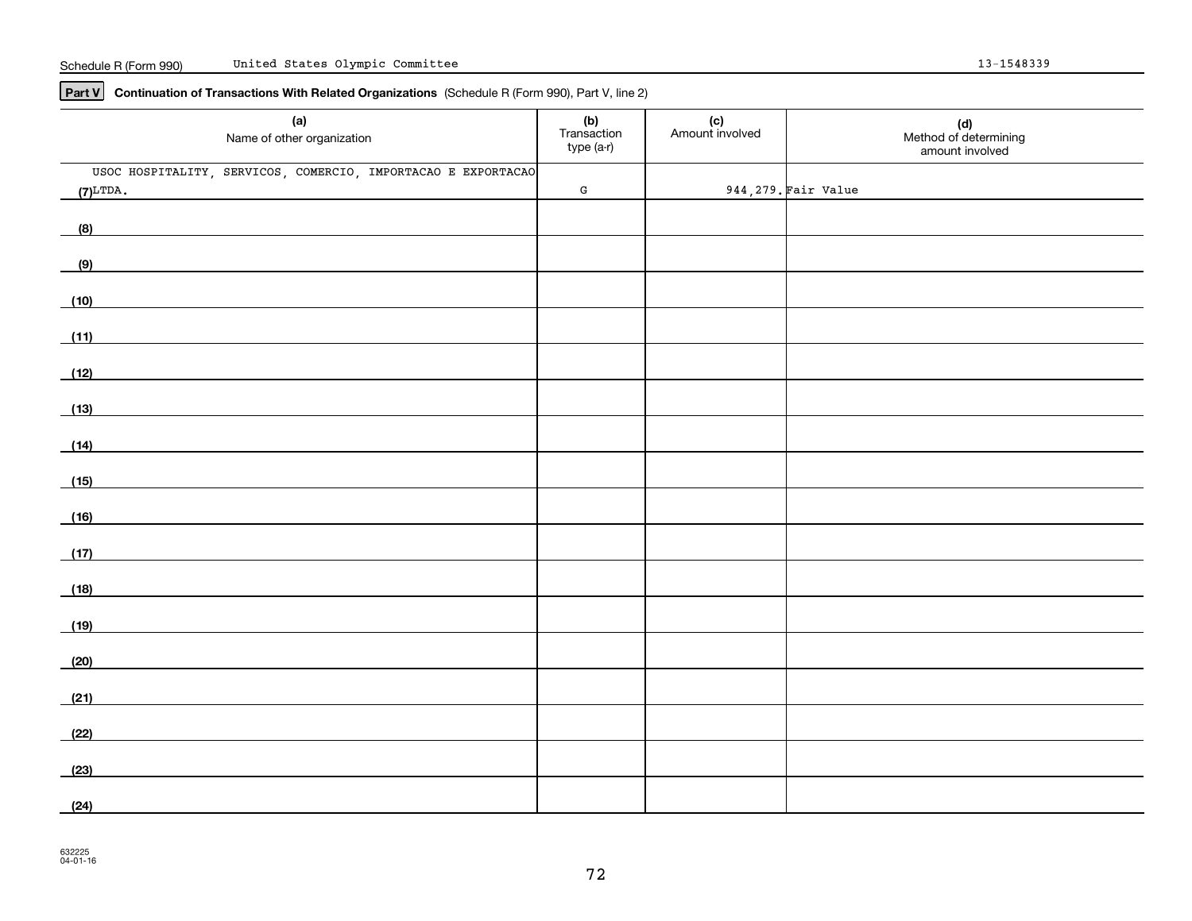Schedule R (Form 990) United States Olympic Committee 13-1548339

**Part V** **Continuation of Transactions With Related Organizations** (Schedule R (Form 990), Part V, line 2)

| | (a) Name of other organization | (b) Transaction type (a-r) | (c) Amount involved | (d) Method of determining amount involved |
|---|---|---|---|---|
| (7) | USOC HOSPITALITY, SERVICOS, COMERCIO, IMPORTACAO E EXPORTACAO LTDA. | G | 944,279. | Fair Value |
| (8) | | | | |
| (9) | | | | |
| (10) | | | | |
| (11) | | | | |
| (12) | | | | |
| (13) | | | | |
| (14) | | | | |
| (15) | | | | |
| (16) | | | | |
| (17) | | | | |
| (18) | | | | |
| (19) | | | | |
| (20) | | | | |
| (21) | | | | |
| (22) | | | | |
| (23) | | | | |
| (24) | | | | |

632225
04-01-16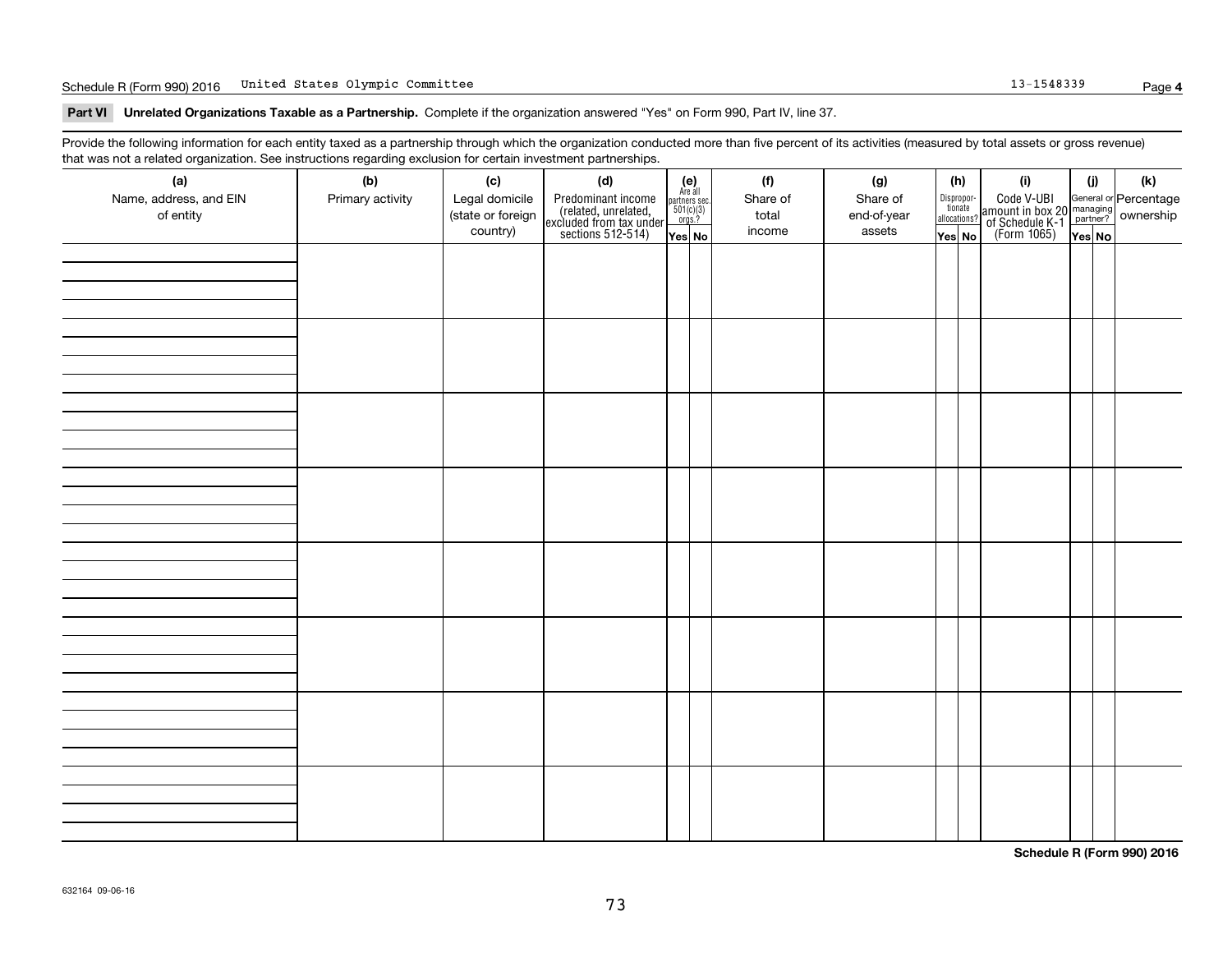Schedule R (Form 990) 2016 United States Olympic Committee 13-1548339

**Part VI Unrelated Organizations Taxable as a Partnership.** Complete if the organization answered "Yes" on Form 990, Part IV, line 37.

Provide the following information for each entity taxed as a partnership through which the organization conducted more than five percent of its activities (measured by total assets or gross revenue) that was not a related organization. See instructions regarding exclusion for certain investment partnerships.

| (a) Name, address, and EIN of entity | (b) Primary activity | (c) Legal domicile (state or foreign country) | (d) Predominant income (related, unrelated, excluded from tax under sections 512-514) | (e) Are all partners sec. 501(c)(3) orgs.? Yes | No | (f) Share of total income | (g) Share of end-of-year assets | (h) Dispropor-tionate allocations? Yes | No | (i) Code V-UBI amount in box 20 of Schedule K-1 (Form 1065) | (j) General or managing partner? Yes | No | (k) Percentage ownership |
|---|---|---|---|---|---|---|---|---|---|---|---|---|---|
| | | | | | | | | | | | | | |
| | | | | | | | | | | | | | |
| | | | | | | | | | | | | | |
| | | | | | | | | | | | | | |
| | | | | | | | | | | | | | |
| | | | | | | | | | | | | | |
| | | | | | | | | | | | | | |
| | | | | | | | | | | | | | |

**Schedule R (Form 990) 2016**

632164 09-06-16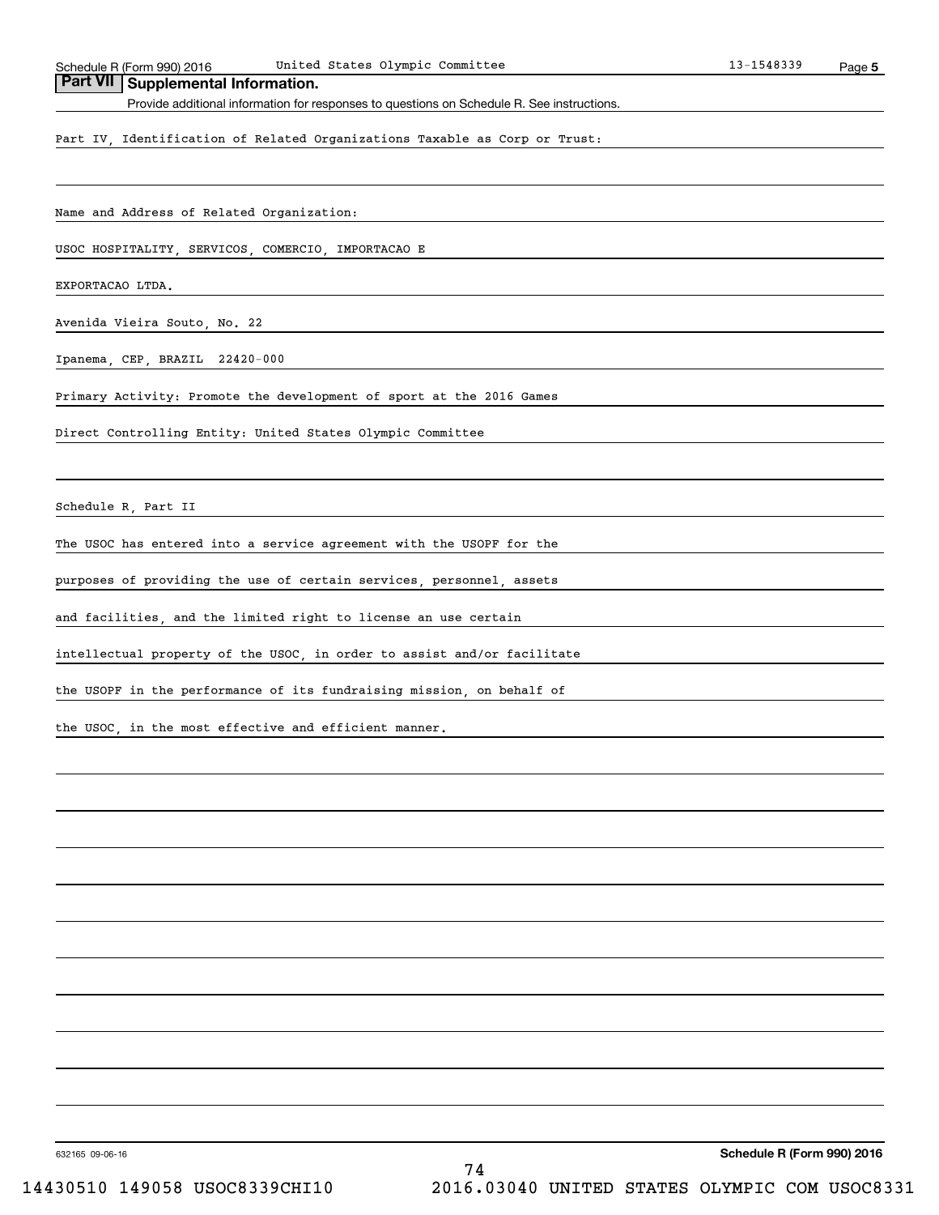## Part VII Supplemental Information.

Provide additional information for responses to questions on Schedule R. See instructions.

Part IV, Identification of Related Organizations Taxable as Corp or Trust:

Name and Address of Related Organization:

USOC HOSPITALITY, SERVICOS, COMERCIO, IMPORTACAO E

EXPORTACAO LTDA.

Avenida Vieira Souto, No. 22

Ipanema, CEP, BRAZIL 22420-000

Primary Activity: Promote the development of sport at the 2016 Games

Direct Controlling Entity: United States Olympic Committee

Schedule R, Part II

The USOC has entered into a service agreement with the USOPF for the purposes of providing the use of certain services, personnel, assets and facilities, and the limited right to license an use certain intellectual property of the USOC, in order to assist and/or facilitate the USOPF in the performance of its fundraising mission, on behalf of the USOC, in the most effective and efficient manner.